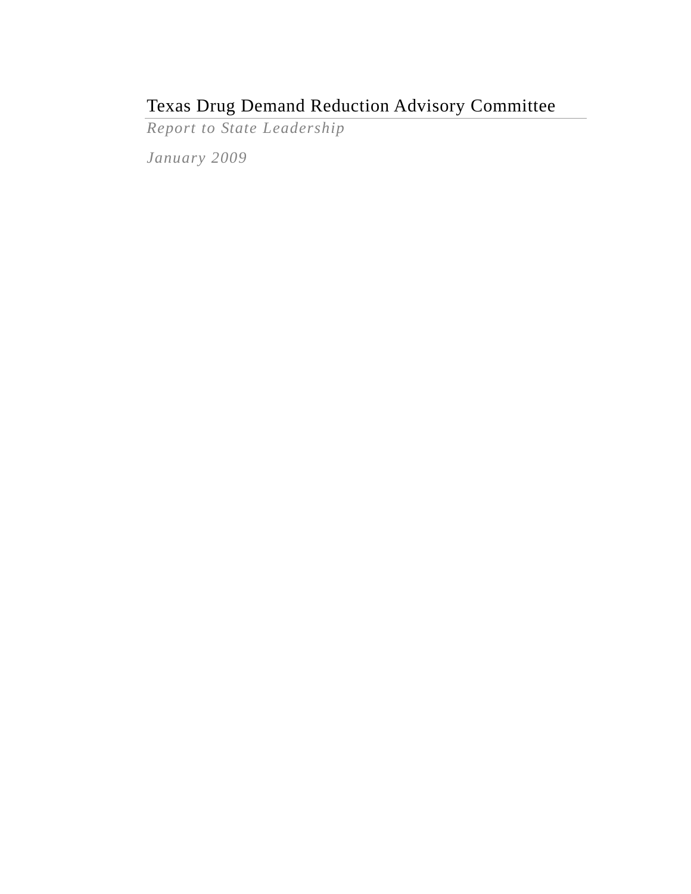# Texas Drug Demand Reduction Advisory Committee

*Report to State Leadership*

*January 2009*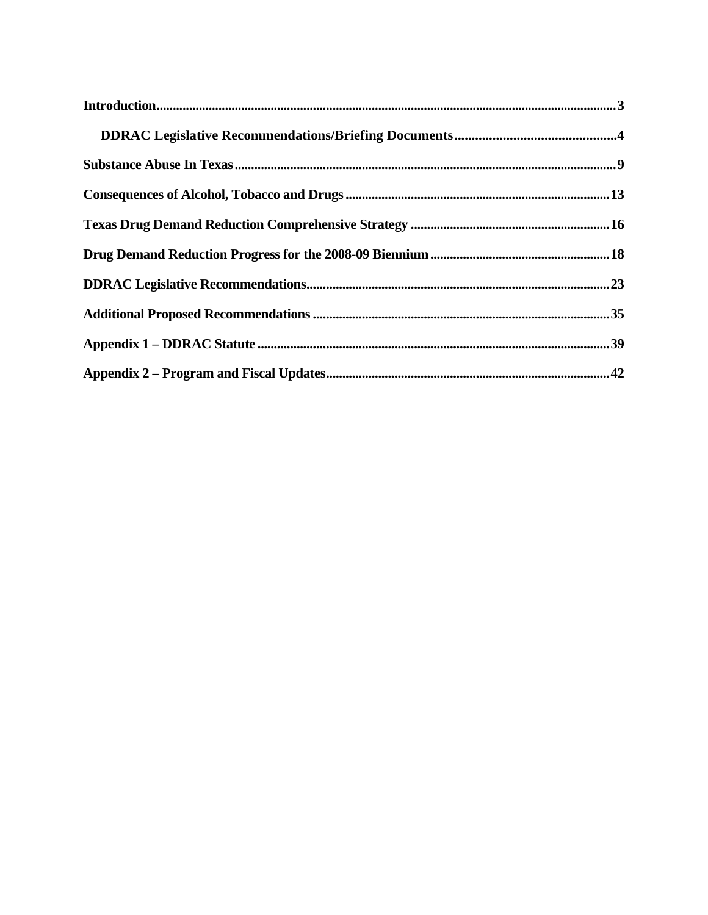**Introduction** ..... 3

- **DDRAC Legislative Recommendations/Briefing Documents** ..... 4

**Substance Abuse In Texas** ..... 9

**Consequences of Alcohol, Tobacco and Drugs** ..... 13

**Texas Drug Demand Reduction Comprehensive Strategy** ..... 16

**Drug Demand Reduction Progress for the 2008-09 Biennium** ..... 18

**DDRAC Legislative Recommendations** ..... 23

**Additional Proposed Recommendations** ..... 35

**Appendix 1 – DDRAC Statute** ..... 39

**Appendix 2 – Program and Fiscal Updates** ..... 42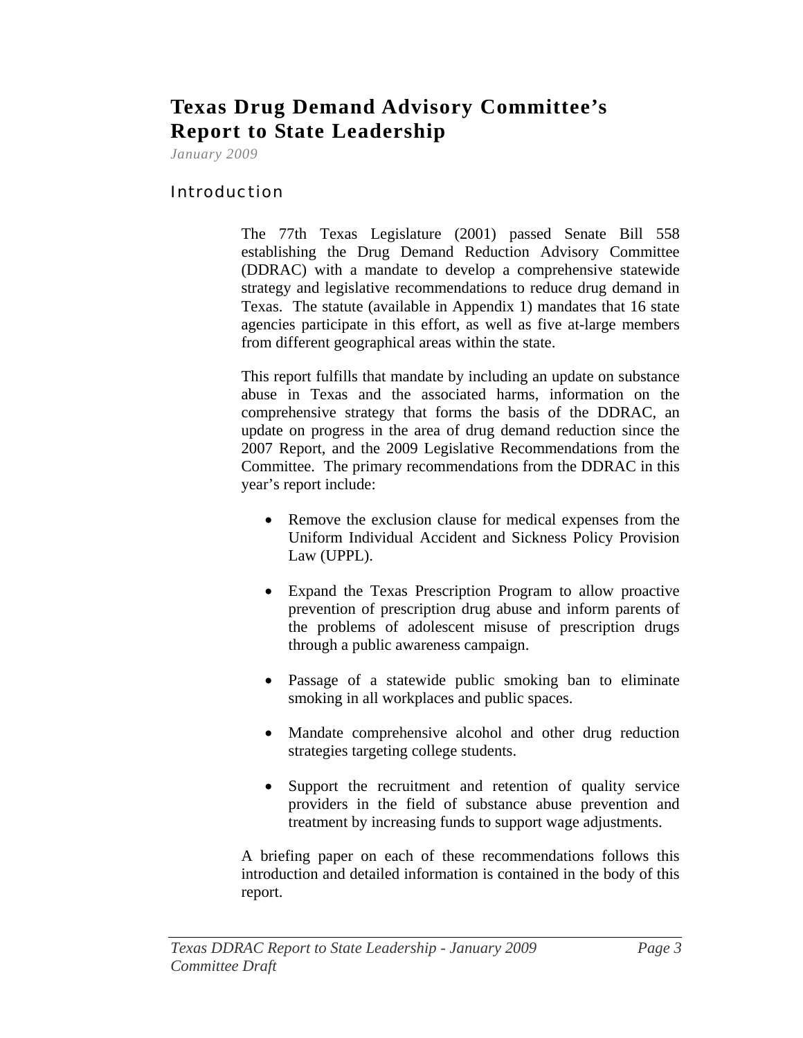# Texas Drug Demand Advisory Committee's Report to State Leadership

*January 2009*

## Introduction

The 77th Texas Legislature (2001) passed Senate Bill 558 establishing the Drug Demand Reduction Advisory Committee (DDRAC) with a mandate to develop a comprehensive statewide strategy and legislative recommendations to reduce drug demand in Texas. The statute (available in Appendix 1) mandates that 16 state agencies participate in this effort, as well as five at-large members from different geographical areas within the state.

This report fulfills that mandate by including an update on substance abuse in Texas and the associated harms, information on the comprehensive strategy that forms the basis of the DDRAC, an update on progress in the area of drug demand reduction since the 2007 Report, and the 2009 Legislative Recommendations from the Committee. The primary recommendations from the DDRAC in this year's report include:

- Remove the exclusion clause for medical expenses from the Uniform Individual Accident and Sickness Policy Provision Law (UPPL).
- Expand the Texas Prescription Program to allow proactive prevention of prescription drug abuse and inform parents of the problems of adolescent misuse of prescription drugs through a public awareness campaign.
- Passage of a statewide public smoking ban to eliminate smoking in all workplaces and public spaces.
- Mandate comprehensive alcohol and other drug reduction strategies targeting college students.
- Support the recruitment and retention of quality service providers in the field of substance abuse prevention and treatment by increasing funds to support wage adjustments.

A briefing paper on each of these recommendations follows this introduction and detailed information is contained in the body of this report.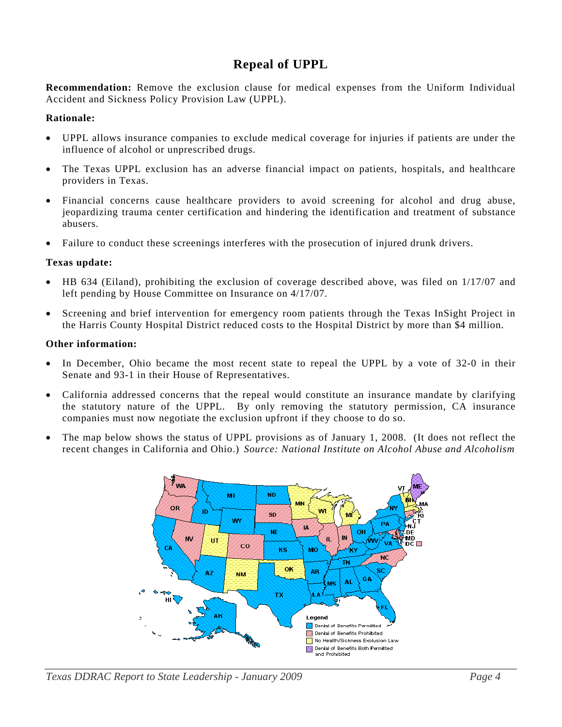# Repeal of UPPL

**Recommendation:** Remove the exclusion clause for medical expenses from the Uniform Individual Accident and Sickness Policy Provision Law (UPPL).

**Rationale:**

- UPPL allows insurance companies to exclude medical coverage for injuries if patients are under the influence of alcohol or unprescribed drugs.
- The Texas UPPL exclusion has an adverse financial impact on patients, hospitals, and healthcare providers in Texas.
- Financial concerns cause healthcare providers to avoid screening for alcohol and drug abuse, jeopardizing trauma center certification and hindering the identification and treatment of substance abusers.
- Failure to conduct these screenings interferes with the prosecution of injured drunk drivers.

**Texas update:**

- HB 634 (Eiland), prohibiting the exclusion of coverage described above, was filed on 1/17/07 and left pending by House Committee on Insurance on 4/17/07.
- Screening and brief intervention for emergency room patients through the Texas InSight Project in the Harris County Hospital District reduced costs to the Hospital District by more than $4 million.

**Other information:**

- In December, Ohio became the most recent state to repeal the UPPL by a vote of 32-0 in their Senate and 93-1 in their House of Representatives.
- California addressed concerns that the repeal would constitute an insurance mandate by clarifying the statutory nature of the UPPL. By only removing the statutory permission, CA insurance companies must now negotiate the exclusion upfront if they choose to do so.
- The map below shows the status of UPPL provisions as of January 1, 2008. (It does not reflect the recent changes in California and Ohio.) *Source: National Institute on Alcohol Abuse and Alcoholism*

Legend:
- Denial of Benefits Permitted
- Denial of Benefits Prohibited
- No Health/Sickness Exclusion Law
- Denial of Benefits Both Permitted and Prohibited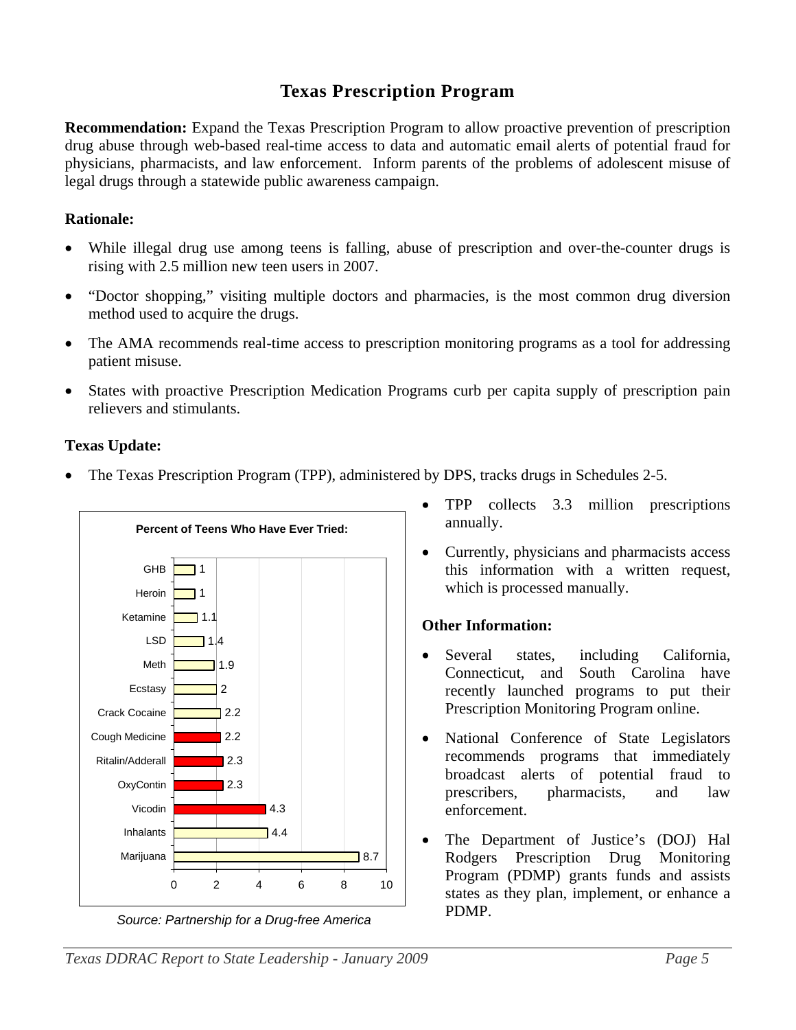# Texas Prescription Program

**Recommendation:** Expand the Texas Prescription Program to allow proactive prevention of prescription drug abuse through web-based real-time access to data and automatic email alerts of potential fraud for physicians, pharmacists, and law enforcement. Inform parents of the problems of adolescent misuse of legal drugs through a statewide public awareness campaign.

**Rationale:**

- While illegal drug use among teens is falling, abuse of prescription and over-the-counter drugs is rising with 2.5 million new teen users in 2007.
- "Doctor shopping," visiting multiple doctors and pharmacies, is the most common drug diversion method used to acquire the drugs.
- The AMA recommends real-time access to prescription monitoring programs as a tool for addressing patient misuse.
- States with proactive Prescription Medication Programs curb per capita supply of prescription pain relievers and stimulants.

**Texas Update:**

- The Texas Prescription Program (TPP), administered by DPS, tracks drugs in Schedules 2-5.

**Percent of Teens Who Have Ever Tried:**

| Drug | Percent |
|---|---|
| GHB | 1 |
| Heroin | 1 |
| Ketamine | 1.1 |
| LSD | 1.4 |
| Meth | 1.9 |
| Ecstasy | 2 |
| Crack Cocaine | 2.2 |
| Cough Medicine | 2.2 |
| Ritalin/Adderall | 2.3 |
| OxyContin | 2.3 |
| Vicodin | 4.3 |
| Inhalants | 4.4 |
| Marijuana | 8.7 |

*Source: Partnership for a Drug-free America*

- TPP collects 3.3 million prescriptions annually.
- Currently, physicians and pharmacists access this information with a written request, which is processed manually.

**Other Information:**

- Several states, including California, Connecticut, and South Carolina have recently launched programs to put their Prescription Monitoring Program online.
- National Conference of State Legislators recommends programs that immediately broadcast alerts of potential fraud to prescribers, pharmacists, and law enforcement.
- The Department of Justice's (DOJ) Hal Rodgers Prescription Drug Monitoring Program (PDMP) grants funds and assists states as they plan, implement, or enhance a PDMP.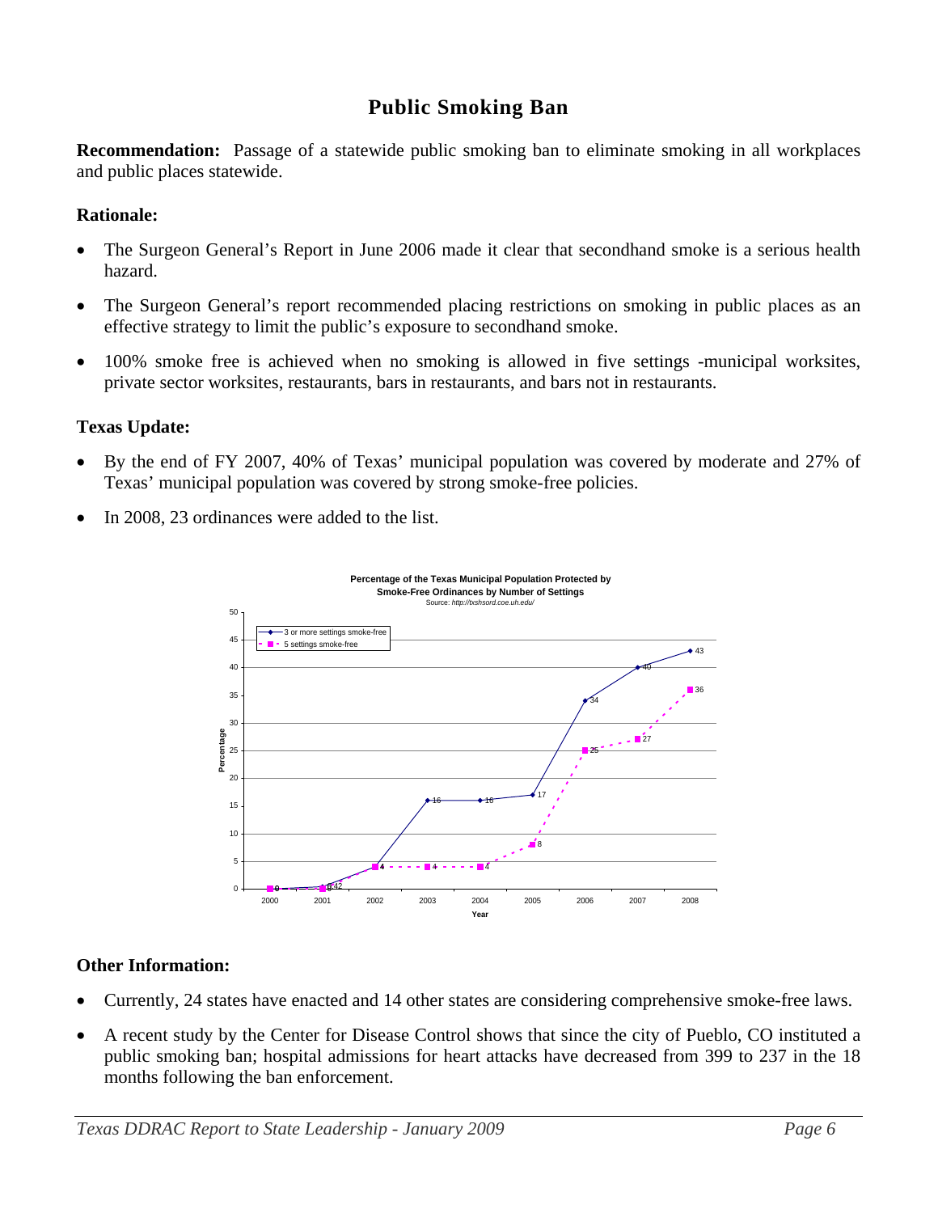# Public Smoking Ban

**Recommendation:** Passage of a statewide public smoking ban to eliminate smoking in all workplaces and public places statewide.

**Rationale:**

- The Surgeon General's Report in June 2006 made it clear that secondhand smoke is a serious health hazard.
- The Surgeon General's report recommended placing restrictions on smoking in public places as an effective strategy to limit the public's exposure to secondhand smoke.
- 100% smoke free is achieved when no smoking is allowed in five settings -municipal worksites, private sector worksites, restaurants, bars in restaurants, and bars not in restaurants.

**Texas Update:**

- By the end of FY 2007, 40% of Texas' municipal population was covered by moderate and 27% of Texas' municipal population was covered by strong smoke-free policies.
- In 2008, 23 ordinances were added to the list.

**Percentage of the Texas Municipal Population Protected by Smoke-Free Ordinances by Number of Settings**

Source: *http://txshsord.coe.uh.edu/*

| Year | 3 or more settings smoke-free | 5 settings smoke-free |
|---|---|---|
| 2000 | 0 | 0 |
| 2001 | 0.42 | 0 |
| 2002 | 4 | 4 |
| 2003 | 16 | 4 |
| 2004 | 16 | 4 |
| 2005 | 17 | 8 |
| 2006 | 34 | 25 |
| 2007 | 40 | 27 |
| 2008 | 43 | 36 |

**Other Information:**

- Currently, 24 states have enacted and 14 other states are considering comprehensive smoke-free laws.
- A recent study by the Center for Disease Control shows that since the city of Pueblo, CO instituted a public smoking ban; hospital admissions for heart attacks have decreased from 399 to 237 in the 18 months following the ban enforcement.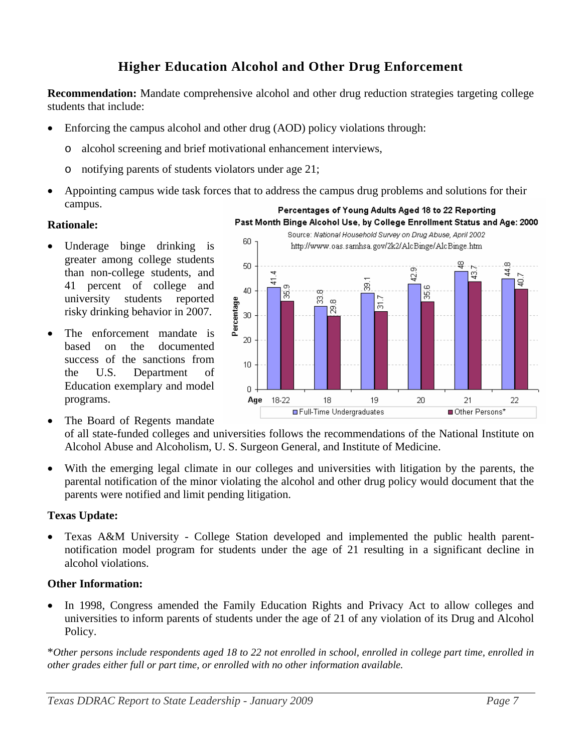# Higher Education Alcohol and Other Drug Enforcement

**Recommendation:** Mandate comprehensive alcohol and other drug reduction strategies targeting college students that include:

- Enforcing the campus alcohol and other drug (AOD) policy violations through:
  - alcohol screening and brief motivational enhancement interviews,
  - notifying parents of students violators under age 21;
- Appointing campus wide task forces that to address the campus drug problems and solutions for their campus.

**Percentages of Young Adults Aged 18 to 22 Reporting Past Month Binge Alcohol Use, by College Enrollment Status and Age: 2000**

Source: *National Household Survey on Drug Abuse, April 2002*
http://www.oas.samhsa.gov/2k2/AlcBinge/AlcBinge.htm

| Age | Full-Time Undergraduates | Other Persons* |
|---|---|---|
| 18-22 | 41.4 | 35.9 |
| 18 | 33.8 | 29.8 |
| 19 | 39.1 | 31.7 |
| 20 | 42.9 | 35.6 |
| 21 | 48 | 43.7 |
| 22 | 44.8 | 40.7 |

## Rationale:

- Underage binge drinking is greater among college students than non-college students, and 41 percent of college and university students reported risky drinking behavior in 2007.
- The enforcement mandate is based on the documented success of the sanctions from the U.S. Department of Education exemplary and model programs.
- The Board of Regents mandate of all state-funded colleges and universities follows the recommendations of the National Institute on Alcohol Abuse and Alcoholism, U. S. Surgeon General, and Institute of Medicine.
- With the emerging legal climate in our colleges and universities with litigation by the parents, the parental notification of the minor violating the alcohol and other drug policy would document that the parents were notified and limit pending litigation.

## Texas Update:

- Texas A&M University - College Station developed and implemented the public health parent-notification model program for students under the age of 21 resulting in a significant decline in alcohol violations.

## Other Information:

- In 1998, Congress amended the Family Education Rights and Privacy Act to allow colleges and universities to inform parents of students under the age of 21 of any violation of its Drug and Alcohol Policy.

\**Other persons include respondents aged 18 to 22 not enrolled in school, enrolled in college part time, enrolled in other grades either full or part time, or enrolled with no other information available.*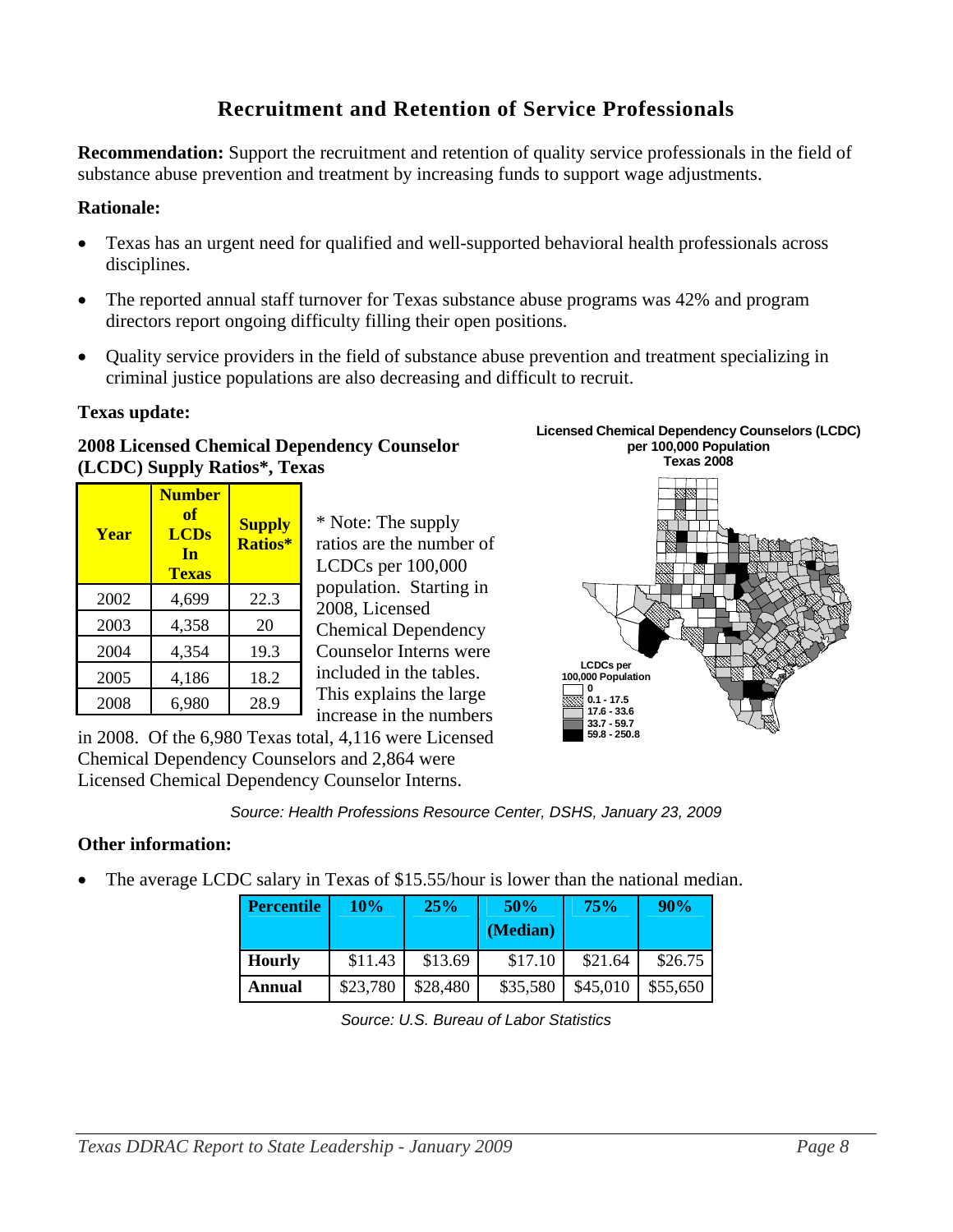# Recruitment and Retention of Service Professionals

**Recommendation:** Support the recruitment and retention of quality service professionals in the field of substance abuse prevention and treatment by increasing funds to support wage adjustments.

**Rationale:**

- Texas has an urgent need for qualified and well-supported behavioral health professionals across disciplines.
- The reported annual staff turnover for Texas substance abuse programs was 42% and program directors report ongoing difficulty filling their open positions.
- Quality service providers in the field of substance abuse prevention and treatment specializing in criminal justice populations are also decreasing and difficult to recruit.

**Texas update:**

**2008 Licensed Chemical Dependency Counselor (LCDC) Supply Ratios*, Texas**

| Year | Number of LCDs In Texas | Supply Ratios* |
|---|---|---|
| 2002 | 4,699 | 22.3 |
| 2003 | 4,358 | 20 |
| 2004 | 4,354 | 19.3 |
| 2005 | 4,186 | 18.2 |
| 2008 | 6,980 | 28.9 |

* Note: The supply ratios are the number of LCDCs per 100,000 population. Starting in 2008, Licensed Chemical Dependency Counselor Interns were included in the tables. This explains the large increase in the numbers in 2008. Of the 6,980 Texas total, 4,116 were Licensed Chemical Dependency Counselors and 2,864 were Licensed Chemical Dependency Counselor Interns.

**Licensed Chemical Dependency Counselors (LCDC) per 100,000 Population Texas 2008**

LCDCs per 100,000 Population
- 0
- 0.1 - 17.5
- 17.6 - 33.6
- 33.7 - 59.7
- 59.8 - 250.8

*Source: Health Professions Resource Center, DSHS, January 23, 2009*

**Other information:**

- The average LCDC salary in Texas of $15.55/hour is lower than the national median.

| Percentile | 10% | 25% | 50% (Median) | 75% | 90% |
|---|---|---|---|---|---|
| **Hourly** | $11.43 | $13.69 | $17.10 | $21.64 | $26.75 |
| **Annual** | $23,780 | $28,480 | $35,580 | $45,010 | $55,650 |

*Source: U.S. Bureau of Labor Statistics*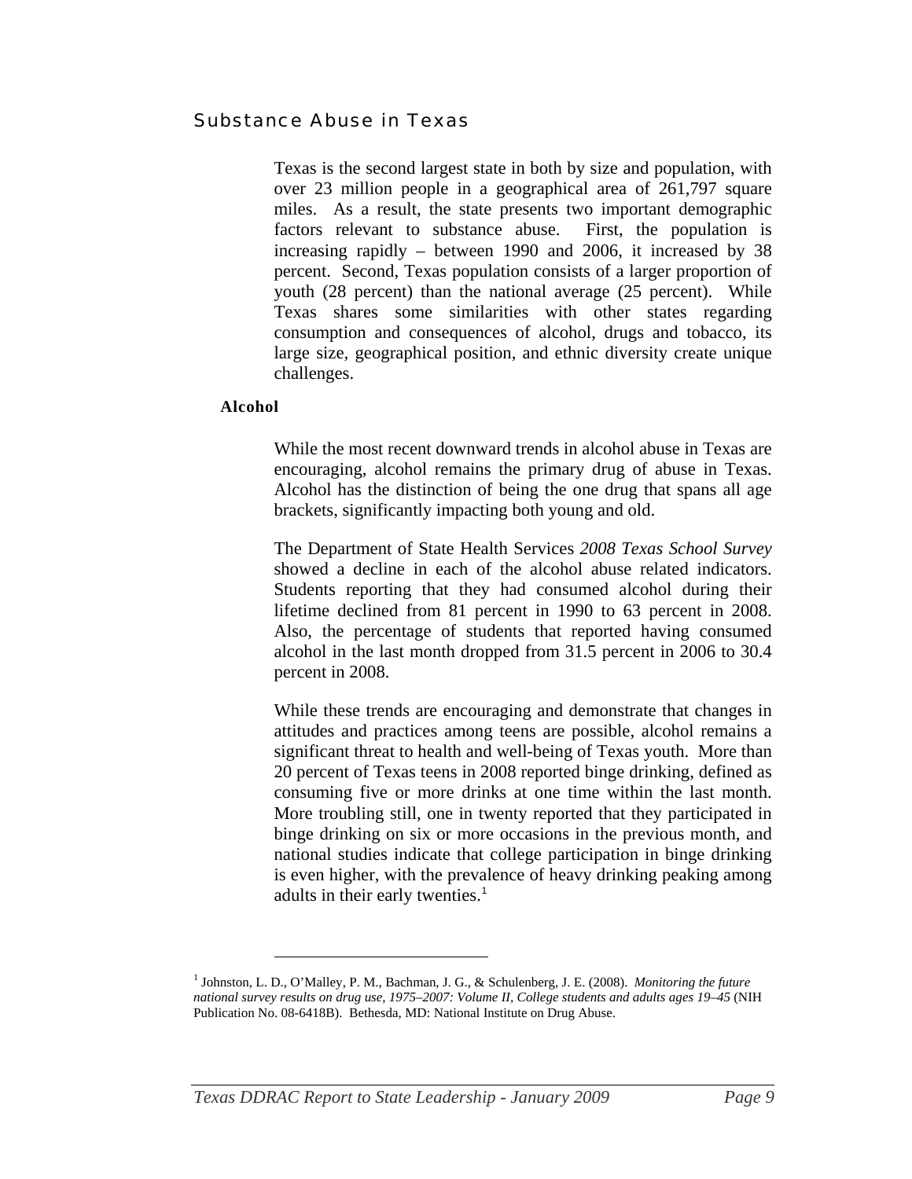## Substance Abuse in Texas

Texas is the second largest state in both by size and population, with over 23 million people in a geographical area of 261,797 square miles. As a result, the state presents two important demographic factors relevant to substance abuse. First, the population is increasing rapidly – between 1990 and 2006, it increased by 38 percent. Second, Texas population consists of a larger proportion of youth (28 percent) than the national average (25 percent). While Texas shares some similarities with other states regarding consumption and consequences of alcohol, drugs and tobacco, its large size, geographical position, and ethnic diversity create unique challenges.

### Alcohol

While the most recent downward trends in alcohol abuse in Texas are encouraging, alcohol remains the primary drug of abuse in Texas. Alcohol has the distinction of being the one drug that spans all age brackets, significantly impacting both young and old.

The Department of State Health Services *2008 Texas School Survey* showed a decline in each of the alcohol abuse related indicators. Students reporting that they had consumed alcohol during their lifetime declined from 81 percent in 1990 to 63 percent in 2008. Also, the percentage of students that reported having consumed alcohol in the last month dropped from 31.5 percent in 2006 to 30.4 percent in 2008.

While these trends are encouraging and demonstrate that changes in attitudes and practices among teens are possible, alcohol remains a significant threat to health and well-being of Texas youth. More than 20 percent of Texas teens in 2008 reported binge drinking, defined as consuming five or more drinks at one time within the last month. More troubling still, one in twenty reported that they participated in binge drinking on six or more occasions in the previous month, and national studies indicate that college participation in binge drinking is even higher, with the prevalence of heavy drinking peaking among adults in their early twenties.[1]

---

[1] Johnston, L. D., O'Malley, P. M., Bachman, J. G., & Schulenberg, J. E. (2008). *Monitoring the future national survey results on drug use, 1975–2007: Volume II, College students and adults ages 19–45* (NIH Publication No. 08-6418B). Bethesda, MD: National Institute on Drug Abuse.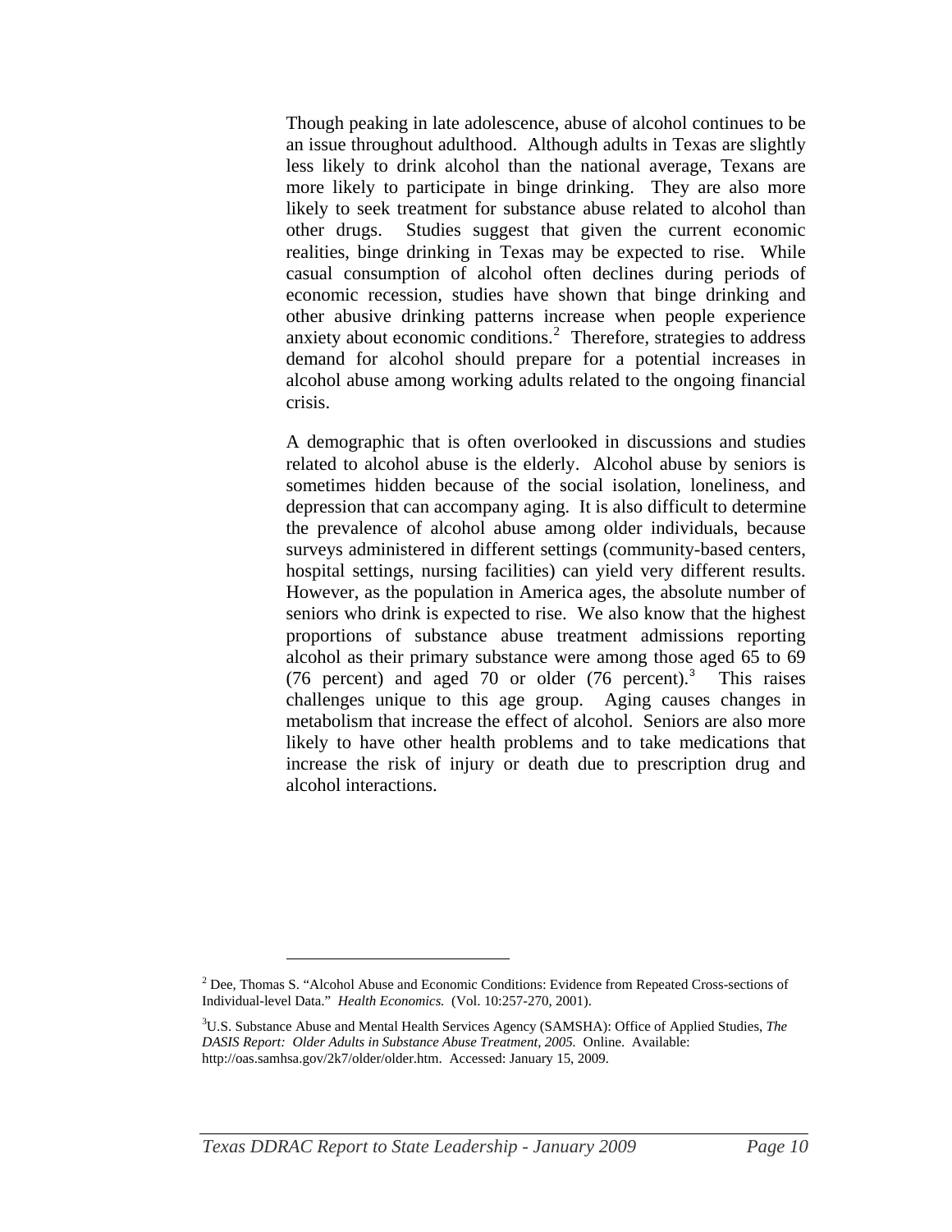Though peaking in late adolescence, abuse of alcohol continues to be an issue throughout adulthood. Although adults in Texas are slightly less likely to drink alcohol than the national average, Texans are more likely to participate in binge drinking. They are also more likely to seek treatment for substance abuse related to alcohol than other drugs. Studies suggest that given the current economic realities, binge drinking in Texas may be expected to rise. While casual consumption of alcohol often declines during periods of economic recession, studies have shown that binge drinking and other abusive drinking patterns increase when people experience anxiety about economic conditions.[2] Therefore, strategies to address demand for alcohol should prepare for a potential increases in alcohol abuse among working adults related to the ongoing financial crisis.

A demographic that is often overlooked in discussions and studies related to alcohol abuse is the elderly. Alcohol abuse by seniors is sometimes hidden because of the social isolation, loneliness, and depression that can accompany aging. It is also difficult to determine the prevalence of alcohol abuse among older individuals, because surveys administered in different settings (community-based centers, hospital settings, nursing facilities) can yield very different results. However, as the population in America ages, the absolute number of seniors who drink is expected to rise. We also know that the highest proportions of substance abuse treatment admissions reporting alcohol as their primary substance were among those aged 65 to 69 (76 percent) and aged 70 or older (76 percent).[3] This raises challenges unique to this age group. Aging causes changes in metabolism that increase the effect of alcohol. Seniors are also more likely to have other health problems and to take medications that increase the risk of injury or death due to prescription drug and alcohol interactions.

---

[2] Dee, Thomas S. "Alcohol Abuse and Economic Conditions: Evidence from Repeated Cross-sections of Individual-level Data." *Health Economics.* (Vol. 10:257-270, 2001).

[3] U.S. Substance Abuse and Mental Health Services Agency (SAMSHA): Office of Applied Studies, *The DASIS Report: Older Adults in Substance Abuse Treatment, 2005.* Online. Available: http://oas.samhsa.gov/2k7/older/older.htm. Accessed: January 15, 2009.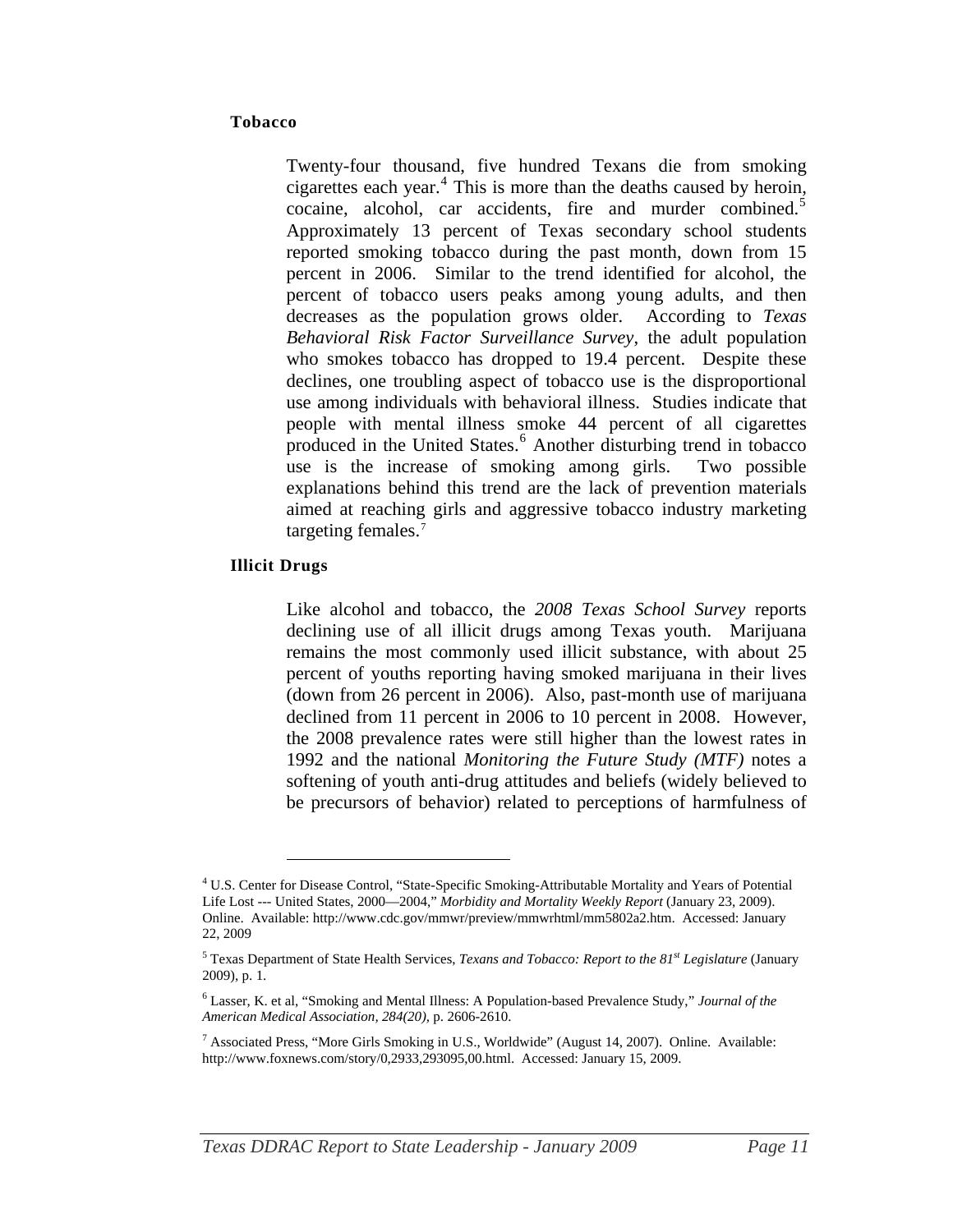**Tobacco**

Twenty-four thousand, five hundred Texans die from smoking cigarettes each year.[4] This is more than the deaths caused by heroin, cocaine, alcohol, car accidents, fire and murder combined.[5] Approximately 13 percent of Texas secondary school students reported smoking tobacco during the past month, down from 15 percent in 2006. Similar to the trend identified for alcohol, the percent of tobacco users peaks among young adults, and then decreases as the population grows older. According to *Texas Behavioral Risk Factor Surveillance Survey*, the adult population who smokes tobacco has dropped to 19.4 percent. Despite these declines, one troubling aspect of tobacco use is the disproportional use among individuals with behavioral illness. Studies indicate that people with mental illness smoke 44 percent of all cigarettes produced in the United States.[6] Another disturbing trend in tobacco use is the increase of smoking among girls. Two possible explanations behind this trend are the lack of prevention materials aimed at reaching girls and aggressive tobacco industry marketing targeting females.[7]

**Illicit Drugs**

Like alcohol and tobacco, the *2008 Texas School Survey* reports declining use of all illicit drugs among Texas youth. Marijuana remains the most commonly used illicit substance, with about 25 percent of youths reporting having smoked marijuana in their lives (down from 26 percent in 2006). Also, past-month use of marijuana declined from 11 percent in 2006 to 10 percent in 2008. However, the 2008 prevalence rates were still higher than the lowest rates in 1992 and the national *Monitoring the Future Study (MTF)* notes a softening of youth anti-drug attitudes and beliefs (widely believed to be precursors of behavior) related to perceptions of harmfulness of

---

[4] U.S. Center for Disease Control, "State-Specific Smoking-Attributable Mortality and Years of Potential Life Lost --- United States, 2000—2004," *Morbidity and Mortality Weekly Report* (January 23, 2009). Online. Available: http://www.cdc.gov/mmwr/preview/mmwrhtml/mm5802a2.htm. Accessed: January 22, 2009

[5] Texas Department of State Health Services, *Texans and Tobacco: Report to the 81st Legislature* (January 2009), p. 1.

[6] Lasser, K. et al, "Smoking and Mental Illness: A Population-based Prevalence Study," *Journal of the American Medical Association, 284(20)*, p. 2606-2610.

[7] Associated Press, "More Girls Smoking in U.S., Worldwide" (August 14, 2007). Online. Available: http://www.foxnews.com/story/0,2933,293095,00.html. Accessed: January 15, 2009.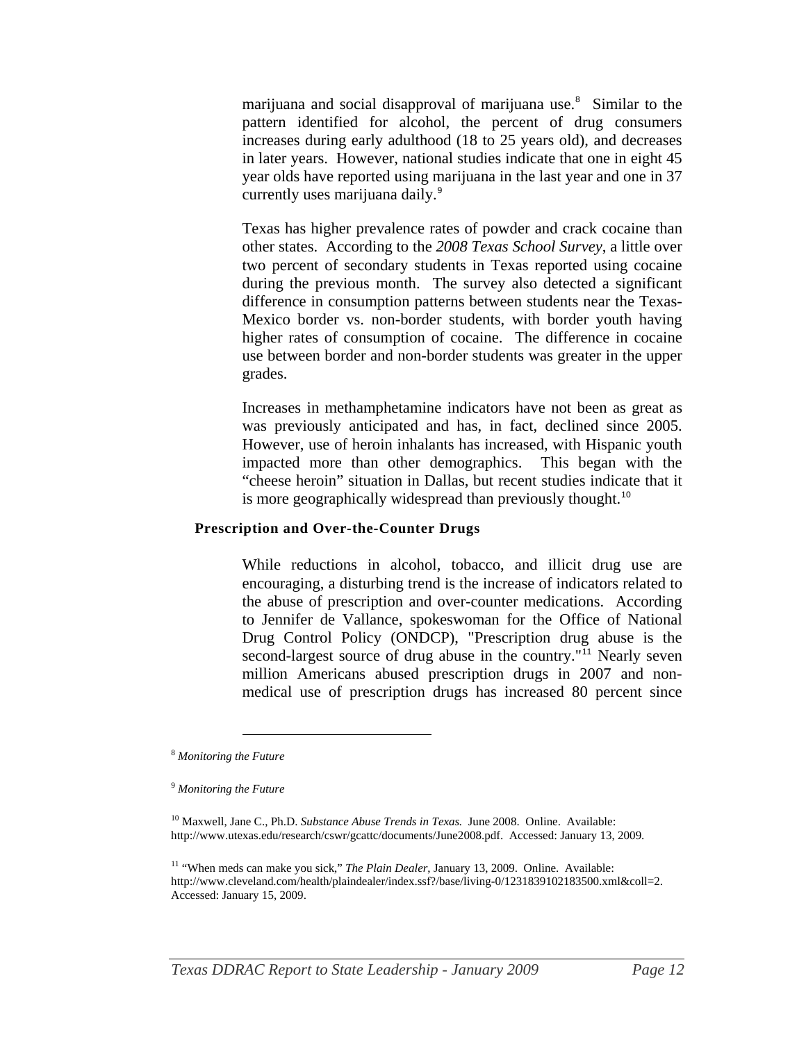marijuana and social disapproval of marijuana use.[8] Similar to the pattern identified for alcohol, the percent of drug consumers increases during early adulthood (18 to 25 years old), and decreases in later years. However, national studies indicate that one in eight 45 year olds have reported using marijuana in the last year and one in 37 currently uses marijuana daily.[9]

Texas has higher prevalence rates of powder and crack cocaine than other states. According to the *2008 Texas School Survey*, a little over two percent of secondary students in Texas reported using cocaine during the previous month. The survey also detected a significant difference in consumption patterns between students near the Texas-Mexico border vs. non-border students, with border youth having higher rates of consumption of cocaine. The difference in cocaine use between border and non-border students was greater in the upper grades.

Increases in methamphetamine indicators have not been as great as was previously anticipated and has, in fact, declined since 2005. However, use of heroin inhalants has increased, with Hispanic youth impacted more than other demographics. This began with the "cheese heroin" situation in Dallas, but recent studies indicate that it is more geographically widespread than previously thought.[10]

### Prescription and Over-the-Counter Drugs

While reductions in alcohol, tobacco, and illicit drug use are encouraging, a disturbing trend is the increase of indicators related to the abuse of prescription and over-counter medications. According to Jennifer de Vallance, spokeswoman for the Office of National Drug Control Policy (ONDCP), "Prescription drug abuse is the second-largest source of drug abuse in the country."[11] Nearly seven million Americans abused prescription drugs in 2007 and non-medical use of prescription drugs has increased 80 percent since

---

[8] *Monitoring the Future*

[9] *Monitoring the Future*

[10] Maxwell, Jane C., Ph.D. *Substance Abuse Trends in Texas.* June 2008. Online. Available: http://www.utexas.edu/research/cswr/gcattc/documents/June2008.pdf. Accessed: January 13, 2009.

[11] "When meds can make you sick," *The Plain Dealer*, January 13, 2009. Online. Available: http://www.cleveland.com/health/plaindealer/index.ssf?/base/living-0/1231839102183500.xml&coll=2. Accessed: January 15, 2009.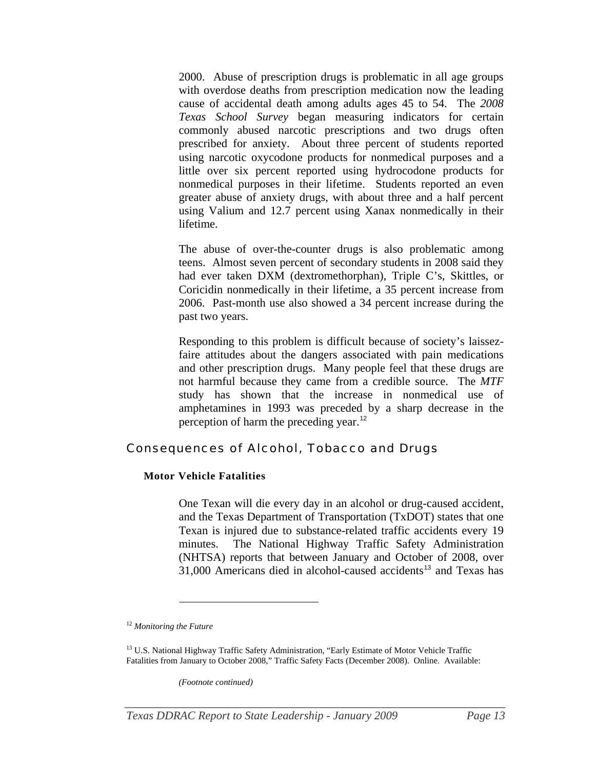2000. Abuse of prescription drugs is problematic in all age groups with overdose deaths from prescription medication now the leading cause of accidental death among adults ages 45 to 54. The *2008 Texas School Survey* began measuring indicators for certain commonly abused narcotic prescriptions and two drugs often prescribed for anxiety. About three percent of students reported using narcotic oxycodone products for nonmedical purposes and a little over six percent reported using hydrocodone products for nonmedical purposes in their lifetime. Students reported an even greater abuse of anxiety drugs, with about three and a half percent using Valium and 12.7 percent using Xanax nonmedically in their lifetime.

The abuse of over-the-counter drugs is also problematic among teens. Almost seven percent of secondary students in 2008 said they had ever taken DXM (dextromethorphan), Triple C's, Skittles, or Coricidin nonmedically in their lifetime, a 35 percent increase from 2006. Past-month use also showed a 34 percent increase during the past two years.

Responding to this problem is difficult because of society's laissez-faire attitudes about the dangers associated with pain medications and other prescription drugs. Many people feel that these drugs are not harmful because they came from a credible source. The *MTF* study has shown that the increase in nonmedical use of amphetamines in 1993 was preceded by a sharp decrease in the perception of harm the preceding year.[12]

## Consequences of Alcohol, Tobacco and Drugs

### Motor Vehicle Fatalities

One Texan will die every day in an alcohol or drug-caused accident, and the Texas Department of Transportation (TxDOT) states that one Texan is injured due to substance-related traffic accidents every 19 minutes. The National Highway Traffic Safety Administration (NHTSA) reports that between January and October of 2008, over 31,000 Americans died in alcohol-caused accidents[13] and Texas has

---

[12] *Monitoring the Future*

[13] U.S. National Highway Traffic Safety Administration, "Early Estimate of Motor Vehicle Traffic Fatalities from January to October 2008," Traffic Safety Facts (December 2008). Online. Available:

*(Footnote continued)*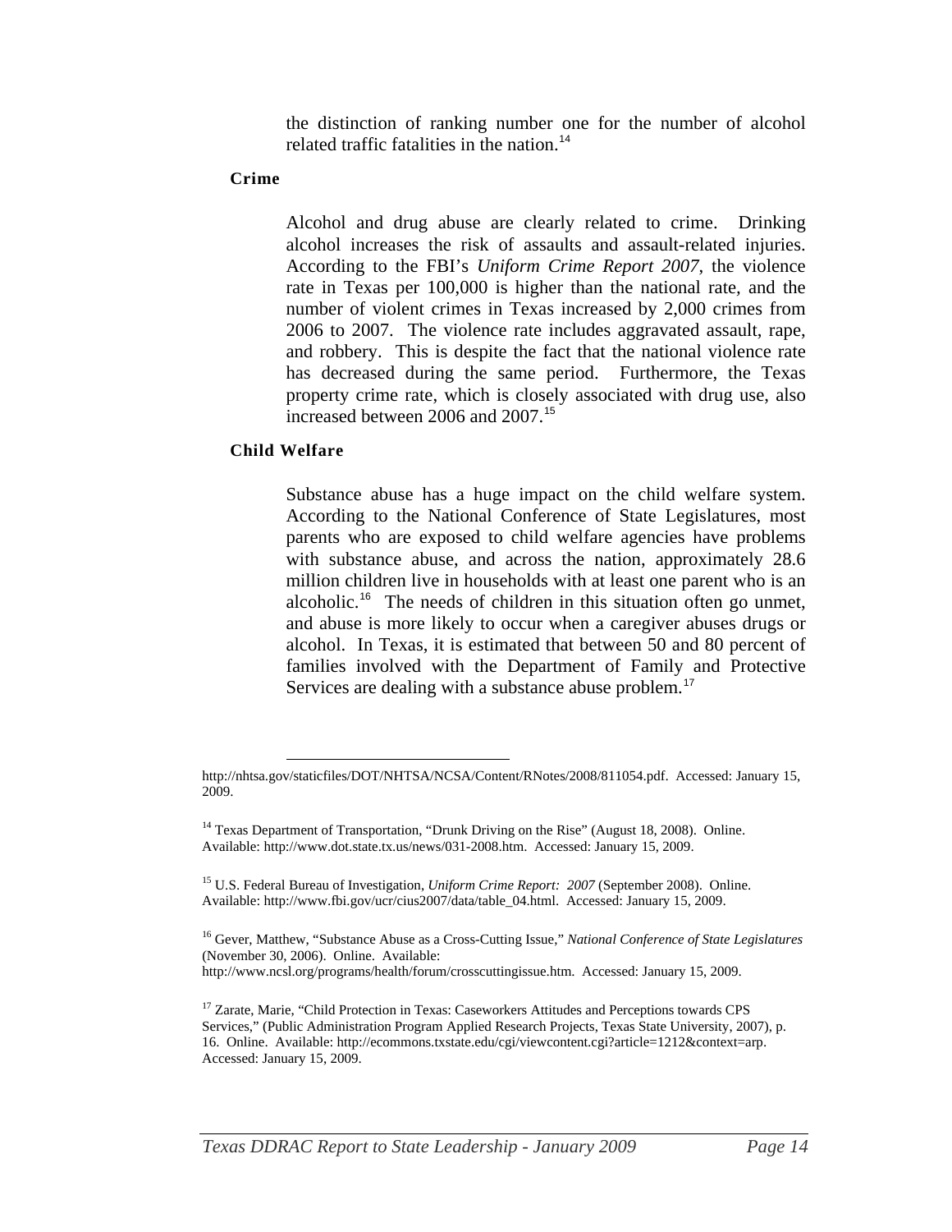the distinction of ranking number one for the number of alcohol related traffic fatalities in the nation.[14]

**Crime**

Alcohol and drug abuse are clearly related to crime. Drinking alcohol increases the risk of assaults and assault-related injuries. According to the FBI's *Uniform Crime Report 2007*, the violence rate in Texas per 100,000 is higher than the national rate, and the number of violent crimes in Texas increased by 2,000 crimes from 2006 to 2007. The violence rate includes aggravated assault, rape, and robbery. This is despite the fact that the national violence rate has decreased during the same period. Furthermore, the Texas property crime rate, which is closely associated with drug use, also increased between 2006 and 2007.[15]

**Child Welfare**

Substance abuse has a huge impact on the child welfare system. According to the National Conference of State Legislatures, most parents who are exposed to child welfare agencies have problems with substance abuse, and across the nation, approximately 28.6 million children live in households with at least one parent who is an alcoholic.[16] The needs of children in this situation often go unmet, and abuse is more likely to occur when a caregiver abuses drugs or alcohol. In Texas, it is estimated that between 50 and 80 percent of families involved with the Department of Family and Protective Services are dealing with a substance abuse problem.[17]

---

http://nhtsa.gov/staticfiles/DOT/NHTSA/NCSA/Content/RNotes/2008/811054.pdf. Accessed: January 15, 2009.

[14] Texas Department of Transportation, "Drunk Driving on the Rise" (August 18, 2008). Online. Available: http://www.dot.state.tx.us/news/031-2008.htm. Accessed: January 15, 2009.

[15] U.S. Federal Bureau of Investigation, *Uniform Crime Report: 2007* (September 2008). Online. Available: http://www.fbi.gov/ucr/cius2007/data/table_04.html. Accessed: January 15, 2009.

[16] Gever, Matthew, "Substance Abuse as a Cross-Cutting Issue," *National Conference of State Legislatures* (November 30, 2006). Online. Available: http://www.ncsl.org/programs/health/forum/crosscuttingissue.htm. Accessed: January 15, 2009.

[17] Zarate, Marie, "Child Protection in Texas: Caseworkers Attitudes and Perceptions towards CPS Services," (Public Administration Program Applied Research Projects, Texas State University, 2007), p. 16. Online. Available: http://ecommons.txstate.edu/cgi/viewcontent.cgi?article=1212&context=arp. Accessed: January 15, 2009.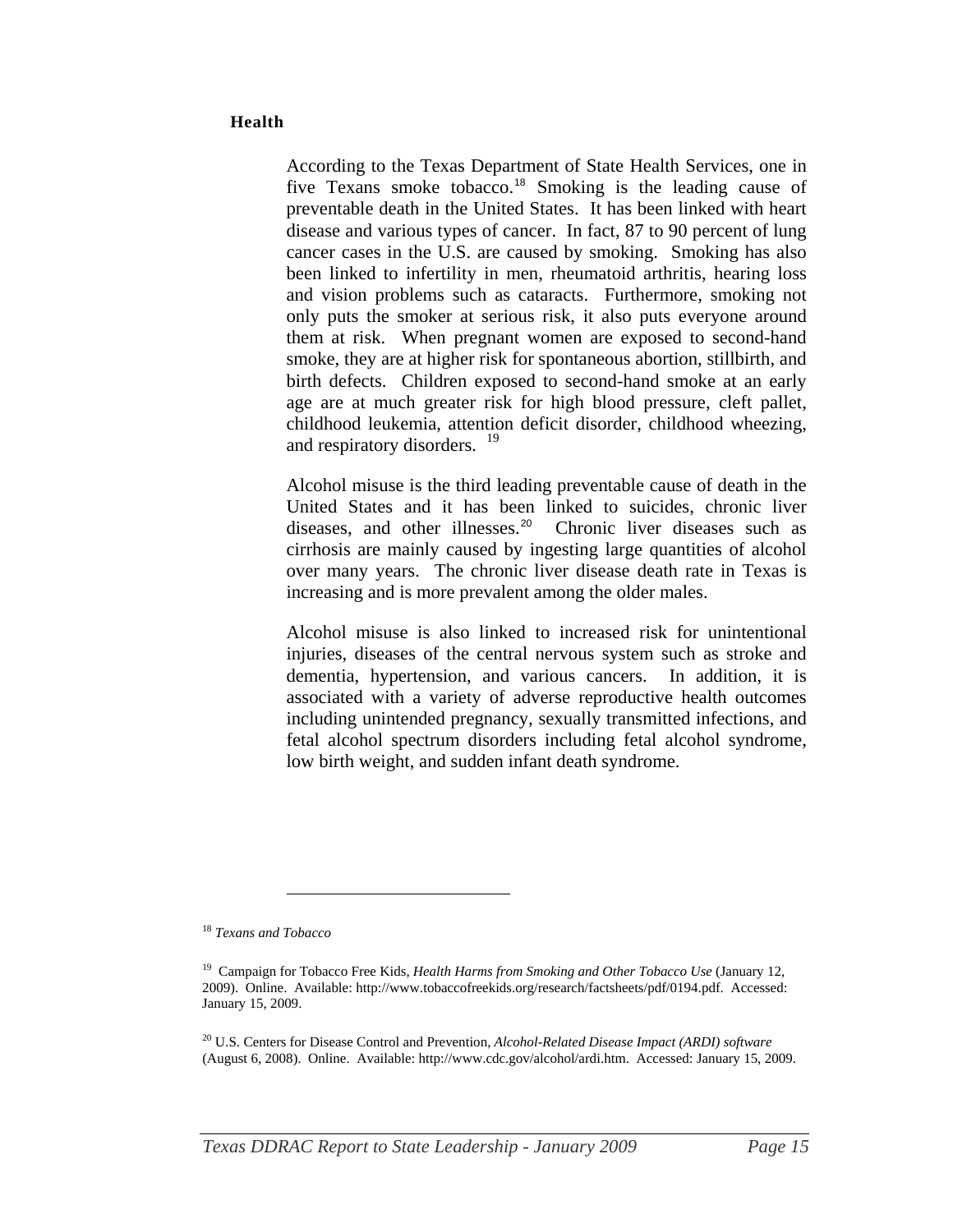**Health**

According to the Texas Department of State Health Services, one in five Texans smoke tobacco.[18] Smoking is the leading cause of preventable death in the United States. It has been linked with heart disease and various types of cancer. In fact, 87 to 90 percent of lung cancer cases in the U.S. are caused by smoking. Smoking has also been linked to infertility in men, rheumatoid arthritis, hearing loss and vision problems such as cataracts. Furthermore, smoking not only puts the smoker at serious risk, it also puts everyone around them at risk. When pregnant women are exposed to second-hand smoke, they are at higher risk for spontaneous abortion, stillbirth, and birth defects. Children exposed to second-hand smoke at an early age are at much greater risk for high blood pressure, cleft pallet, childhood leukemia, attention deficit disorder, childhood wheezing, and respiratory disorders. [19]

Alcohol misuse is the third leading preventable cause of death in the United States and it has been linked to suicides, chronic liver diseases, and other illnesses.[20] Chronic liver diseases such as cirrhosis are mainly caused by ingesting large quantities of alcohol over many years. The chronic liver disease death rate in Texas is increasing and is more prevalent among the older males.

Alcohol misuse is also linked to increased risk for unintentional injuries, diseases of the central nervous system such as stroke and dementia, hypertension, and various cancers. In addition, it is associated with a variety of adverse reproductive health outcomes including unintended pregnancy, sexually transmitted infections, and fetal alcohol spectrum disorders including fetal alcohol syndrome, low birth weight, and sudden infant death syndrome.

---

[18] *Texans and Tobacco*

[19] Campaign for Tobacco Free Kids, *Health Harms from Smoking and Other Tobacco Use* (January 12, 2009). Online. Available: http://www.tobaccofreekids.org/research/factsheets/pdf/0194.pdf. Accessed: January 15, 2009.

[20] U.S. Centers for Disease Control and Prevention, *Alcohol-Related Disease Impact (ARDI) software* (August 6, 2008). Online. Available: http://www.cdc.gov/alcohol/ardi.htm. Accessed: January 15, 2009.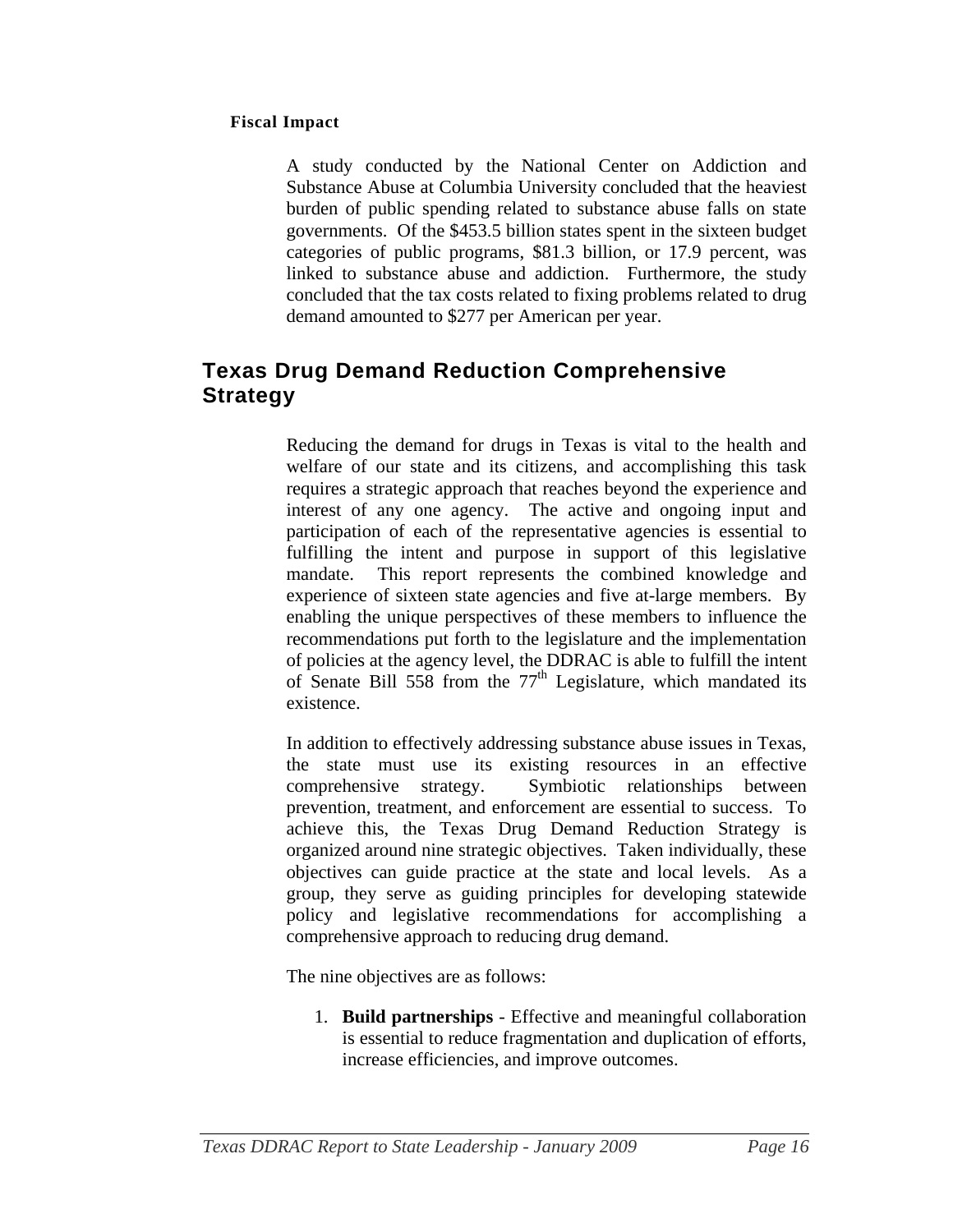### Fiscal Impact

A study conducted by the National Center on Addiction and Substance Abuse at Columbia University concluded that the heaviest burden of public spending related to substance abuse falls on state governments. Of the $453.5 billion states spent in the sixteen budget categories of public programs, $81.3 billion, or 17.9 percent, was linked to substance abuse and addiction. Furthermore, the study concluded that the tax costs related to fixing problems related to drug demand amounted to $277 per American per year.

## Texas Drug Demand Reduction Comprehensive Strategy

Reducing the demand for drugs in Texas is vital to the health and welfare of our state and its citizens, and accomplishing this task requires a strategic approach that reaches beyond the experience and interest of any one agency. The active and ongoing input and participation of each of the representative agencies is essential to fulfilling the intent and purpose in support of this legislative mandate. This report represents the combined knowledge and experience of sixteen state agencies and five at-large members. By enabling the unique perspectives of these members to influence the recommendations put forth to the legislature and the implementation of policies at the agency level, the DDRAC is able to fulfill the intent of Senate Bill 558 from the 77th Legislature, which mandated its existence.

In addition to effectively addressing substance abuse issues in Texas, the state must use its existing resources in an effective comprehensive strategy. Symbiotic relationships between prevention, treatment, and enforcement are essential to success. To achieve this, the Texas Drug Demand Reduction Strategy is organized around nine strategic objectives. Taken individually, these objectives can guide practice at the state and local levels. As a group, they serve as guiding principles for developing statewide policy and legislative recommendations for accomplishing a comprehensive approach to reducing drug demand.

The nine objectives are as follows:

1. **Build partnerships** - Effective and meaningful collaboration is essential to reduce fragmentation and duplication of efforts, increase efficiencies, and improve outcomes.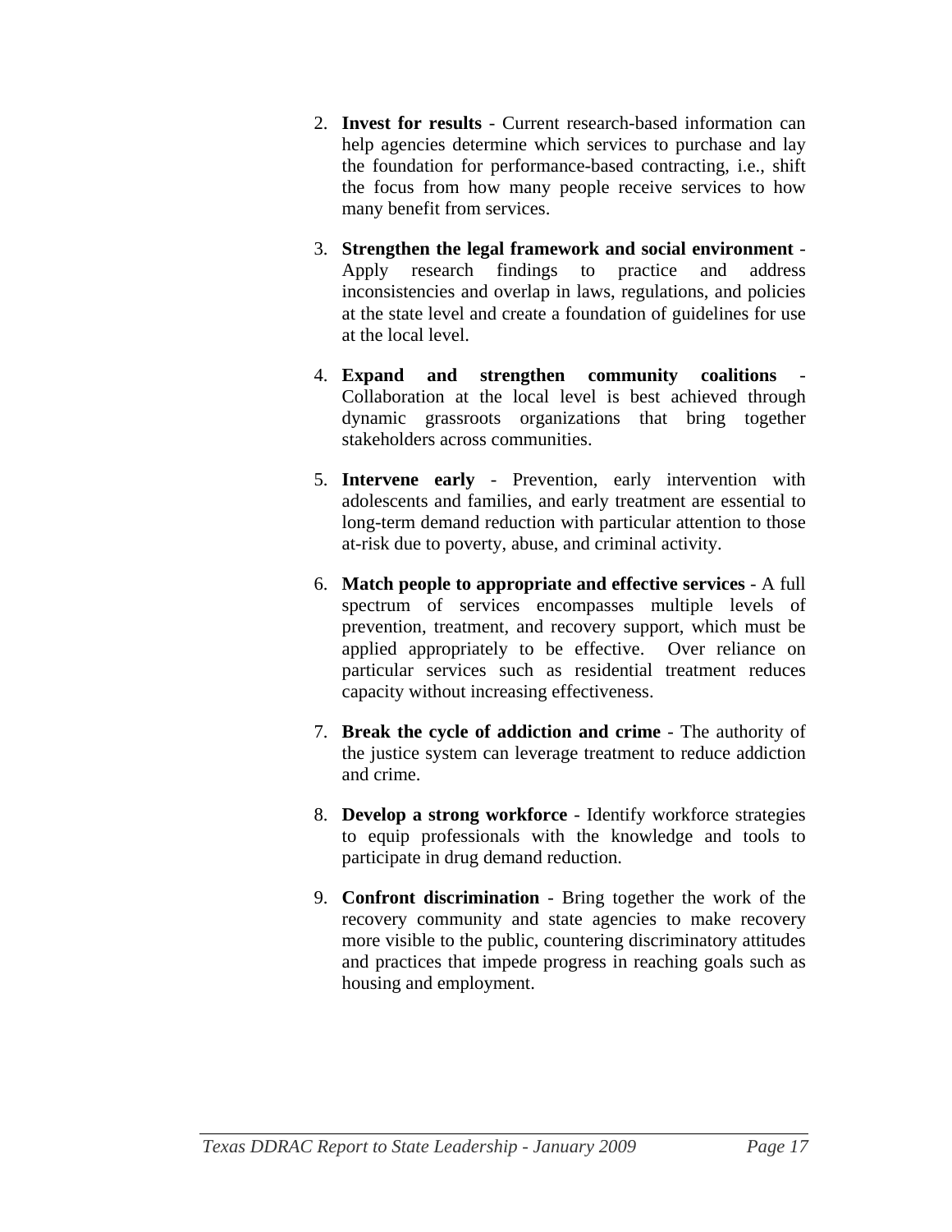2. **Invest for results** - Current research-based information can help agencies determine which services to purchase and lay the foundation for performance-based contracting, i.e., shift the focus from how many people receive services to how many benefit from services.

3. **Strengthen the legal framework and social environment** - Apply research findings to practice and address inconsistencies and overlap in laws, regulations, and policies at the state level and create a foundation of guidelines for use at the local level.

4. **Expand and strengthen community coalitions** - Collaboration at the local level is best achieved through dynamic grassroots organizations that bring together stakeholders across communities.

5. **Intervene early** - Prevention, early intervention with adolescents and families, and early treatment are essential to long-term demand reduction with particular attention to those at-risk due to poverty, abuse, and criminal activity.

6. **Match people to appropriate and effective services** - A full spectrum of services encompasses multiple levels of prevention, treatment, and recovery support, which must be applied appropriately to be effective. Over reliance on particular services such as residential treatment reduces capacity without increasing effectiveness.

7. **Break the cycle of addiction and crime** - The authority of the justice system can leverage treatment to reduce addiction and crime.

8. **Develop a strong workforce** - Identify workforce strategies to equip professionals with the knowledge and tools to participate in drug demand reduction.

9. **Confront discrimination** - Bring together the work of the recovery community and state agencies to make recovery more visible to the public, countering discriminatory attitudes and practices that impede progress in reaching goals such as housing and employment.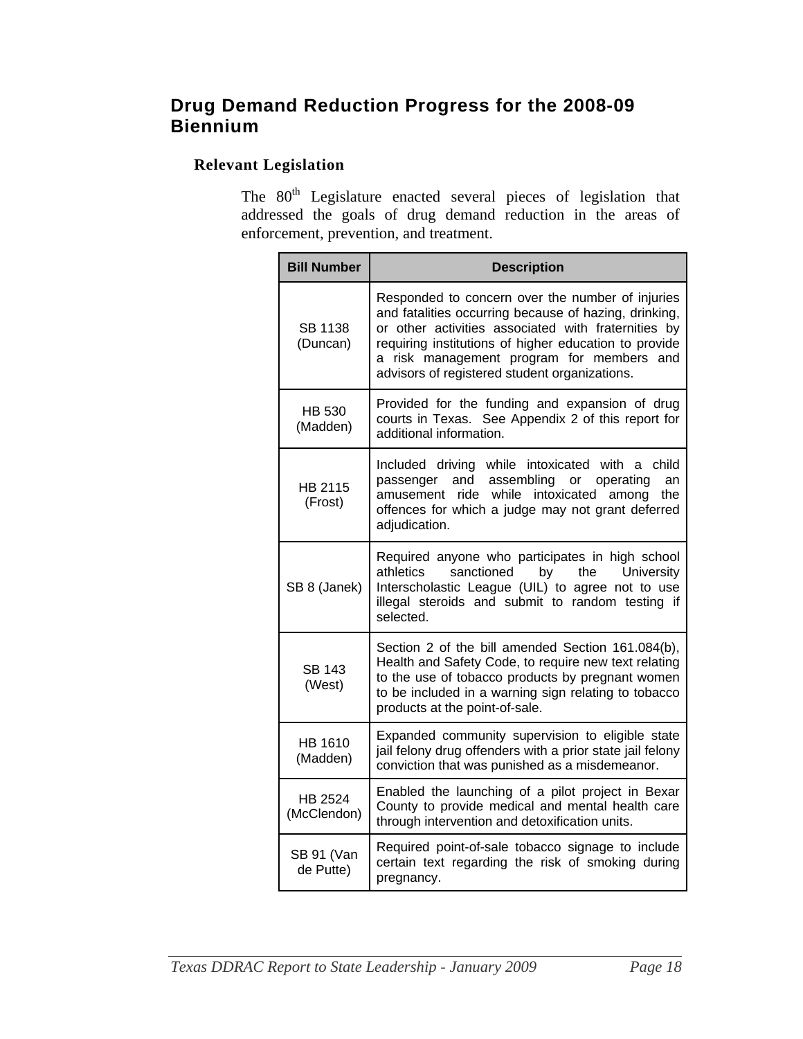## Drug Demand Reduction Progress for the 2008-09 Biennium

### Relevant Legislation

The 80th Legislature enacted several pieces of legislation that addressed the goals of drug demand reduction in the areas of enforcement, prevention, and treatment.

| Bill Number | Description |
|---|---|
| SB 1138 (Duncan) | Responded to concern over the number of injuries and fatalities occurring because of hazing, drinking, or other activities associated with fraternities by requiring institutions of higher education to provide a risk management program for members and advisors of registered student organizations. |
| HB 530 (Madden) | Provided for the funding and expansion of drug courts in Texas. See Appendix 2 of this report for additional information. |
| HB 2115 (Frost) | Included driving while intoxicated with a child passenger and assembling or operating an amusement ride while intoxicated among the offences for which a judge may not grant deferred adjudication. |
| SB 8 (Janek) | Required anyone who participates in high school athletics sanctioned by the University Interscholastic League (UIL) to agree not to use illegal steroids and submit to random testing if selected. |
| SB 143 (West) | Section 2 of the bill amended Section 161.084(b), Health and Safety Code, to require new text relating to the use of tobacco products by pregnant women to be included in a warning sign relating to tobacco products at the point-of-sale. |
| HB 1610 (Madden) | Expanded community supervision to eligible state jail felony drug offenders with a prior state jail felony conviction that was punished as a misdemeanor. |
| HB 2524 (McClendon) | Enabled the launching of a pilot project in Bexar County to provide medical and mental health care through intervention and detoxification units. |
| SB 91 (Van de Putte) | Required point-of-sale tobacco signage to include certain text regarding the risk of smoking during pregnancy. |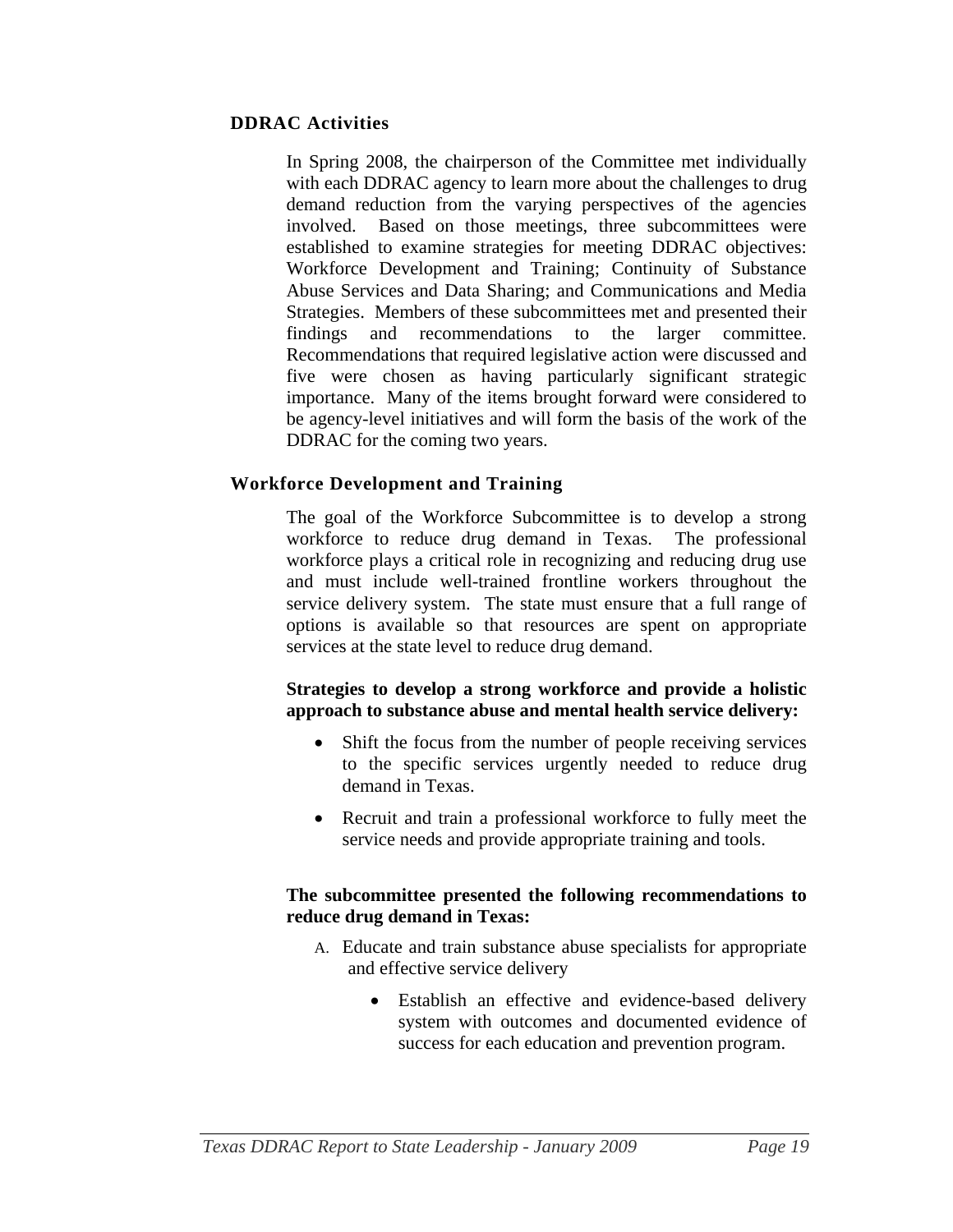### DDRAC Activities

In Spring 2008, the chairperson of the Committee met individually with each DDRAC agency to learn more about the challenges to drug demand reduction from the varying perspectives of the agencies involved. Based on those meetings, three subcommittees were established to examine strategies for meeting DDRAC objectives: Workforce Development and Training; Continuity of Substance Abuse Services and Data Sharing; and Communications and Media Strategies. Members of these subcommittees met and presented their findings and recommendations to the larger committee. Recommendations that required legislative action were discussed and five were chosen as having particularly significant strategic importance. Many of the items brought forward were considered to be agency-level initiatives and will form the basis of the work of the DDRAC for the coming two years.

### Workforce Development and Training

The goal of the Workforce Subcommittee is to develop a strong workforce to reduce drug demand in Texas. The professional workforce plays a critical role in recognizing and reducing drug use and must include well-trained frontline workers throughout the service delivery system. The state must ensure that a full range of options is available so that resources are spent on appropriate services at the state level to reduce drug demand.

**Strategies to develop a strong workforce and provide a holistic approach to substance abuse and mental health service delivery:**

- Shift the focus from the number of people receiving services to the specific services urgently needed to reduce drug demand in Texas.
- Recruit and train a professional workforce to fully meet the service needs and provide appropriate training and tools.

**The subcommittee presented the following recommendations to reduce drug demand in Texas:**

A. Educate and train substance abuse specialists for appropriate and effective service delivery

   - Establish an effective and evidence-based delivery system with outcomes and documented evidence of success for each education and prevention program.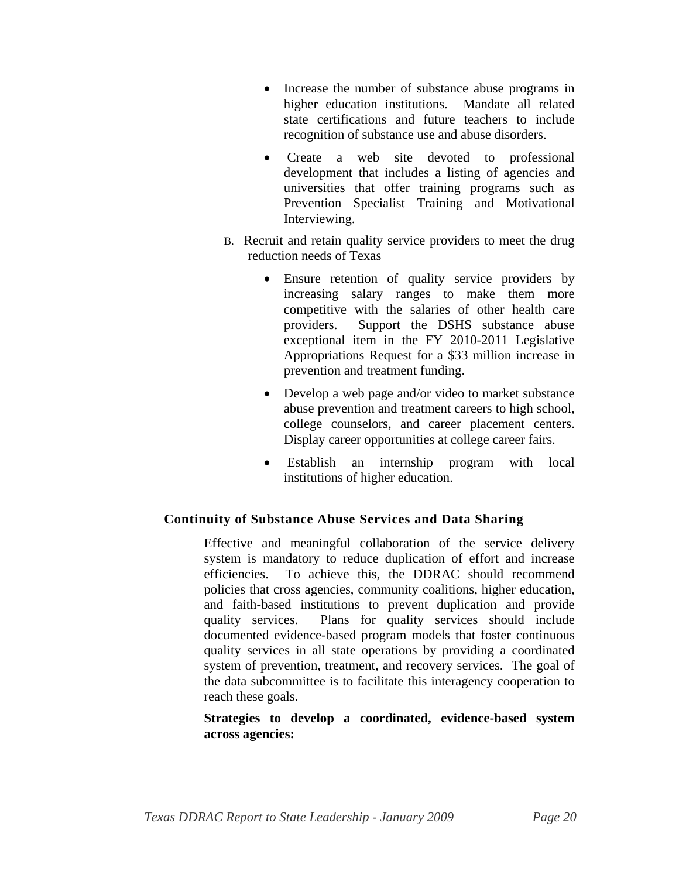- Increase the number of substance abuse programs in higher education institutions. Mandate all related state certifications and future teachers to include recognition of substance use and abuse disorders.

- Create a web site devoted to professional development that includes a listing of agencies and universities that offer training programs such as Prevention Specialist Training and Motivational Interviewing.

B. Recruit and retain quality service providers to meet the drug reduction needs of Texas

- Ensure retention of quality service providers by increasing salary ranges to make them more competitive with the salaries of other health care providers. Support the DSHS substance abuse exceptional item in the FY 2010-2011 Legislative Appropriations Request for a $33 million increase in prevention and treatment funding.

- Develop a web page and/or video to market substance abuse prevention and treatment careers to high school, college counselors, and career placement centers. Display career opportunities at college career fairs.

- Establish an internship program with local institutions of higher education.

## Continuity of Substance Abuse Services and Data Sharing

Effective and meaningful collaboration of the service delivery system is mandatory to reduce duplication of effort and increase efficiencies. To achieve this, the DDRAC should recommend policies that cross agencies, community coalitions, higher education, and faith-based institutions to prevent duplication and provide quality services. Plans for quality services should include documented evidence-based program models that foster continuous quality services in all state operations by providing a coordinated system of prevention, treatment, and recovery services. The goal of the data subcommittee is to facilitate this interagency cooperation to reach these goals.

**Strategies to develop a coordinated, evidence-based system across agencies:**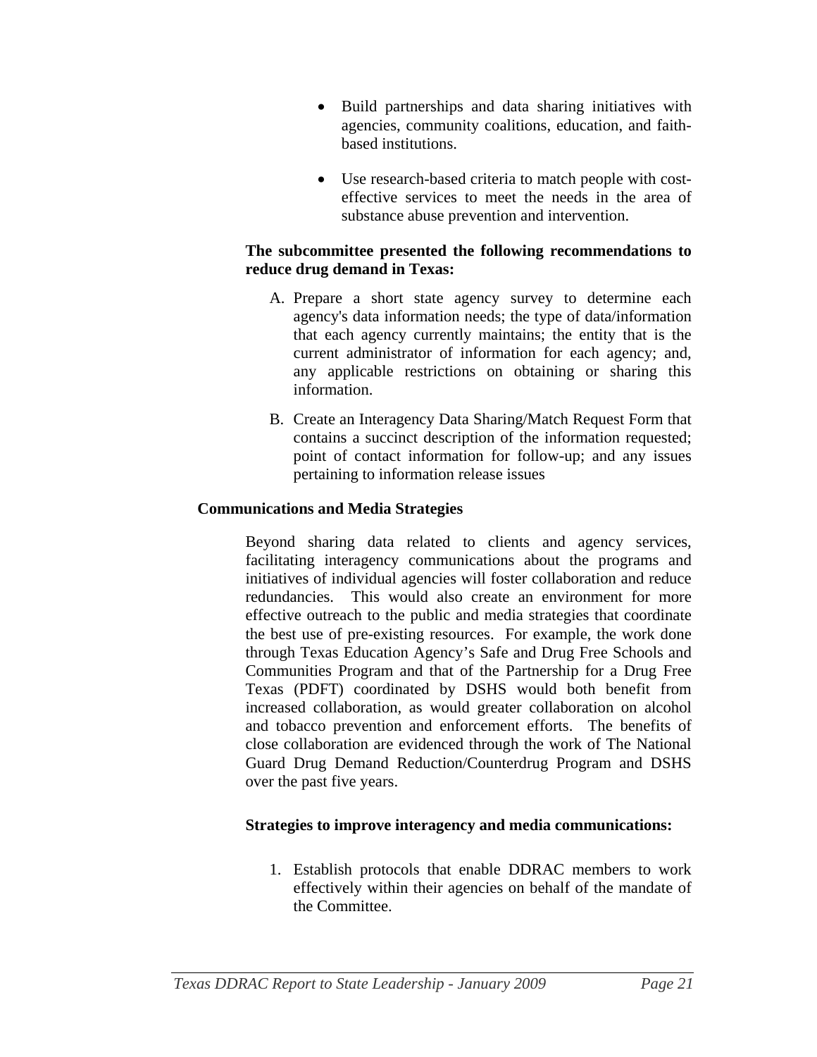- Build partnerships and data sharing initiatives with agencies, community coalitions, education, and faith-based institutions.

- Use research-based criteria to match people with cost-effective services to meet the needs in the area of substance abuse prevention and intervention.

**The subcommittee presented the following recommendations to reduce drug demand in Texas:**

A. Prepare a short state agency survey to determine each agency's data information needs; the type of data/information that each agency currently maintains; the entity that is the current administrator of information for each agency; and, any applicable restrictions on obtaining or sharing this information.

B. Create an Interagency Data Sharing/Match Request Form that contains a succinct description of the information requested; point of contact information for follow-up; and any issues pertaining to information release issues

### Communications and Media Strategies

Beyond sharing data related to clients and agency services, facilitating interagency communications about the programs and initiatives of individual agencies will foster collaboration and reduce redundancies. This would also create an environment for more effective outreach to the public and media strategies that coordinate the best use of pre-existing resources. For example, the work done through Texas Education Agency's Safe and Drug Free Schools and Communities Program and that of the Partnership for a Drug Free Texas (PDFT) coordinated by DSHS would both benefit from increased collaboration, as would greater collaboration on alcohol and tobacco prevention and enforcement efforts. The benefits of close collaboration are evidenced through the work of The National Guard Drug Demand Reduction/Counterdrug Program and DSHS over the past five years.

**Strategies to improve interagency and media communications:**

1. Establish protocols that enable DDRAC members to work effectively within their agencies on behalf of the mandate of the Committee.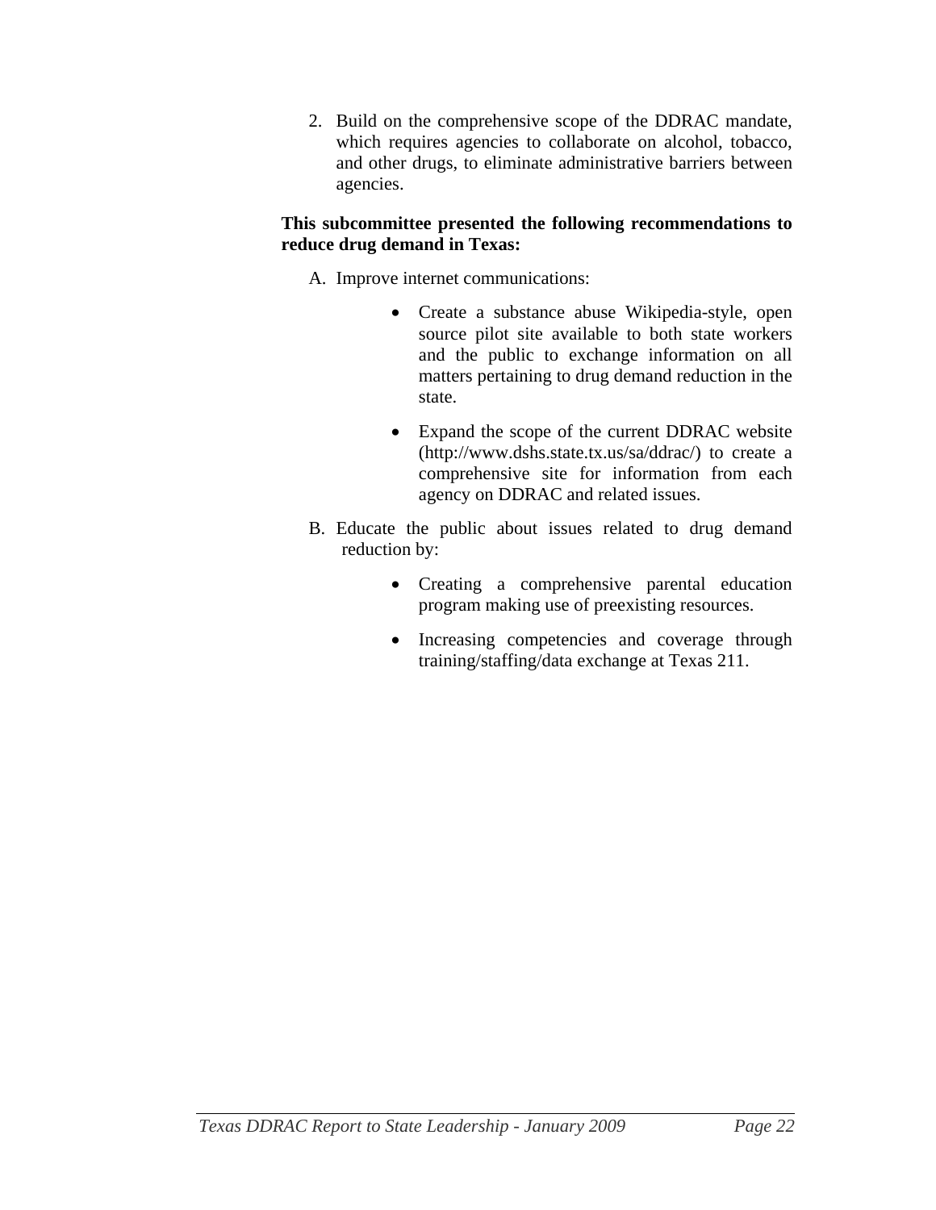2. Build on the comprehensive scope of the DDRAC mandate, which requires agencies to collaborate on alcohol, tobacco, and other drugs, to eliminate administrative barriers between agencies.

**This subcommittee presented the following recommendations to reduce drug demand in Texas:**

A. Improve internet communications:

- Create a substance abuse Wikipedia-style, open source pilot site available to both state workers and the public to exchange information on all matters pertaining to drug demand reduction in the state.
- Expand the scope of the current DDRAC website (http://www.dshs.state.tx.us/sa/ddrac/) to create a comprehensive site for information from each agency on DDRAC and related issues.

B. Educate the public about issues related to drug demand reduction by:

- Creating a comprehensive parental education program making use of preexisting resources.
- Increasing competencies and coverage through training/staffing/data exchange at Texas 211.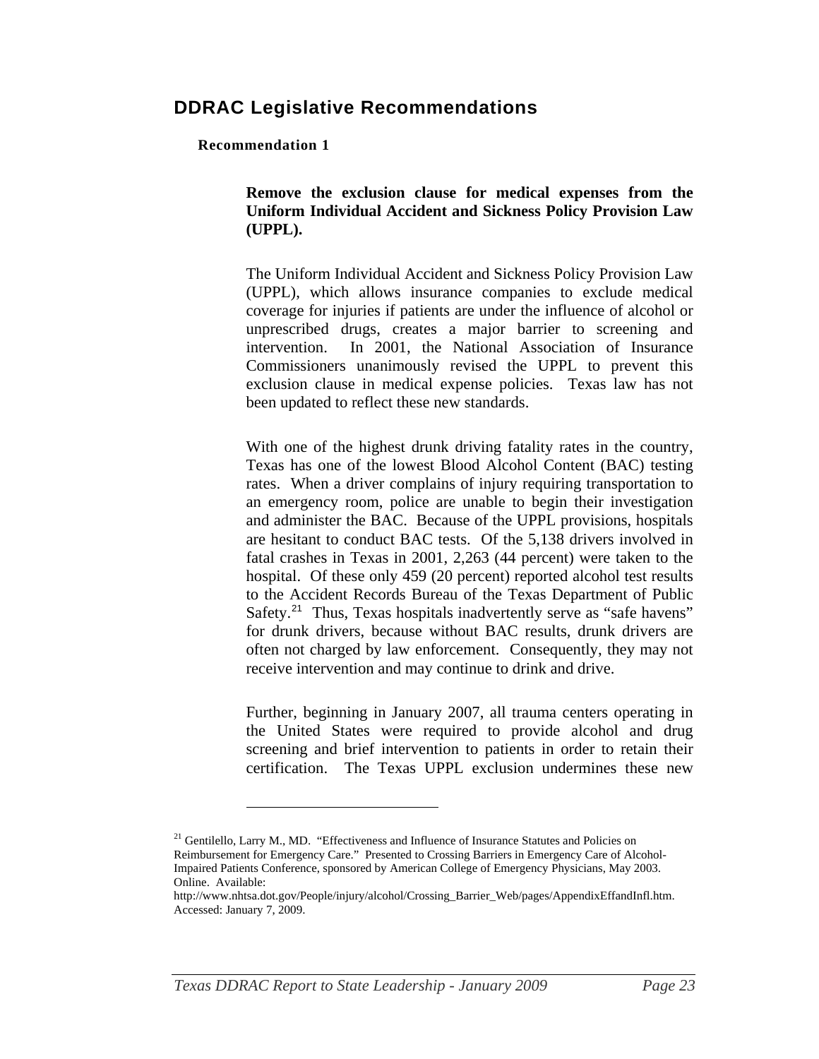## DDRAC Legislative Recommendations

### Recommendation 1

**Remove the exclusion clause for medical expenses from the Uniform Individual Accident and Sickness Policy Provision Law (UPPL).**

The Uniform Individual Accident and Sickness Policy Provision Law (UPPL), which allows insurance companies to exclude medical coverage for injuries if patients are under the influence of alcohol or unprescribed drugs, creates a major barrier to screening and intervention. In 2001, the National Association of Insurance Commissioners unanimously revised the UPPL to prevent this exclusion clause in medical expense policies. Texas law has not been updated to reflect these new standards.

With one of the highest drunk driving fatality rates in the country, Texas has one of the lowest Blood Alcohol Content (BAC) testing rates. When a driver complains of injury requiring transportation to an emergency room, police are unable to begin their investigation and administer the BAC. Because of the UPPL provisions, hospitals are hesitant to conduct BAC tests. Of the 5,138 drivers involved in fatal crashes in Texas in 2001, 2,263 (44 percent) were taken to the hospital. Of these only 459 (20 percent) reported alcohol test results to the Accident Records Bureau of the Texas Department of Public Safety.[21] Thus, Texas hospitals inadvertently serve as "safe havens" for drunk drivers, because without BAC results, drunk drivers are often not charged by law enforcement. Consequently, they may not receive intervention and may continue to drink and drive.

Further, beginning in January 2007, all trauma centers operating in the United States were required to provide alcohol and drug screening and brief intervention to patients in order to retain their certification. The Texas UPPL exclusion undermines these new

---

[21] Gentilello, Larry M., MD. "Effectiveness and Influence of Insurance Statutes and Policies on Reimbursement for Emergency Care." Presented to Crossing Barriers in Emergency Care of Alcohol-Impaired Patients Conference, sponsored by American College of Emergency Physicians, May 2003. Online. Available: http://www.nhtsa.dot.gov/People/injury/alcohol/Crossing_Barrier_Web/pages/AppendixEffandInfl.htm. Accessed: January 7, 2009.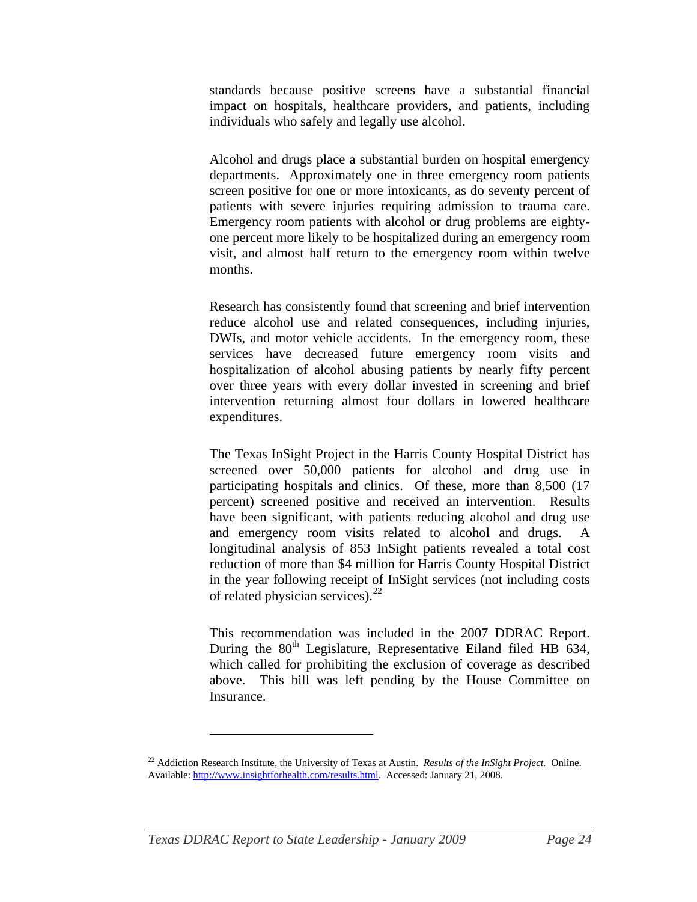standards because positive screens have a substantial financial impact on hospitals, healthcare providers, and patients, including individuals who safely and legally use alcohol.

Alcohol and drugs place a substantial burden on hospital emergency departments. Approximately one in three emergency room patients screen positive for one or more intoxicants, as do seventy percent of patients with severe injuries requiring admission to trauma care. Emergency room patients with alcohol or drug problems are eighty-one percent more likely to be hospitalized during an emergency room visit, and almost half return to the emergency room within twelve months.

Research has consistently found that screening and brief intervention reduce alcohol use and related consequences, including injuries, DWIs, and motor vehicle accidents. In the emergency room, these services have decreased future emergency room visits and hospitalization of alcohol abusing patients by nearly fifty percent over three years with every dollar invested in screening and brief intervention returning almost four dollars in lowered healthcare expenditures.

The Texas InSight Project in the Harris County Hospital District has screened over 50,000 patients for alcohol and drug use in participating hospitals and clinics. Of these, more than 8,500 (17 percent) screened positive and received an intervention. Results have been significant, with patients reducing alcohol and drug use and emergency room visits related to alcohol and drugs. A longitudinal analysis of 853 InSight patients revealed a total cost reduction of more than $4 million for Harris County Hospital District in the year following receipt of InSight services (not including costs of related physician services).[22]

This recommendation was included in the 2007 DDRAC Report. During the 80th Legislature, Representative Eiland filed HB 634, which called for prohibiting the exclusion of coverage as described above. This bill was left pending by the House Committee on Insurance.

---

[22] Addiction Research Institute, the University of Texas at Austin. *Results of the InSight Project.* Online. Available: http://www.insightforhealth.com/results.html. Accessed: January 21, 2008.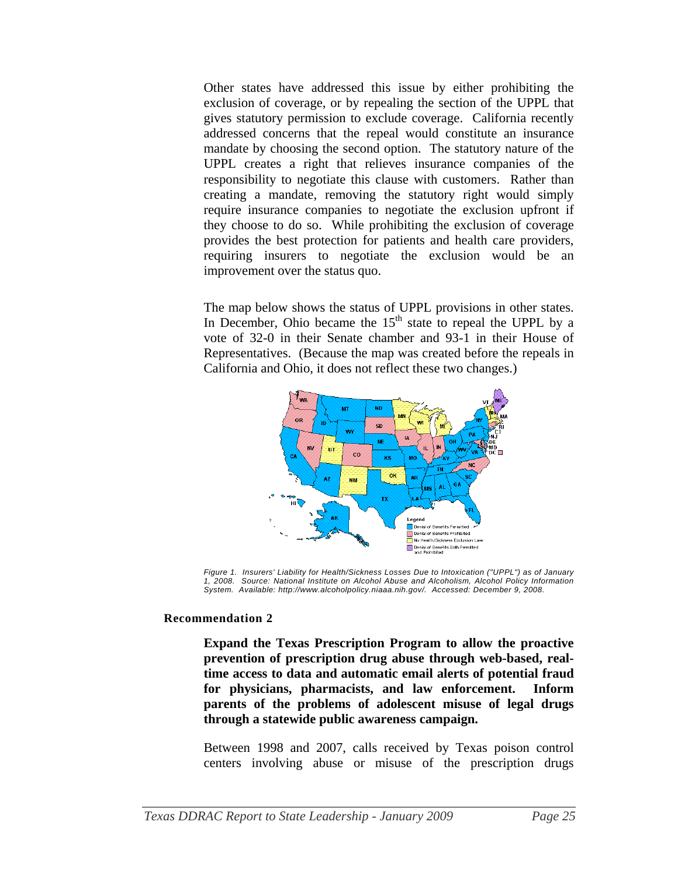Other states have addressed this issue by either prohibiting the exclusion of coverage, or by repealing the section of the UPPL that gives statutory permission to exclude coverage. California recently addressed concerns that the repeal would constitute an insurance mandate by choosing the second option. The statutory nature of the UPPL creates a right that relieves insurance companies of the responsibility to negotiate this clause with customers. Rather than creating a mandate, removing the statutory right would simply require insurance companies to negotiate the exclusion upfront if they choose to do so. While prohibiting the exclusion of coverage provides the best protection for patients and health care providers, requiring insurers to negotiate the exclusion would be an improvement over the status quo.

The map below shows the status of UPPL provisions in other states. In December, Ohio became the 15th state to repeal the UPPL by a vote of 32-0 in their Senate chamber and 93-1 in their House of Representatives. (Because the map was created before the repeals in California and Ohio, it does not reflect these two changes.)

*Figure 1. Insurers' Liability for Health/Sickness Losses Due to Intoxication ("UPPL") as of January 1, 2008. Source: National Institute on Alcohol Abuse and Alcoholism, Alcohol Policy Information System. Available: http://www.alcoholpolicy.niaaa.nih.gov/. Accessed: December 9, 2008.*

#### Recommendation 2

**Expand the Texas Prescription Program to allow the proactive prevention of prescription drug abuse through web-based, real-time access to data and automatic email alerts of potential fraud for physicians, pharmacists, and law enforcement. Inform parents of the problems of adolescent misuse of legal drugs through a statewide public awareness campaign.**

Between 1998 and 2007, calls received by Texas poison control centers involving abuse or misuse of the prescription drugs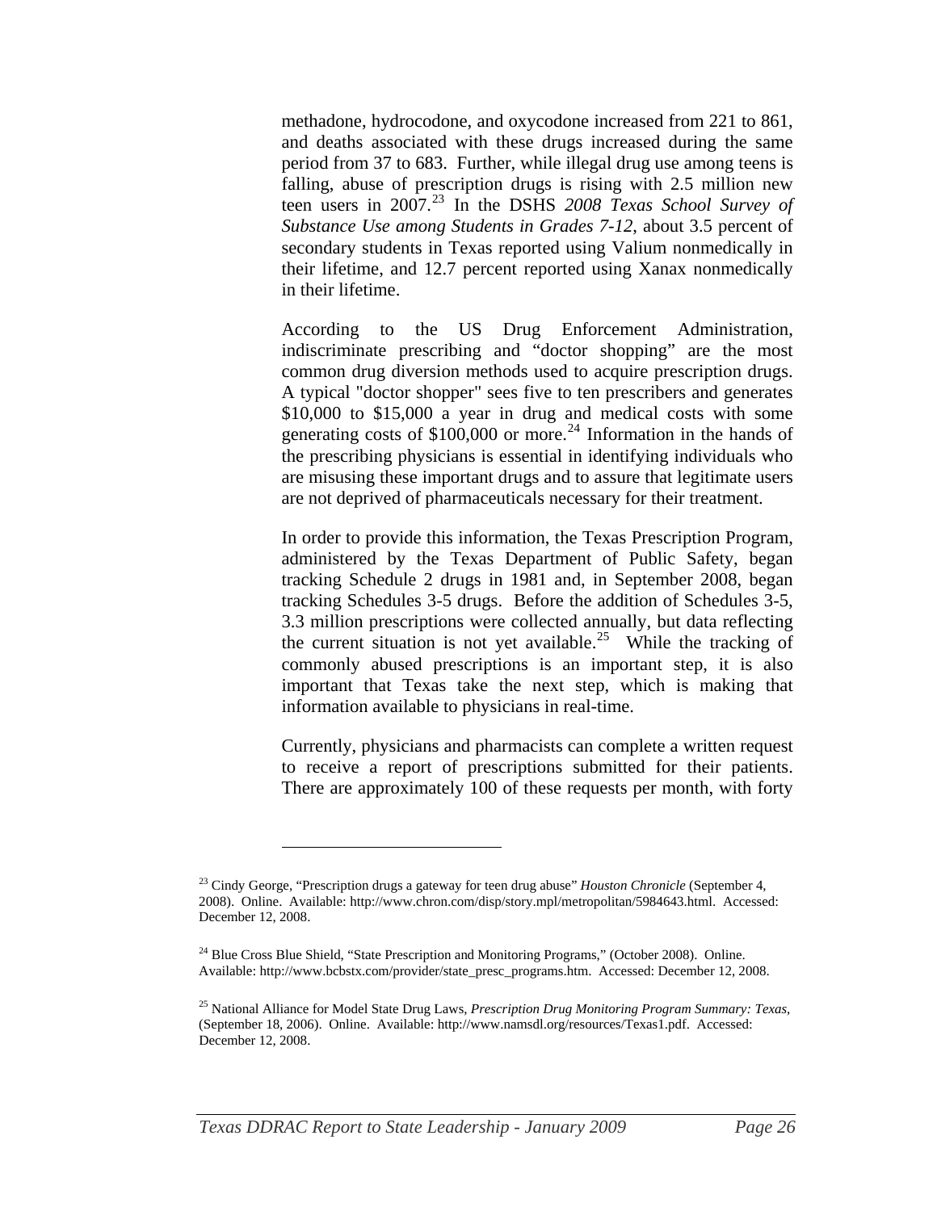methadone, hydrocodone, and oxycodone increased from 221 to 861, and deaths associated with these drugs increased during the same period from 37 to 683. Further, while illegal drug use among teens is falling, abuse of prescription drugs is rising with 2.5 million new teen users in 2007.[23] In the DSHS *2008 Texas School Survey of Substance Use among Students in Grades 7-12*, about 3.5 percent of secondary students in Texas reported using Valium nonmedically in their lifetime, and 12.7 percent reported using Xanax nonmedically in their lifetime.

According to the US Drug Enforcement Administration, indiscriminate prescribing and "doctor shopping" are the most common drug diversion methods used to acquire prescription drugs. A typical "doctor shopper" sees five to ten prescribers and generates $10,000 to $15,000 a year in drug and medical costs with some generating costs of $100,000 or more.[24] Information in the hands of the prescribing physicians is essential in identifying individuals who are misusing these important drugs and to assure that legitimate users are not deprived of pharmaceuticals necessary for their treatment.

In order to provide this information, the Texas Prescription Program, administered by the Texas Department of Public Safety, began tracking Schedule 2 drugs in 1981 and, in September 2008, began tracking Schedules 3-5 drugs. Before the addition of Schedules 3-5, 3.3 million prescriptions were collected annually, but data reflecting the current situation is not yet available.[25] While the tracking of commonly abused prescriptions is an important step, it is also important that Texas take the next step, which is making that information available to physicians in real-time.

Currently, physicians and pharmacists can complete a written request to receive a report of prescriptions submitted for their patients. There are approximately 100 of these requests per month, with forty

---

[23] Cindy George, "Prescription drugs a gateway for teen drug abuse" *Houston Chronicle* (September 4, 2008). Online. Available: http://www.chron.com/disp/story.mpl/metropolitan/5984643.html. Accessed: December 12, 2008.

[24] Blue Cross Blue Shield, "State Prescription and Monitoring Programs," (October 2008). Online. Available: http://www.bcbstx.com/provider/state_presc_programs.htm. Accessed: December 12, 2008.

[25] National Alliance for Model State Drug Laws, *Prescription Drug Monitoring Program Summary: Texas*, (September 18, 2006). Online. Available: http://www.namsdl.org/resources/Texas1.pdf. Accessed: December 12, 2008.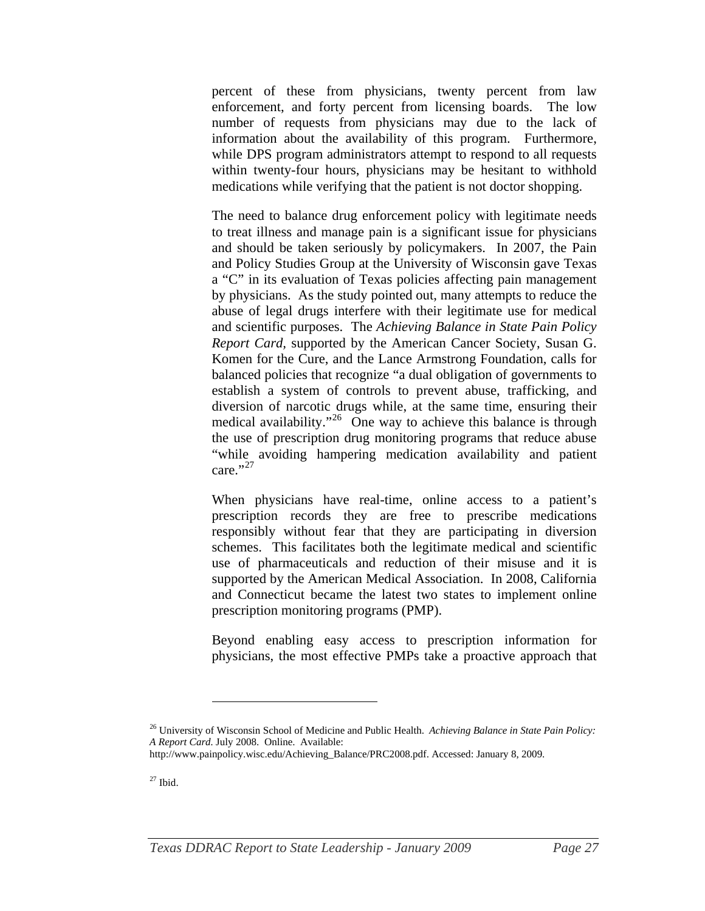percent of these from physicians, twenty percent from law enforcement, and forty percent from licensing boards. The low number of requests from physicians may due to the lack of information about the availability of this program. Furthermore, while DPS program administrators attempt to respond to all requests within twenty-four hours, physicians may be hesitant to withhold medications while verifying that the patient is not doctor shopping.

The need to balance drug enforcement policy with legitimate needs to treat illness and manage pain is a significant issue for physicians and should be taken seriously by policymakers. In 2007, the Pain and Policy Studies Group at the University of Wisconsin gave Texas a "C" in its evaluation of Texas policies affecting pain management by physicians. As the study pointed out, many attempts to reduce the abuse of legal drugs interfere with their legitimate use for medical and scientific purposes. The *Achieving Balance in State Pain Policy Report Card*, supported by the American Cancer Society, Susan G. Komen for the Cure, and the Lance Armstrong Foundation, calls for balanced policies that recognize "a dual obligation of governments to establish a system of controls to prevent abuse, trafficking, and diversion of narcotic drugs while, at the same time, ensuring their medical availability."[26] One way to achieve this balance is through the use of prescription drug monitoring programs that reduce abuse "while avoiding hampering medication availability and patient care."[27]

When physicians have real-time, online access to a patient's prescription records they are free to prescribe medications responsibly without fear that they are participating in diversion schemes. This facilitates both the legitimate medical and scientific use of pharmaceuticals and reduction of their misuse and it is supported by the American Medical Association. In 2008, California and Connecticut became the latest two states to implement online prescription monitoring programs (PMP).

Beyond enabling easy access to prescription information for physicians, the most effective PMPs take a proactive approach that

---

[26] University of Wisconsin School of Medicine and Public Health. *Achieving Balance in State Pain Policy: A Report Card*. July 2008. Online. Available: http://www.painpolicy.wisc.edu/Achieving_Balance/PRC2008.pdf. Accessed: January 8, 2009.

[27] Ibid.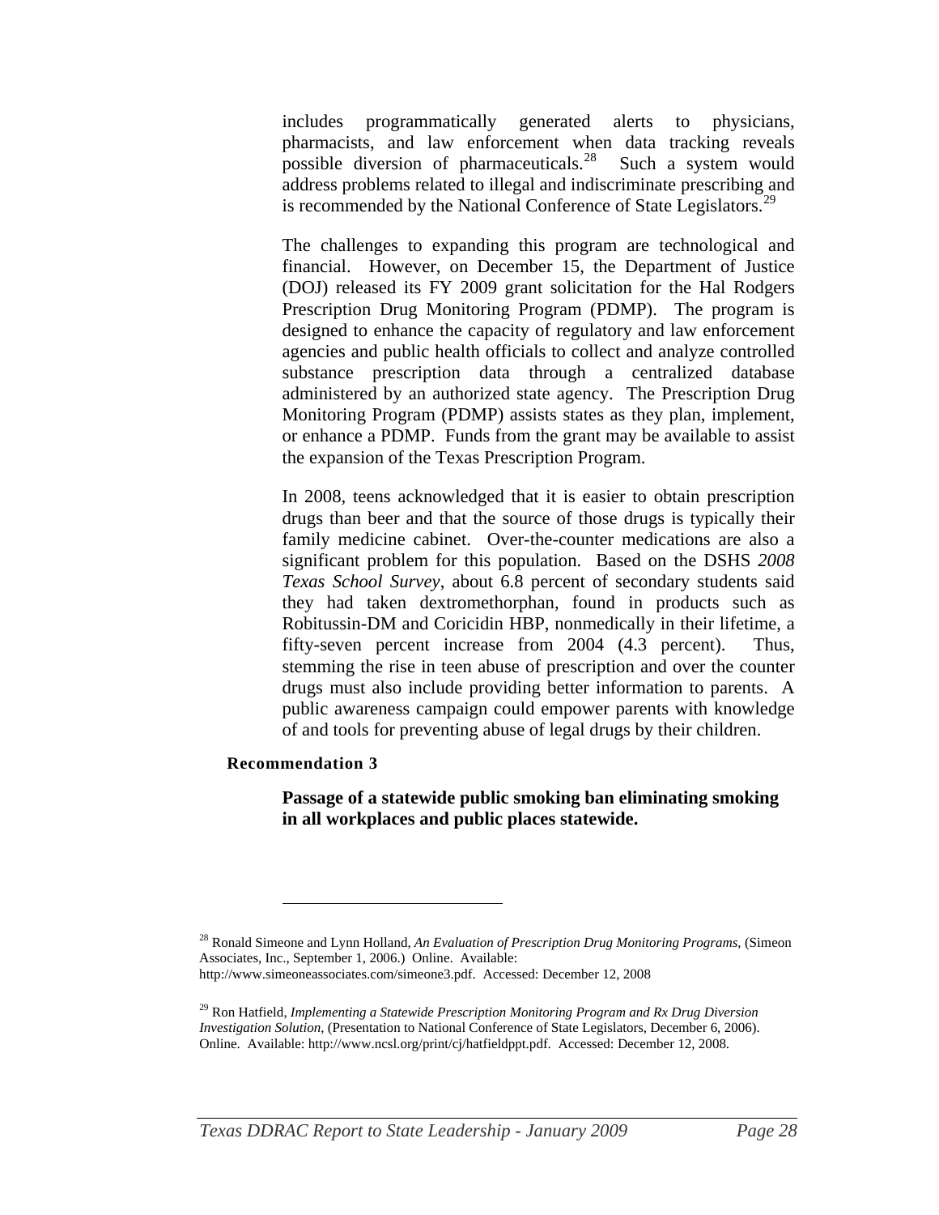includes programmatically generated alerts to physicians, pharmacists, and law enforcement when data tracking reveals possible diversion of pharmaceuticals.[28] Such a system would address problems related to illegal and indiscriminate prescribing and is recommended by the National Conference of State Legislators.[29]

The challenges to expanding this program are technological and financial. However, on December 15, the Department of Justice (DOJ) released its FY 2009 grant solicitation for the Hal Rodgers Prescription Drug Monitoring Program (PDMP). The program is designed to enhance the capacity of regulatory and law enforcement agencies and public health officials to collect and analyze controlled substance prescription data through a centralized database administered by an authorized state agency. The Prescription Drug Monitoring Program (PDMP) assists states as they plan, implement, or enhance a PDMP. Funds from the grant may be available to assist the expansion of the Texas Prescription Program.

In 2008, teens acknowledged that it is easier to obtain prescription drugs than beer and that the source of those drugs is typically their family medicine cabinet. Over-the-counter medications are also a significant problem for this population. Based on the DSHS *2008 Texas School Survey*, about 6.8 percent of secondary students said they had taken dextromethorphan, found in products such as Robitussin-DM and Coricidin HBP, nonmedically in their lifetime, a fifty-seven percent increase from 2004 (4.3 percent). Thus, stemming the rise in teen abuse of prescription and over the counter drugs must also include providing better information to parents. A public awareness campaign could empower parents with knowledge of and tools for preventing abuse of legal drugs by their children.

**Recommendation 3**

**Passage of a statewide public smoking ban eliminating smoking in all workplaces and public places statewide.**

---

[28] Ronald Simeone and Lynn Holland, *An Evaluation of Prescription Drug Monitoring Programs*, (Simeon Associates, Inc., September 1, 2006.) Online. Available: http://www.simeoneassociates.com/simeone3.pdf. Accessed: December 12, 2008

[29] Ron Hatfield, *Implementing a Statewide Prescription Monitoring Program and Rx Drug Diversion Investigation Solution*, (Presentation to National Conference of State Legislators, December 6, 2006). Online. Available: http://www.ncsl.org/print/cj/hatfieldppt.pdf. Accessed: December 12, 2008.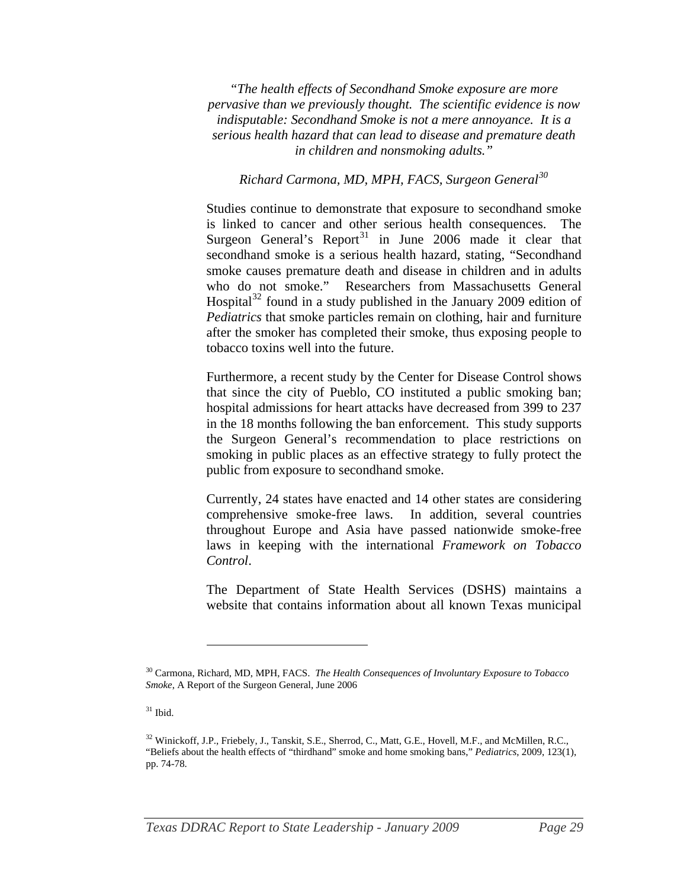*"The health effects of Secondhand Smoke exposure are more pervasive than we previously thought. The scientific evidence is now indisputable: Secondhand Smoke is not a mere annoyance. It is a serious health hazard that can lead to disease and premature death in children and nonsmoking adults."*

*Richard Carmona, MD, MPH, FACS, Surgeon General*[30]

Studies continue to demonstrate that exposure to secondhand smoke is linked to cancer and other serious health consequences. The Surgeon General's Report[31] in June 2006 made it clear that secondhand smoke is a serious health hazard, stating, "Secondhand smoke causes premature death and disease in children and in adults who do not smoke." Researchers from Massachusetts General Hospital[32] found in a study published in the January 2009 edition of *Pediatrics* that smoke particles remain on clothing, hair and furniture after the smoker has completed their smoke, thus exposing people to tobacco toxins well into the future.

Furthermore, a recent study by the Center for Disease Control shows that since the city of Pueblo, CO instituted a public smoking ban; hospital admissions for heart attacks have decreased from 399 to 237 in the 18 months following the ban enforcement. This study supports the Surgeon General's recommendation to place restrictions on smoking in public places as an effective strategy to fully protect the public from exposure to secondhand smoke.

Currently, 24 states have enacted and 14 other states are considering comprehensive smoke-free laws. In addition, several countries throughout Europe and Asia have passed nationwide smoke-free laws in keeping with the international *Framework on Tobacco Control*.

The Department of State Health Services (DSHS) maintains a website that contains information about all known Texas municipal

---

[30] Carmona, Richard, MD, MPH, FACS. *The Health Consequences of Involuntary Exposure to Tobacco Smoke*, A Report of the Surgeon General, June 2006

[31] Ibid.

[32] Winickoff, J.P., Friebely, J., Tanskit, S.E., Sherrod, C., Matt, G.E., Hovell, M.F., and McMillen, R.C., "Beliefs about the health effects of "thirdhand" smoke and home smoking bans," *Pediatrics*, 2009, 123(1), pp. 74-78.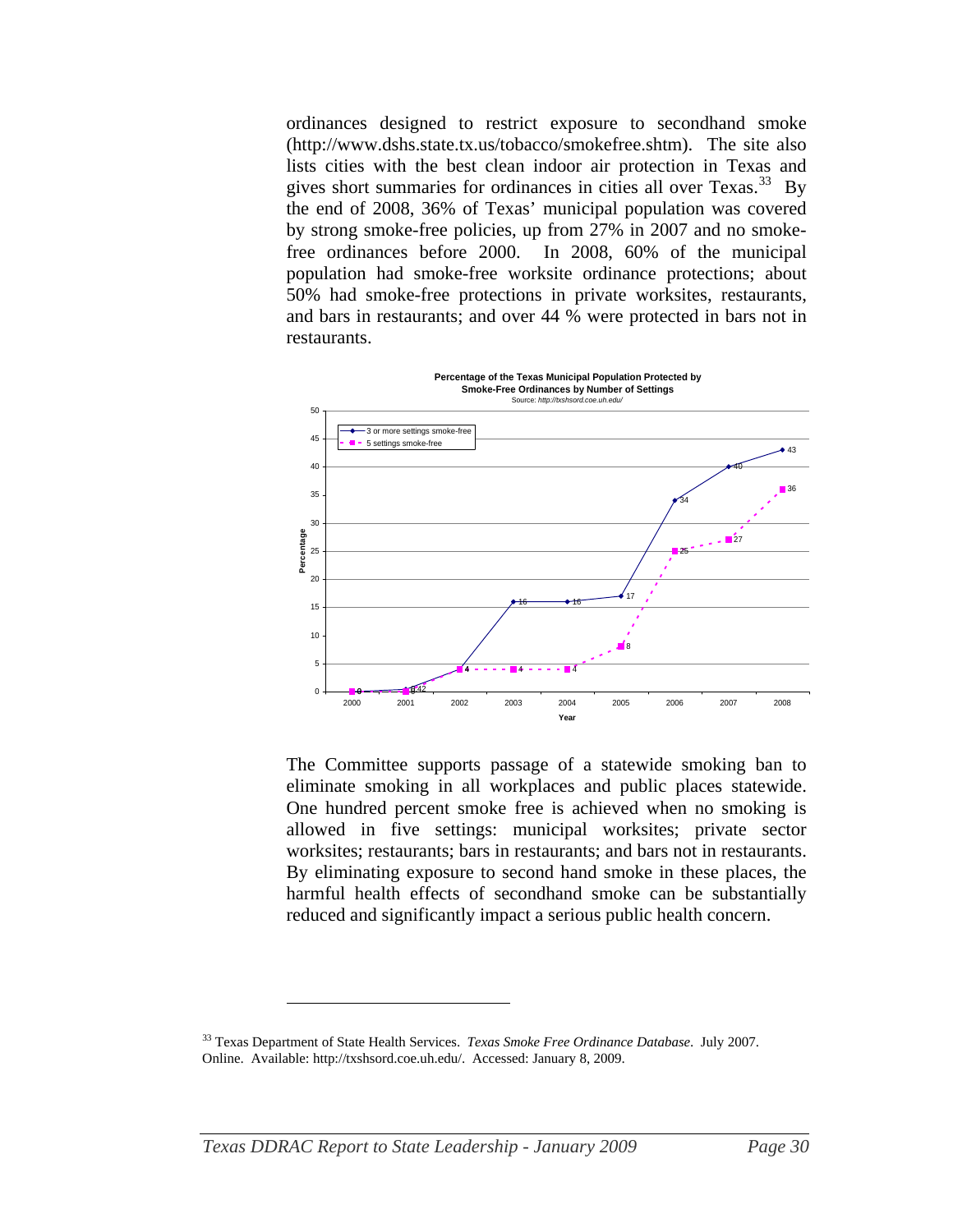ordinances designed to restrict exposure to secondhand smoke (http://www.dshs.state.tx.us/tobacco/smokefree.shtm). The site also lists cities with the best clean indoor air protection in Texas and gives short summaries for ordinances in cities all over Texas.[33] By the end of 2008, 36% of Texas' municipal population was covered by strong smoke-free policies, up from 27% in 2007 and no smoke-free ordinances before 2000. In 2008, 60% of the municipal population had smoke-free worksite ordinance protections; about 50% had smoke-free protections in private worksites, restaurants, and bars in restaurants; and over 44 % were protected in bars not in restaurants.

**Percentage of the Texas Municipal Population Protected by Smoke-Free Ordinances by Number of Settings**

Source: *http://txshsord.coe.uh.edu/*

| Year | 3 or more settings smoke-free | 5 settings smoke-free |
|---|---|---|
| 2000 | 0 | 0 |
| 2001 | 0.42 | 0 |
| 2002 | 4 | 4 |
| 2003 | 16 | 4 |
| 2004 | 16 | 4 |
| 2005 | 17 | 8 |
| 2006 | 34 | 25 |
| 2007 | 40 | 27 |
| 2008 | 43 | 36 |

The Committee supports passage of a statewide smoking ban to eliminate smoking in all workplaces and public places statewide. One hundred percent smoke free is achieved when no smoking is allowed in five settings: municipal worksites; private sector worksites; restaurants; bars in restaurants; and bars not in restaurants. By eliminating exposure to second hand smoke in these places, the harmful health effects of secondhand smoke can be substantially reduced and significantly impact a serious public health concern.

---

[33] Texas Department of State Health Services. *Texas Smoke Free Ordinance Database*. July 2007. Online. Available: http://txshsord.coe.uh.edu/. Accessed: January 8, 2009.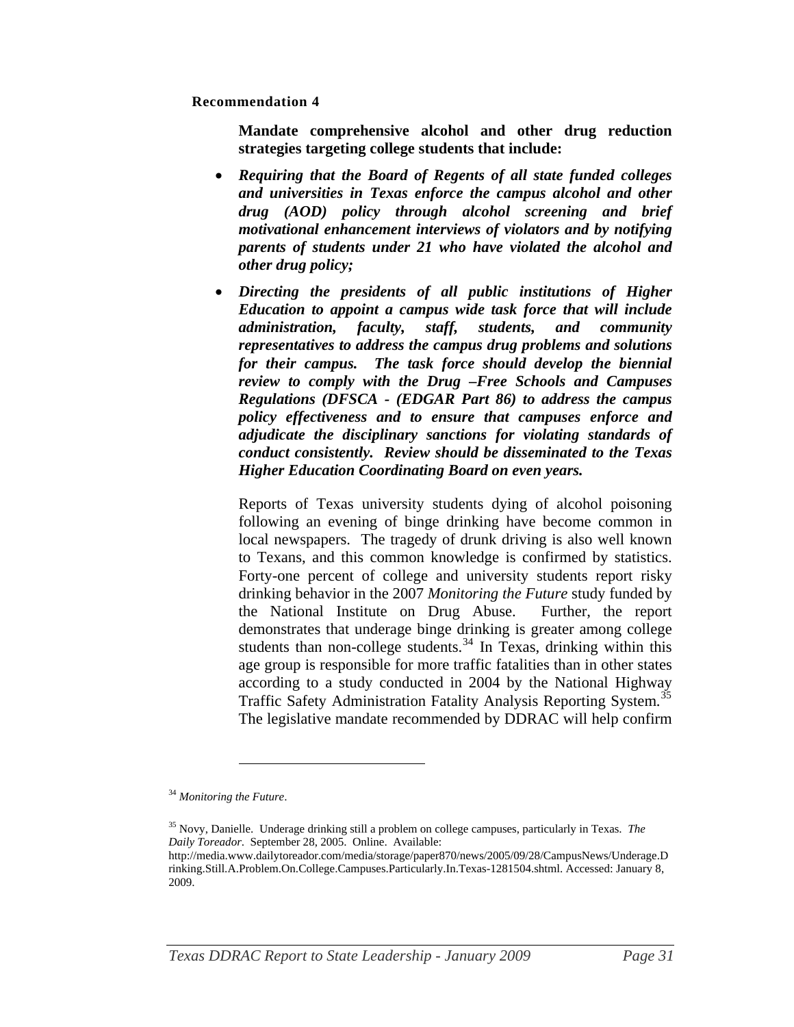**Recommendation 4**

**Mandate comprehensive alcohol and other drug reduction strategies targeting college students that include:**

- ***Requiring that the Board of Regents of all state funded colleges and universities in Texas enforce the campus alcohol and other drug (AOD) policy through alcohol screening and brief motivational enhancement interviews of violators and by notifying parents of students under 21 who have violated the alcohol and other drug policy;***
- ***Directing the presidents of all public institutions of Higher Education to appoint a campus wide task force that will include administration, faculty, staff, students, and community representatives to address the campus drug problems and solutions for their campus. The task force should develop the biennial review to comply with the Drug –Free Schools and Campuses Regulations (DFSCA - (EDGAR Part 86) to address the campus policy effectiveness and to ensure that campuses enforce and adjudicate the disciplinary sanctions for violating standards of conduct consistently. Review should be disseminated to the Texas Higher Education Coordinating Board on even years.***

Reports of Texas university students dying of alcohol poisoning following an evening of binge drinking have become common in local newspapers. The tragedy of drunk driving is also well known to Texans, and this common knowledge is confirmed by statistics. Forty-one percent of college and university students report risky drinking behavior in the 2007 *Monitoring the Future* study funded by the National Institute on Drug Abuse. Further, the report demonstrates that underage binge drinking is greater among college students than non-college students.[34] In Texas, drinking within this age group is responsible for more traffic fatalities than in other states according to a study conducted in 2004 by the National Highway Traffic Safety Administration Fatality Analysis Reporting System.[35] The legislative mandate recommended by DDRAC will help confirm

---

[34] *Monitoring the Future*.

[35] Novy, Danielle. Underage drinking still a problem on college campuses, particularly in Texas. *The Daily Toreador*. September 28, 2005. Online. Available: http://media.www.dailytoreador.com/media/storage/paper870/news/2005/09/28/CampusNews/Underage.Drinking.Still.A.Problem.On.College.Campuses.Particularly.In.Texas-1281504.shtml. Accessed: January 8, 2009.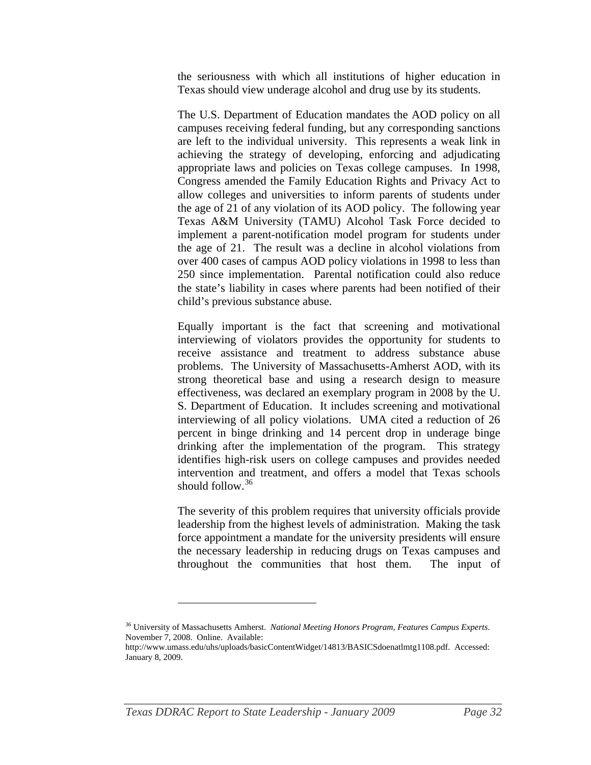the seriousness with which all institutions of higher education in Texas should view underage alcohol and drug use by its students.

The U.S. Department of Education mandates the AOD policy on all campuses receiving federal funding, but any corresponding sanctions are left to the individual university. This represents a weak link in achieving the strategy of developing, enforcing and adjudicating appropriate laws and policies on Texas college campuses. In 1998, Congress amended the Family Education Rights and Privacy Act to allow colleges and universities to inform parents of students under the age of 21 of any violation of its AOD policy. The following year Texas A&M University (TAMU) Alcohol Task Force decided to implement a parent-notification model program for students under the age of 21. The result was a decline in alcohol violations from over 400 cases of campus AOD policy violations in 1998 to less than 250 since implementation. Parental notification could also reduce the state's liability in cases where parents had been notified of their child's previous substance abuse.

Equally important is the fact that screening and motivational interviewing of violators provides the opportunity for students to receive assistance and treatment to address substance abuse problems. The University of Massachusetts-Amherst AOD, with its strong theoretical base and using a research design to measure effectiveness, was declared an exemplary program in 2008 by the U. S. Department of Education. It includes screening and motivational interviewing of all policy violations. UMA cited a reduction of 26 percent in binge drinking and 14 percent drop in underage binge drinking after the implementation of the program. This strategy identifies high-risk users on college campuses and provides needed intervention and treatment, and offers a model that Texas schools should follow.[36]

The severity of this problem requires that university officials provide leadership from the highest levels of administration. Making the task force appointment a mandate for the university presidents will ensure the necessary leadership in reducing drugs on Texas campuses and throughout the communities that host them. The input of

---

[36] University of Massachusetts Amherst. *National Meeting Honors Program, Features Campus Experts.* November 7, 2008. Online. Available: http://www.umass.edu/uhs/uploads/basicContentWidget/14813/BASICSdoenatlmtg1108.pdf. Accessed: January 8, 2009.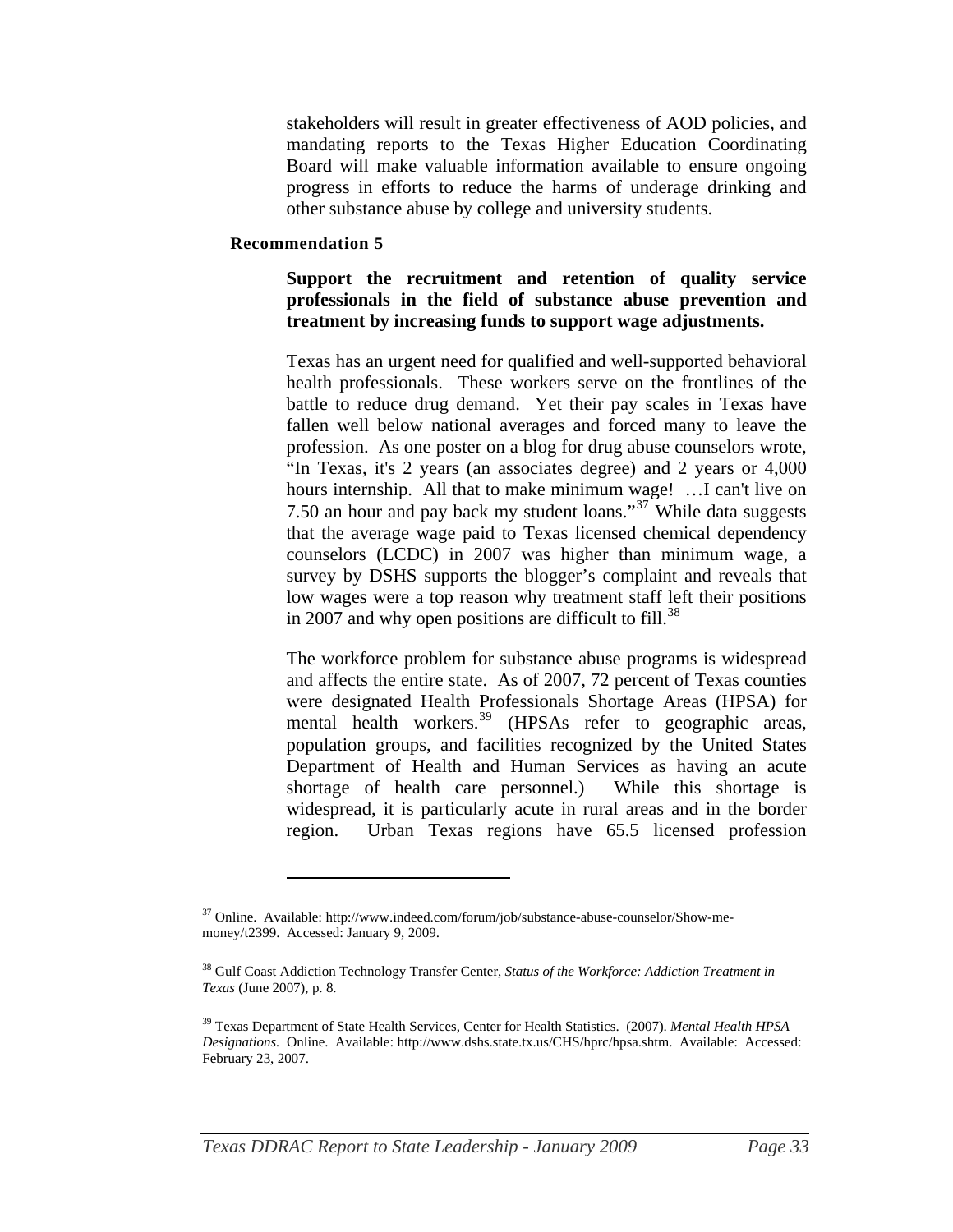stakeholders will result in greater effectiveness of AOD policies, and mandating reports to the Texas Higher Education Coordinating Board will make valuable information available to ensure ongoing progress in efforts to reduce the harms of underage drinking and other substance abuse by college and university students.

#### Recommendation 5

**Support the recruitment and retention of quality service professionals in the field of substance abuse prevention and treatment by increasing funds to support wage adjustments.**

Texas has an urgent need for qualified and well-supported behavioral health professionals. These workers serve on the frontlines of the battle to reduce drug demand. Yet their pay scales in Texas have fallen well below national averages and forced many to leave the profession. As one poster on a blog for drug abuse counselors wrote, "In Texas, it's 2 years (an associates degree) and 2 years or 4,000 hours internship. All that to make minimum wage! …I can't live on 7.50 an hour and pay back my student loans."[37] While data suggests that the average wage paid to Texas licensed chemical dependency counselors (LCDC) in 2007 was higher than minimum wage, a survey by DSHS supports the blogger's complaint and reveals that low wages were a top reason why treatment staff left their positions in 2007 and why open positions are difficult to fill.[38]

The workforce problem for substance abuse programs is widespread and affects the entire state. As of 2007, 72 percent of Texas counties were designated Health Professionals Shortage Areas (HPSA) for mental health workers.[39] (HPSAs refer to geographic areas, population groups, and facilities recognized by the United States Department of Health and Human Services as having an acute shortage of health care personnel.) While this shortage is widespread, it is particularly acute in rural areas and in the border region. Urban Texas regions have 65.5 licensed profession

---

[37] Online. Available: http://www.indeed.com/forum/job/substance-abuse-counselor/Show-me-money/t2399. Accessed: January 9, 2009.

[38] Gulf Coast Addiction Technology Transfer Center, *Status of the Workforce: Addiction Treatment in Texas* (June 2007), p. 8.

[39] Texas Department of State Health Services, Center for Health Statistics. (2007). *Mental Health HPSA Designations.* Online. Available: http://www.dshs.state.tx.us/CHS/hprc/hpsa.shtm. Available: Accessed: February 23, 2007.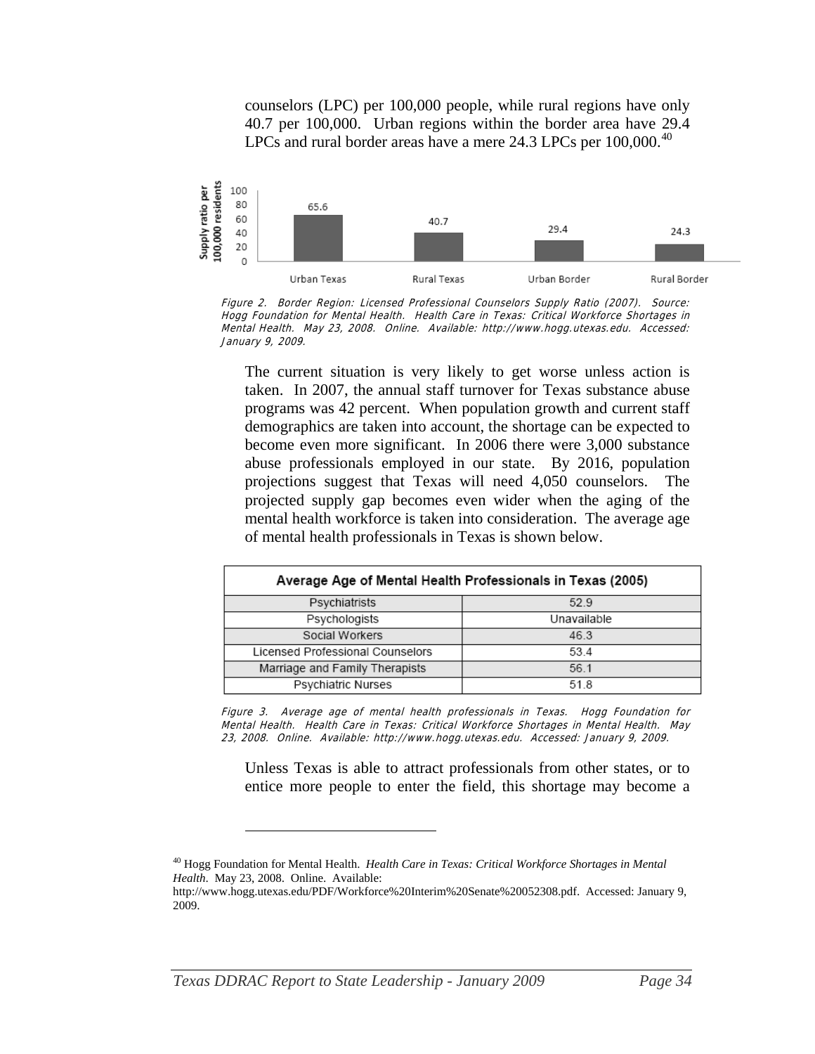counselors (LPC) per 100,000 people, while rural regions have only 40.7 per 100,000. Urban regions within the border area have 29.4 LPCs and rural border areas have a mere 24.3 LPCs per 100,000.[40]

| | Urban Texas | Rural Texas | Urban Border | Rural Border |
|---|---|---|---|---|
| Supply ratio per 100,000 residents | 65.6 | 40.7 | 29.4 | 24.3 |

*Figure 2. Border Region: Licensed Professional Counselors Supply Ratio (2007). Source: Hogg Foundation for Mental Health. Health Care in Texas: Critical Workforce Shortages in Mental Health. May 23, 2008. Online. Available: http://www.hogg.utexas.edu. Accessed: January 9, 2009.*

The current situation is very likely to get worse unless action is taken. In 2007, the annual staff turnover for Texas substance abuse programs was 42 percent. When population growth and current staff demographics are taken into account, the shortage can be expected to become even more significant. In 2006 there were 3,000 substance abuse professionals employed in our state. By 2016, population projections suggest that Texas will need 4,050 counselors. The projected supply gap becomes even wider when the aging of the mental health workforce is taken into consideration. The average age of mental health professionals in Texas is shown below.

| Average Age of Mental Health Professionals in Texas (2005) | |
|---|---|
| Psychiatrists | 52.9 |
| Psychologists | Unavailable |
| Social Workers | 46.3 |
| Licensed Professional Counselors | 53.4 |
| Marriage and Family Therapists | 56.1 |
| Psychiatric Nurses | 51.8 |

*Figure 3. Average age of mental health professionals in Texas. Hogg Foundation for Mental Health. Health Care in Texas: Critical Workforce Shortages in Mental Health. May 23, 2008. Online. Available: http://www.hogg.utexas.edu. Accessed: January 9, 2009.*

Unless Texas is able to attract professionals from other states, or to entice more people to enter the field, this shortage may become a

---

[40] Hogg Foundation for Mental Health. *Health Care in Texas: Critical Workforce Shortages in Mental Health*. May 23, 2008. Online. Available: http://www.hogg.utexas.edu/PDF/Workforce%20Interim%20Senate%20052308.pdf. Accessed: January 9, 2009.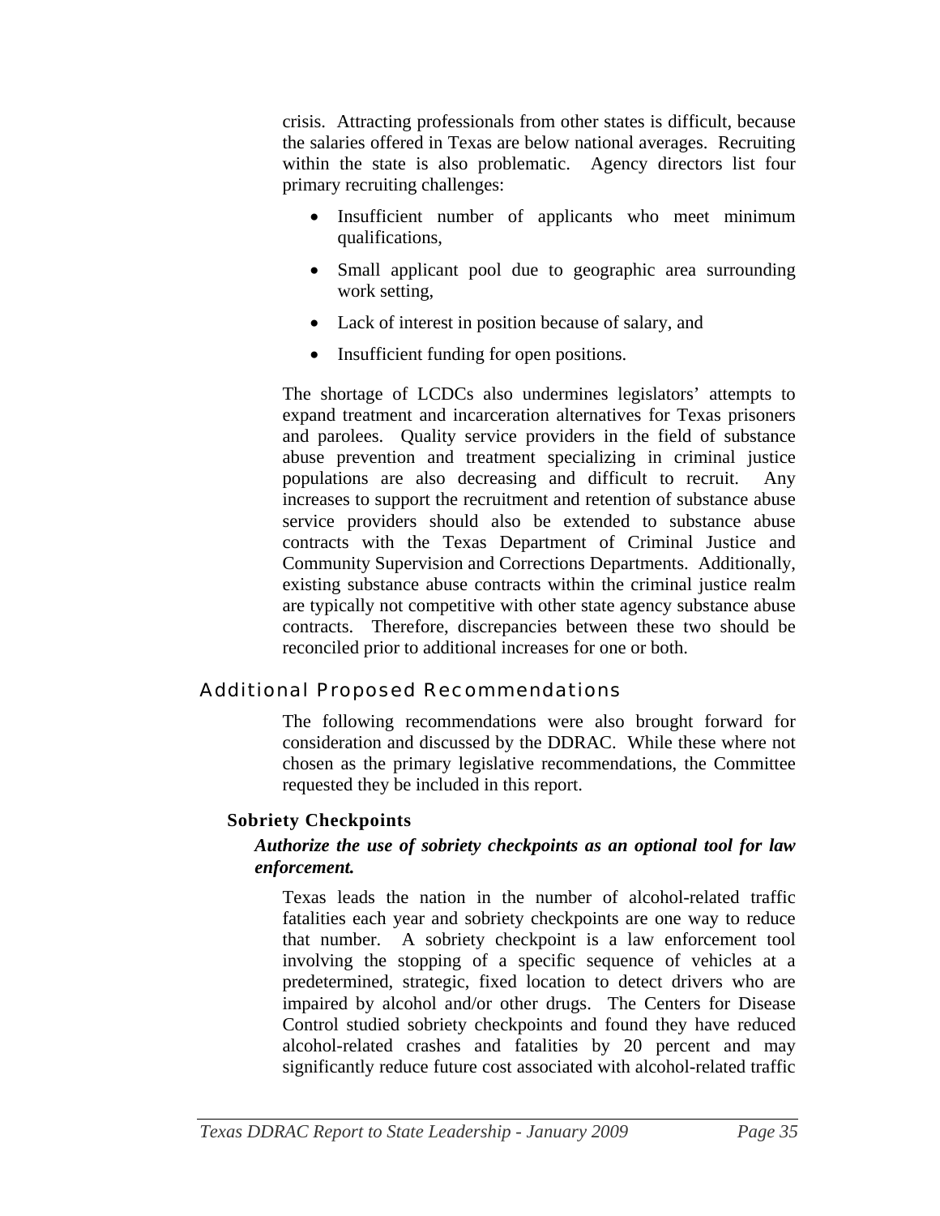crisis. Attracting professionals from other states is difficult, because the salaries offered in Texas are below national averages. Recruiting within the state is also problematic. Agency directors list four primary recruiting challenges:

- Insufficient number of applicants who meet minimum qualifications,
- Small applicant pool due to geographic area surrounding work setting,
- Lack of interest in position because of salary, and
- Insufficient funding for open positions.

The shortage of LCDCs also undermines legislators' attempts to expand treatment and incarceration alternatives for Texas prisoners and parolees. Quality service providers in the field of substance abuse prevention and treatment specializing in criminal justice populations are also decreasing and difficult to recruit. Any increases to support the recruitment and retention of substance abuse service providers should also be extended to substance abuse contracts with the Texas Department of Criminal Justice and Community Supervision and Corrections Departments. Additionally, existing substance abuse contracts within the criminal justice realm are typically not competitive with other state agency substance abuse contracts. Therefore, discrepancies between these two should be reconciled prior to additional increases for one or both.

## Additional Proposed Recommendations

The following recommendations were also brought forward for consideration and discussed by the DDRAC. While these where not chosen as the primary legislative recommendations, the Committee requested they be included in this report.

### Sobriety Checkpoints

***Authorize the use of sobriety checkpoints as an optional tool for law enforcement.***

Texas leads the nation in the number of alcohol-related traffic fatalities each year and sobriety checkpoints are one way to reduce that number. A sobriety checkpoint is a law enforcement tool involving the stopping of a specific sequence of vehicles at a predetermined, strategic, fixed location to detect drivers who are impaired by alcohol and/or other drugs. The Centers for Disease Control studied sobriety checkpoints and found they have reduced alcohol-related crashes and fatalities by 20 percent and may significantly reduce future cost associated with alcohol-related traffic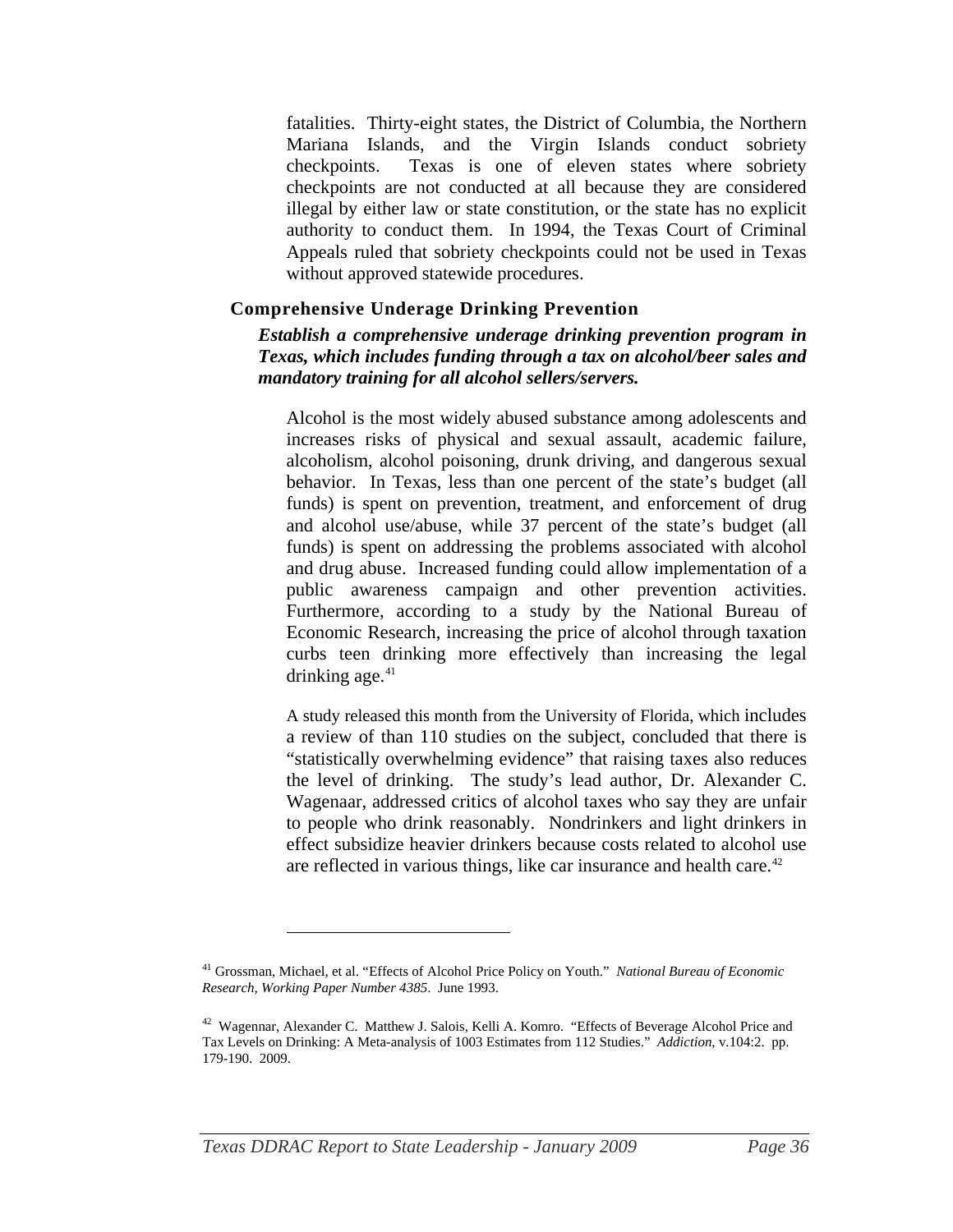fatalities. Thirty-eight states, the District of Columbia, the Northern Mariana Islands, and the Virgin Islands conduct sobriety checkpoints. Texas is one of eleven states where sobriety checkpoints are not conducted at all because they are considered illegal by either law or state constitution, or the state has no explicit authority to conduct them. In 1994, the Texas Court of Criminal Appeals ruled that sobriety checkpoints could not be used in Texas without approved statewide procedures.

### Comprehensive Underage Drinking Prevention

***Establish a comprehensive underage drinking prevention program in Texas, which includes funding through a tax on alcohol/beer sales and mandatory training for all alcohol sellers/servers.***

Alcohol is the most widely abused substance among adolescents and increases risks of physical and sexual assault, academic failure, alcoholism, alcohol poisoning, drunk driving, and dangerous sexual behavior. In Texas, less than one percent of the state's budget (all funds) is spent on prevention, treatment, and enforcement of drug and alcohol use/abuse, while 37 percent of the state's budget (all funds) is spent on addressing the problems associated with alcohol and drug abuse. Increased funding could allow implementation of a public awareness campaign and other prevention activities. Furthermore, according to a study by the National Bureau of Economic Research, increasing the price of alcohol through taxation curbs teen drinking more effectively than increasing the legal drinking age.[41]

A study released this month from the University of Florida, which includes a review of than 110 studies on the subject, concluded that there is "statistically overwhelming evidence" that raising taxes also reduces the level of drinking. The study's lead author, Dr. Alexander C. Wagenaar, addressed critics of alcohol taxes who say they are unfair to people who drink reasonably. Nondrinkers and light drinkers in effect subsidize heavier drinkers because costs related to alcohol use are reflected in various things, like car insurance and health care.[42]

---

[41] Grossman, Michael, et al. "Effects of Alcohol Price Policy on Youth." *National Bureau of Economic Research, Working Paper Number 4385*. June 1993.

[42] Wagennar, Alexander C. Matthew J. Salois, Kelli A. Komro. "Effects of Beverage Alcohol Price and Tax Levels on Drinking: A Meta-analysis of 1003 Estimates from 112 Studies." *Addiction*, v.104:2. pp. 179-190. 2009.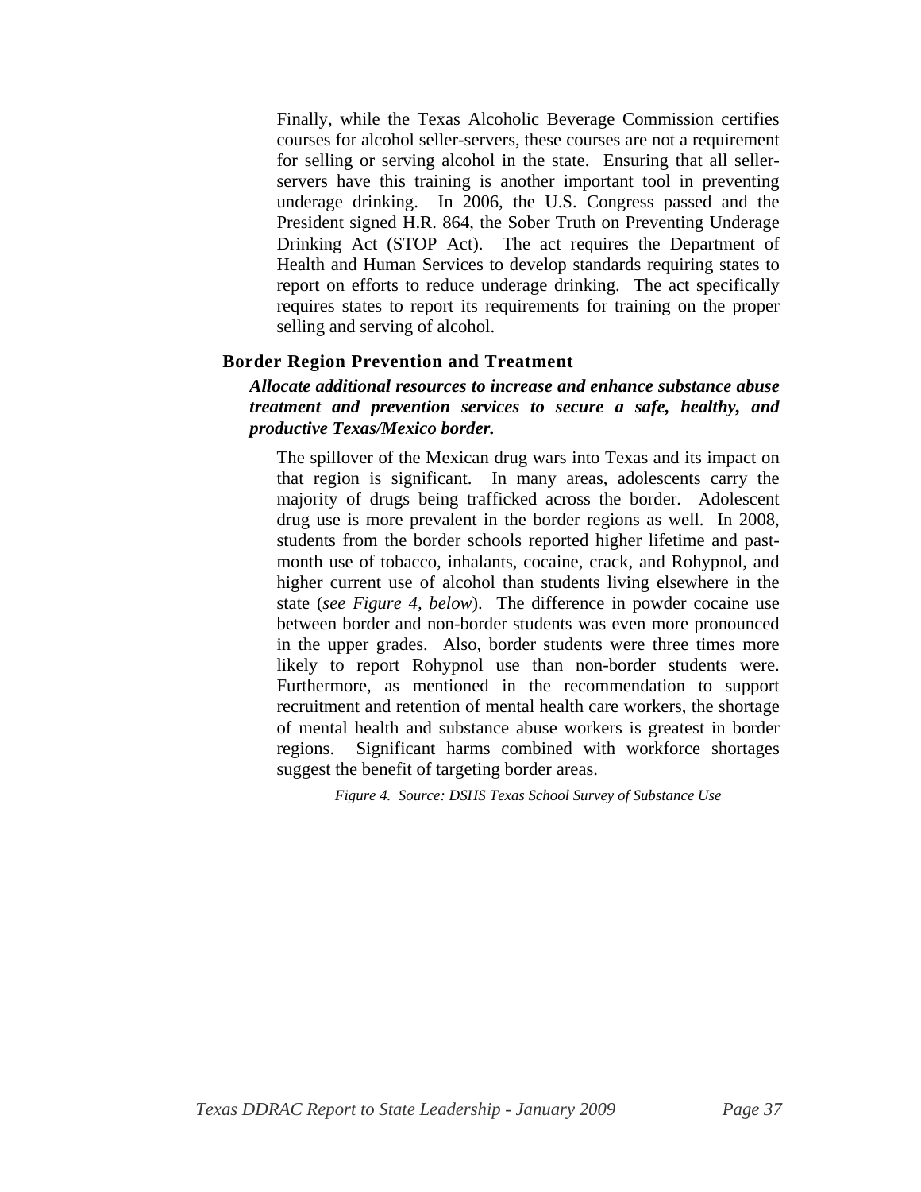Finally, while the Texas Alcoholic Beverage Commission certifies courses for alcohol seller-servers, these courses are not a requirement for selling or serving alcohol in the state. Ensuring that all seller-servers have this training is another important tool in preventing underage drinking. In 2006, the U.S. Congress passed and the President signed H.R. 864, the Sober Truth on Preventing Underage Drinking Act (STOP Act). The act requires the Department of Health and Human Services to develop standards requiring states to report on efforts to reduce underage drinking. The act specifically requires states to report its requirements for training on the proper selling and serving of alcohol.

### Border Region Prevention and Treatment

***Allocate additional resources to increase and enhance substance abuse treatment and prevention services to secure a safe, healthy, and productive Texas/Mexico border.***

The spillover of the Mexican drug wars into Texas and its impact on that region is significant. In many areas, adolescents carry the majority of drugs being trafficked across the border. Adolescent drug use is more prevalent in the border regions as well. In 2008, students from the border schools reported higher lifetime and past-month use of tobacco, inhalants, cocaine, crack, and Rohypnol, and higher current use of alcohol than students living elsewhere in the state (*see Figure 4, below*). The difference in powder cocaine use between border and non-border students was even more pronounced in the upper grades. Also, border students were three times more likely to report Rohypnol use than non-border students were. Furthermore, as mentioned in the recommendation to support recruitment and retention of mental health care workers, the shortage of mental health and substance abuse workers is greatest in border regions. Significant harms combined with workforce shortages suggest the benefit of targeting border areas.

*Figure 4. Source: DSHS Texas School Survey of Substance Use*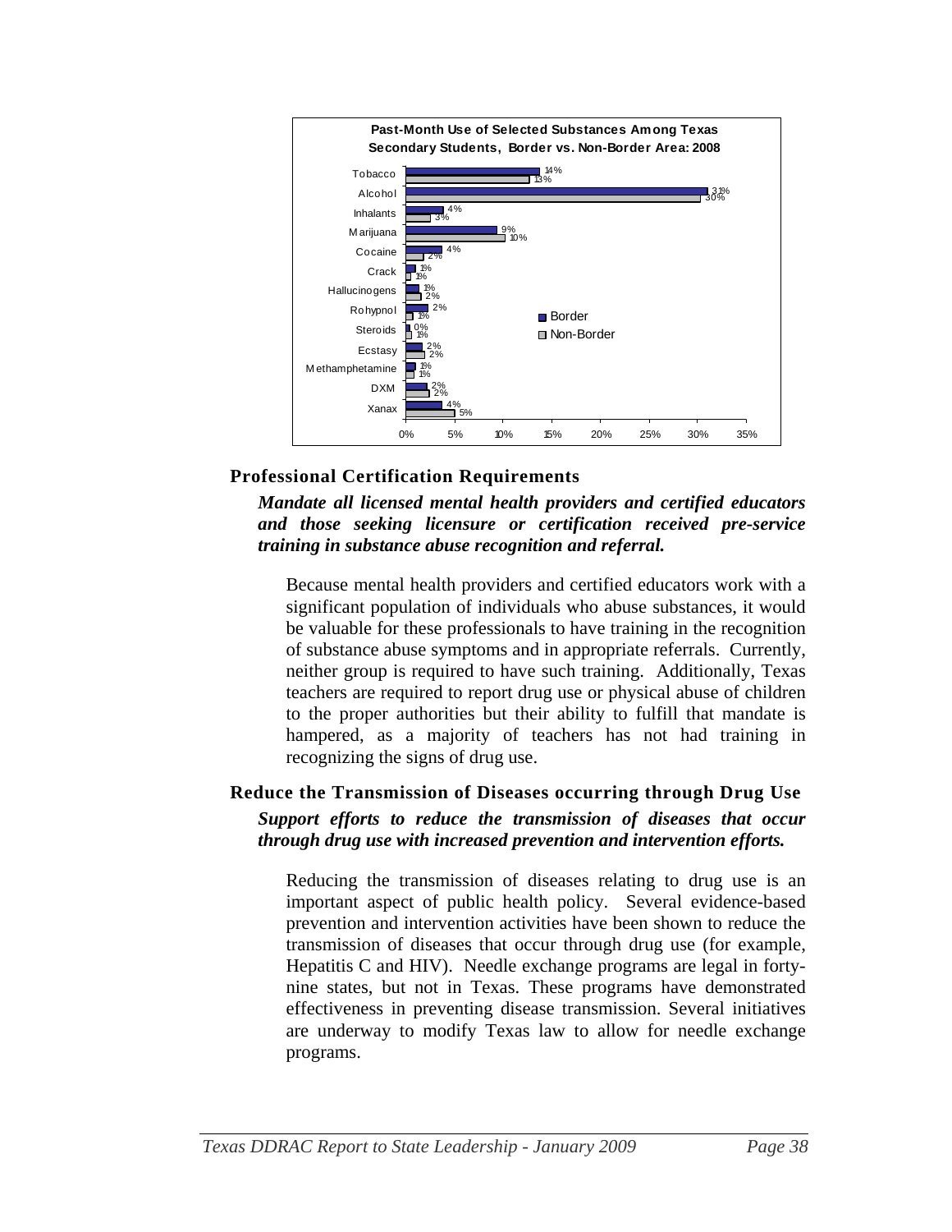**Past-Month Use of Selected Substances Among Texas Secondary Students, Border vs. Non-Border Area: 2008**

| Substance | Border | Non-Border |
|---|---|---|
| Tobacco | 14% | 13% |
| Alcohol | 31% | 30% |
| Inhalants | 4% | 3% |
| Marijuana | 9% | 10% |
| Cocaine | 4% | 2% |
| Crack | 1% | 1% |
| Hallucinogens | 1% | 2% |
| Rohypnol | 2% | 1% |
| Steroids | 0% | 1% |
| Ecstasy | 2% | 2% |
| Methamphetamine | 1% | 1% |
| DXM | 2% | 2% |
| Xanax | 4% | 5% |

## Professional Certification Requirements

***Mandate all licensed mental health providers and certified educators and those seeking licensure or certification received pre-service training in substance abuse recognition and referral.***

Because mental health providers and certified educators work with a significant population of individuals who abuse substances, it would be valuable for these professionals to have training in the recognition of substance abuse symptoms and in appropriate referrals. Currently, neither group is required to have such training. Additionally, Texas teachers are required to report drug use or physical abuse of children to the proper authorities but their ability to fulfill that mandate is hampered, as a majority of teachers has not had training in recognizing the signs of drug use.

## Reduce the Transmission of Diseases occurring through Drug Use

***Support efforts to reduce the transmission of diseases that occur through drug use with increased prevention and intervention efforts.***

Reducing the transmission of diseases relating to drug use is an important aspect of public health policy. Several evidence-based prevention and intervention activities have been shown to reduce the transmission of diseases that occur through drug use (for example, Hepatitis C and HIV). Needle exchange programs are legal in forty-nine states, but not in Texas. These programs have demonstrated effectiveness in preventing disease transmission. Several initiatives are underway to modify Texas law to allow for needle exchange programs.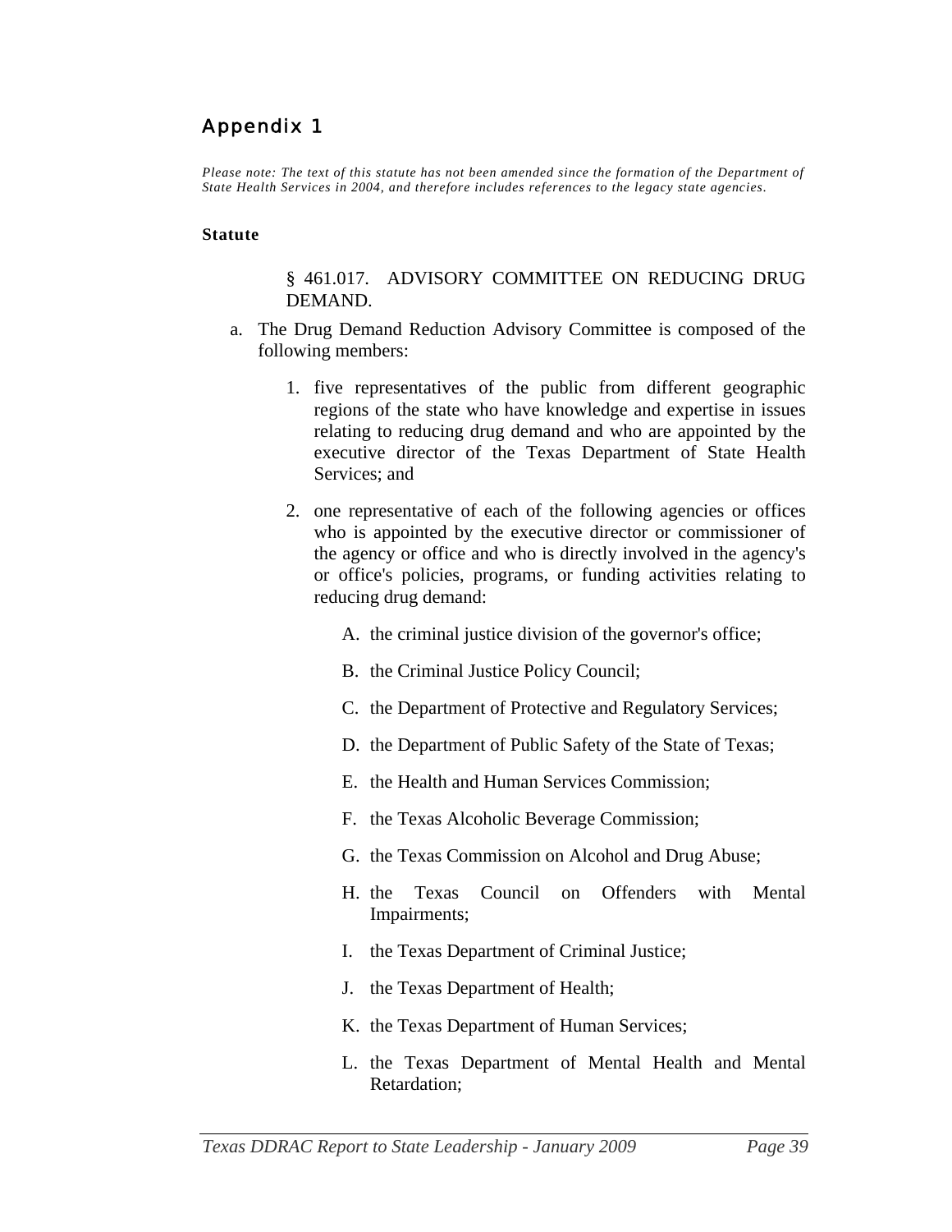# Appendix 1

*Please note: The text of this statute has not been amended since the formation of the Department of State Health Services in 2004, and therefore includes references to the legacy state agencies.*

**Statute**

§ 461.017. ADVISORY COMMITTEE ON REDUCING DRUG DEMAND.

a. The Drug Demand Reduction Advisory Committee is composed of the following members:

   1. five representatives of the public from different geographic regions of the state who have knowledge and expertise in issues relating to reducing drug demand and who are appointed by the executive director of the Texas Department of State Health Services; and

   2. one representative of each of the following agencies or offices who is appointed by the executive director or commissioner of the agency or office and who is directly involved in the agency's or office's policies, programs, or funding activities relating to reducing drug demand:

      A. the criminal justice division of the governor's office;

      B. the Criminal Justice Policy Council;

      C. the Department of Protective and Regulatory Services;

      D. the Department of Public Safety of the State of Texas;

      E. the Health and Human Services Commission;

      F. the Texas Alcoholic Beverage Commission;

      G. the Texas Commission on Alcohol and Drug Abuse;

      H. the Texas Council on Offenders with Mental Impairments;

      I. the Texas Department of Criminal Justice;

      J. the Texas Department of Health;

      K. the Texas Department of Human Services;

      L. the Texas Department of Mental Health and Mental Retardation;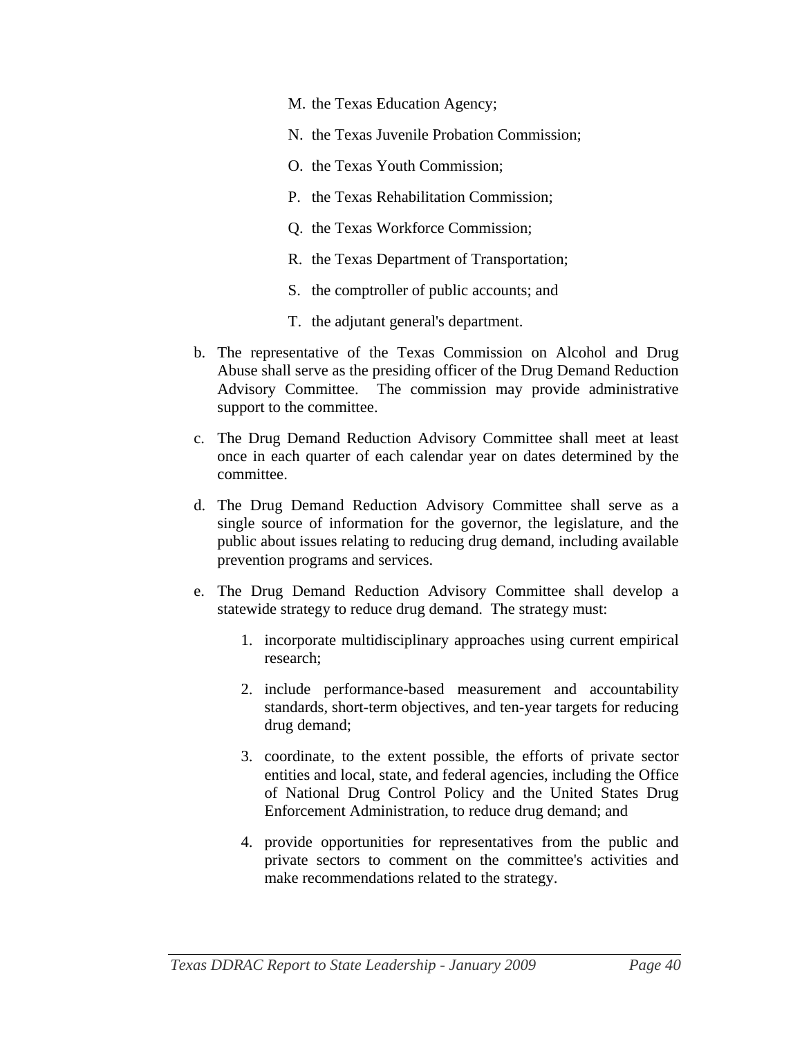M. the Texas Education Agency;

N. the Texas Juvenile Probation Commission;

O. the Texas Youth Commission;

P. the Texas Rehabilitation Commission;

Q. the Texas Workforce Commission;

R. the Texas Department of Transportation;

S. the comptroller of public accounts; and

T. the adjutant general's department.

b. The representative of the Texas Commission on Alcohol and Drug Abuse shall serve as the presiding officer of the Drug Demand Reduction Advisory Committee. The commission may provide administrative support to the committee.

c. The Drug Demand Reduction Advisory Committee shall meet at least once in each quarter of each calendar year on dates determined by the committee.

d. The Drug Demand Reduction Advisory Committee shall serve as a single source of information for the governor, the legislature, and the public about issues relating to reducing drug demand, including available prevention programs and services.

e. The Drug Demand Reduction Advisory Committee shall develop a statewide strategy to reduce drug demand. The strategy must:

   1. incorporate multidisciplinary approaches using current empirical research;

   2. include performance-based measurement and accountability standards, short-term objectives, and ten-year targets for reducing drug demand;

   3. coordinate, to the extent possible, the efforts of private sector entities and local, state, and federal agencies, including the Office of National Drug Control Policy and the United States Drug Enforcement Administration, to reduce drug demand; and

   4. provide opportunities for representatives from the public and private sectors to comment on the committee's activities and make recommendations related to the strategy.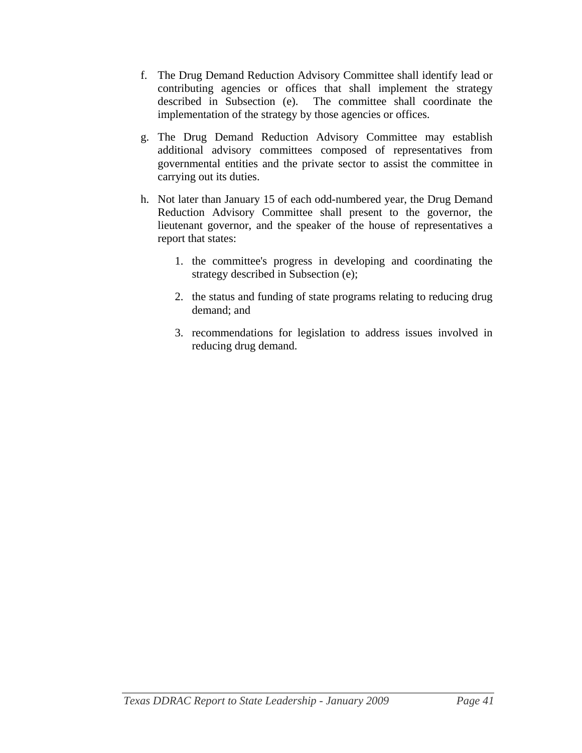f. The Drug Demand Reduction Advisory Committee shall identify lead or contributing agencies or offices that shall implement the strategy described in Subsection (e). The committee shall coordinate the implementation of the strategy by those agencies or offices.

g. The Drug Demand Reduction Advisory Committee may establish additional advisory committees composed of representatives from governmental entities and the private sector to assist the committee in carrying out its duties.

h. Not later than January 15 of each odd-numbered year, the Drug Demand Reduction Advisory Committee shall present to the governor, the lieutenant governor, and the speaker of the house of representatives a report that states:

   1. the committee's progress in developing and coordinating the strategy described in Subsection (e);

   2. the status and funding of state programs relating to reducing drug demand; and

   3. recommendations for legislation to address issues involved in reducing drug demand.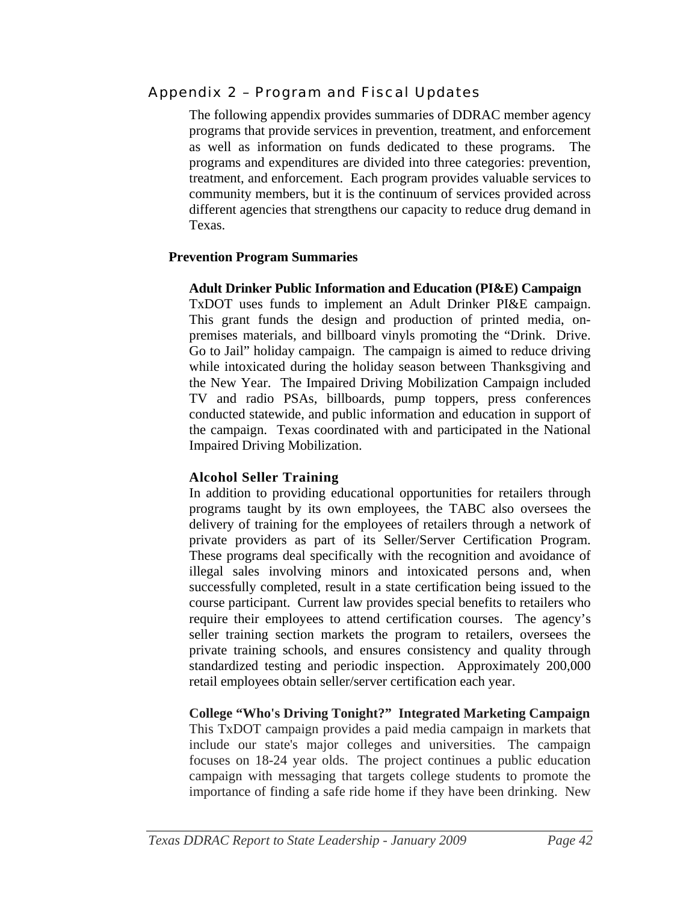## Appendix 2 – Program and Fiscal Updates

The following appendix provides summaries of DDRAC member agency programs that provide services in prevention, treatment, and enforcement as well as information on funds dedicated to these programs. The programs and expenditures are divided into three categories: prevention, treatment, and enforcement. Each program provides valuable services to community members, but it is the continuum of services provided across different agencies that strengthens our capacity to reduce drug demand in Texas.

### Prevention Program Summaries

**Adult Drinker Public Information and Education (PI&E) Campaign**
TxDOT uses funds to implement an Adult Drinker PI&E campaign. This grant funds the design and production of printed media, on-premises materials, and billboard vinyls promoting the "Drink. Drive. Go to Jail" holiday campaign. The campaign is aimed to reduce driving while intoxicated during the holiday season between Thanksgiving and the New Year. The Impaired Driving Mobilization Campaign included TV and radio PSAs, billboards, pump toppers, press conferences conducted statewide, and public information and education in support of the campaign. Texas coordinated with and participated in the National Impaired Driving Mobilization.

**Alcohol Seller Training**
In addition to providing educational opportunities for retailers through programs taught by its own employees, the TABC also oversees the delivery of training for the employees of retailers through a network of private providers as part of its Seller/Server Certification Program. These programs deal specifically with the recognition and avoidance of illegal sales involving minors and intoxicated persons and, when successfully completed, result in a state certification being issued to the course participant. Current law provides special benefits to retailers who require their employees to attend certification courses. The agency's seller training section markets the program to retailers, oversees the private training schools, and ensures consistency and quality through standardized testing and periodic inspection. Approximately 200,000 retail employees obtain seller/server certification each year.

**College "Who's Driving Tonight?" Integrated Marketing Campaign**
This TxDOT campaign provides a paid media campaign in markets that include our state's major colleges and universities. The campaign focuses on 18-24 year olds. The project continues a public education campaign with messaging that targets college students to promote the importance of finding a safe ride home if they have been drinking. New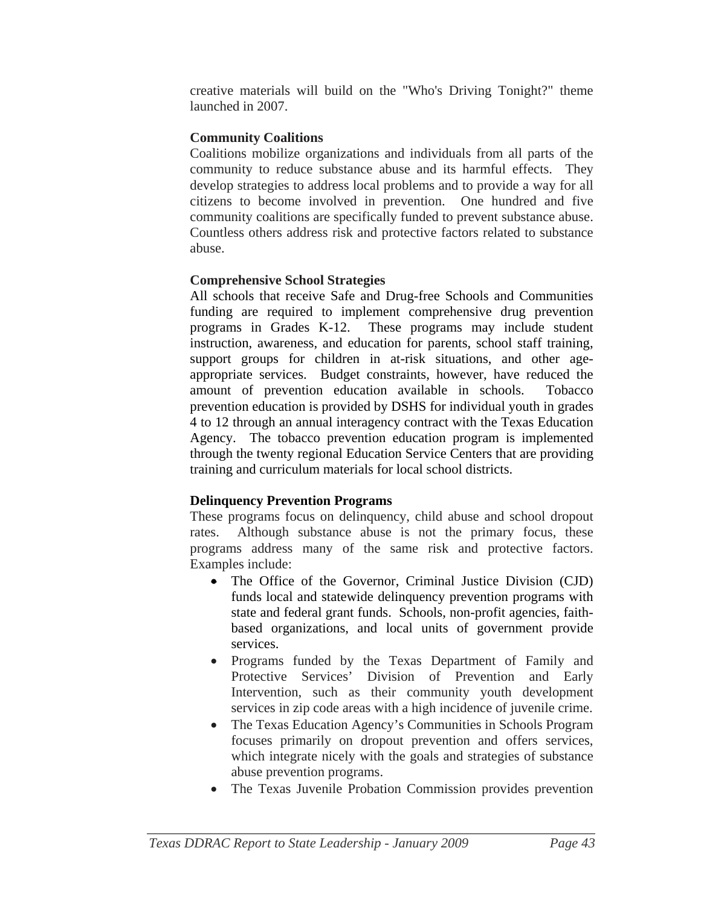creative materials will build on the "Who's Driving Tonight?" theme launched in 2007.

**Community Coalitions**

Coalitions mobilize organizations and individuals from all parts of the community to reduce substance abuse and its harmful effects. They develop strategies to address local problems and to provide a way for all citizens to become involved in prevention. One hundred and five community coalitions are specifically funded to prevent substance abuse. Countless others address risk and protective factors related to substance abuse.

**Comprehensive School Strategies**

All schools that receive Safe and Drug-free Schools and Communities funding are required to implement comprehensive drug prevention programs in Grades K-12. These programs may include student instruction, awareness, and education for parents, school staff training, support groups for children in at-risk situations, and other age-appropriate services. Budget constraints, however, have reduced the amount of prevention education available in schools. Tobacco prevention education is provided by DSHS for individual youth in grades 4 to 12 through an annual interagency contract with the Texas Education Agency. The tobacco prevention education program is implemented through the twenty regional Education Service Centers that are providing training and curriculum materials for local school districts.

**Delinquency Prevention Programs**

These programs focus on delinquency, child abuse and school dropout rates. Although substance abuse is not the primary focus, these programs address many of the same risk and protective factors. Examples include:

- The Office of the Governor, Criminal Justice Division (CJD) funds local and statewide delinquency prevention programs with state and federal grant funds. Schools, non-profit agencies, faith-based organizations, and local units of government provide services.
- Programs funded by the Texas Department of Family and Protective Services' Division of Prevention and Early Intervention, such as their community youth development services in zip code areas with a high incidence of juvenile crime.
- The Texas Education Agency's Communities in Schools Program focuses primarily on dropout prevention and offers services, which integrate nicely with the goals and strategies of substance abuse prevention programs.
- The Texas Juvenile Probation Commission provides prevention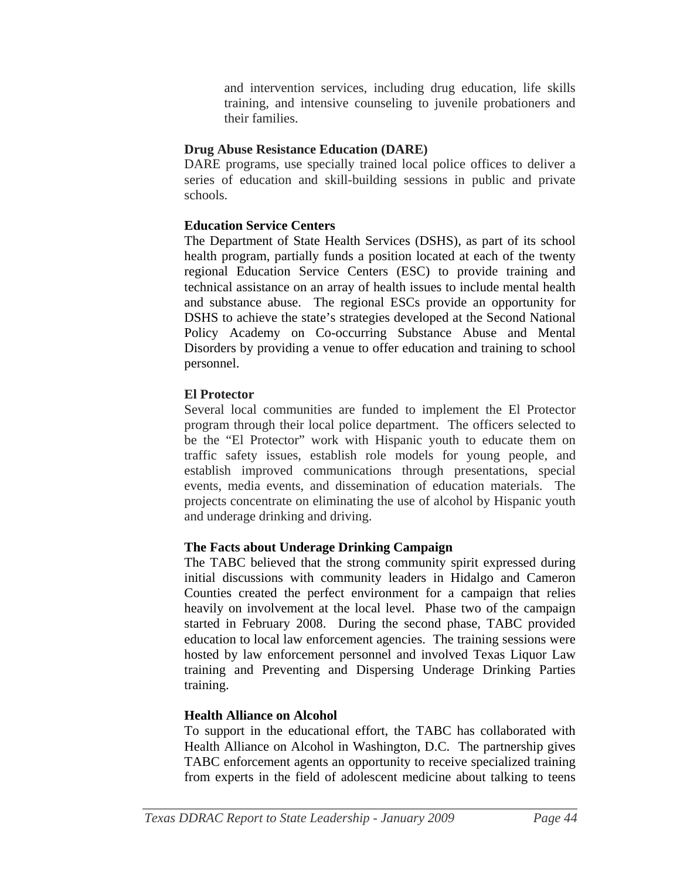and intervention services, including drug education, life skills training, and intensive counseling to juvenile probationers and their families.

**Drug Abuse Resistance Education (DARE)**

DARE programs, use specially trained local police offices to deliver a series of education and skill-building sessions in public and private schools.

**Education Service Centers**

The Department of State Health Services (DSHS), as part of its school health program, partially funds a position located at each of the twenty regional Education Service Centers (ESC) to provide training and technical assistance on an array of health issues to include mental health and substance abuse. The regional ESCs provide an opportunity for DSHS to achieve the state's strategies developed at the Second National Policy Academy on Co-occurring Substance Abuse and Mental Disorders by providing a venue to offer education and training to school personnel.

**El Protector**

Several local communities are funded to implement the El Protector program through their local police department. The officers selected to be the "El Protector" work with Hispanic youth to educate them on traffic safety issues, establish role models for young people, and establish improved communications through presentations, special events, media events, and dissemination of education materials. The projects concentrate on eliminating the use of alcohol by Hispanic youth and underage drinking and driving.

**The Facts about Underage Drinking Campaign**

The TABC believed that the strong community spirit expressed during initial discussions with community leaders in Hidalgo and Cameron Counties created the perfect environment for a campaign that relies heavily on involvement at the local level. Phase two of the campaign started in February 2008. During the second phase, TABC provided education to local law enforcement agencies. The training sessions were hosted by law enforcement personnel and involved Texas Liquor Law training and Preventing and Dispersing Underage Drinking Parties training.

**Health Alliance on Alcohol**

To support in the educational effort, the TABC has collaborated with Health Alliance on Alcohol in Washington, D.C. The partnership gives TABC enforcement agents an opportunity to receive specialized training from experts in the field of adolescent medicine about talking to teens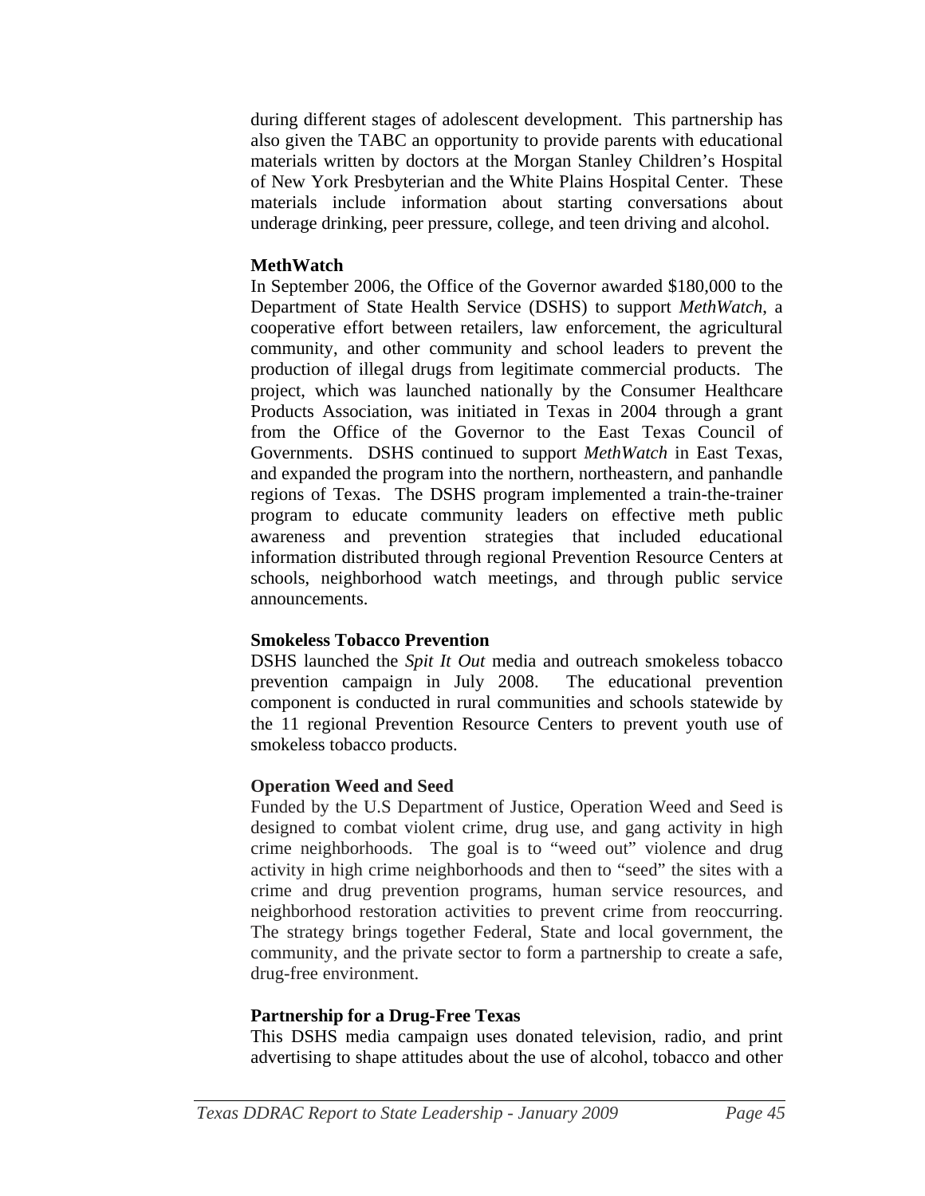during different stages of adolescent development. This partnership has also given the TABC an opportunity to provide parents with educational materials written by doctors at the Morgan Stanley Children's Hospital of New York Presbyterian and the White Plains Hospital Center. These materials include information about starting conversations about underage drinking, peer pressure, college, and teen driving and alcohol.

**MethWatch**

In September 2006, the Office of the Governor awarded $180,000 to the Department of State Health Service (DSHS) to support *MethWatch*, a cooperative effort between retailers, law enforcement, the agricultural community, and other community and school leaders to prevent the production of illegal drugs from legitimate commercial products. The project, which was launched nationally by the Consumer Healthcare Products Association, was initiated in Texas in 2004 through a grant from the Office of the Governor to the East Texas Council of Governments. DSHS continued to support *MethWatch* in East Texas, and expanded the program into the northern, northeastern, and panhandle regions of Texas. The DSHS program implemented a train-the-trainer program to educate community leaders on effective meth public awareness and prevention strategies that included educational information distributed through regional Prevention Resource Centers at schools, neighborhood watch meetings, and through public service announcements.

**Smokeless Tobacco Prevention**

DSHS launched the *Spit It Out* media and outreach smokeless tobacco prevention campaign in July 2008. The educational prevention component is conducted in rural communities and schools statewide by the 11 regional Prevention Resource Centers to prevent youth use of smokeless tobacco products.

**Operation Weed and Seed**

Funded by the U.S Department of Justice, Operation Weed and Seed is designed to combat violent crime, drug use, and gang activity in high crime neighborhoods. The goal is to "weed out" violence and drug activity in high crime neighborhoods and then to "seed" the sites with a crime and drug prevention programs, human service resources, and neighborhood restoration activities to prevent crime from reoccurring. The strategy brings together Federal, State and local government, the community, and the private sector to form a partnership to create a safe, drug-free environment.

**Partnership for a Drug-Free Texas**

This DSHS media campaign uses donated television, radio, and print advertising to shape attitudes about the use of alcohol, tobacco and other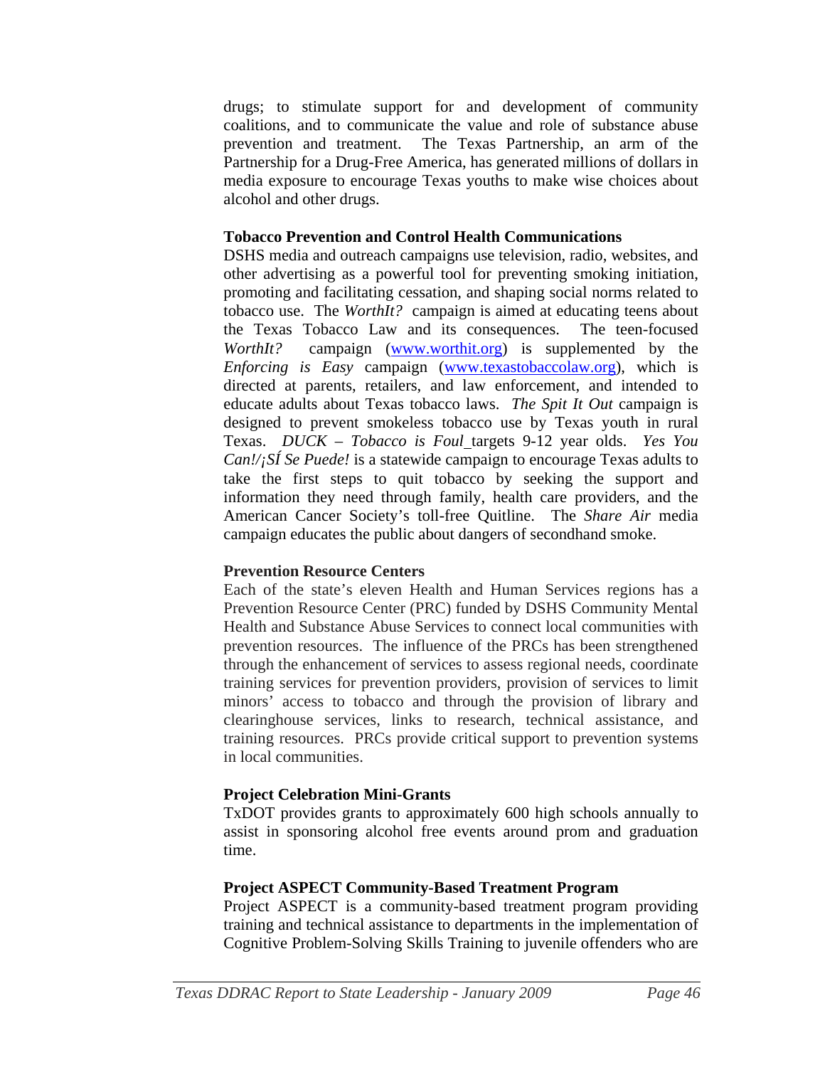drugs; to stimulate support for and development of community coalitions, and to communicate the value and role of substance abuse prevention and treatment. The Texas Partnership, an arm of the Partnership for a Drug-Free America, has generated millions of dollars in media exposure to encourage Texas youths to make wise choices about alcohol and other drugs.

**Tobacco Prevention and Control Health Communications**

DSHS media and outreach campaigns use television, radio, websites, and other advertising as a powerful tool for preventing smoking initiation, promoting and facilitating cessation, and shaping social norms related to tobacco use. The *WorthIt?* campaign is aimed at educating teens about the Texas Tobacco Law and its consequences. The teen-focused *WorthIt?* campaign (www.worthit.org) is supplemented by the *Enforcing is Easy* campaign (www.texastobaccolaw.org), which is directed at parents, retailers, and law enforcement, and intended to educate adults about Texas tobacco laws. *The Spit It Out* campaign is designed to prevent smokeless tobacco use by Texas youth in rural Texas. *DUCK – Tobacco is Foul* targets 9-12 year olds. *Yes You Can!/¡SÍ Se Puede!* is a statewide campaign to encourage Texas adults to take the first steps to quit tobacco by seeking the support and information they need through family, health care providers, and the American Cancer Society's toll-free Quitline. The *Share Air* media campaign educates the public about dangers of secondhand smoke.

**Prevention Resource Centers**

Each of the state's eleven Health and Human Services regions has a Prevention Resource Center (PRC) funded by DSHS Community Mental Health and Substance Abuse Services to connect local communities with prevention resources. The influence of the PRCs has been strengthened through the enhancement of services to assess regional needs, coordinate training services for prevention providers, provision of services to limit minors' access to tobacco and through the provision of library and clearinghouse services, links to research, technical assistance, and training resources. PRCs provide critical support to prevention systems in local communities.

**Project Celebration Mini-Grants**

TxDOT provides grants to approximately 600 high schools annually to assist in sponsoring alcohol free events around prom and graduation time.

**Project ASPECT Community-Based Treatment Program**

Project ASPECT is a community-based treatment program providing training and technical assistance to departments in the implementation of Cognitive Problem-Solving Skills Training to juvenile offenders who are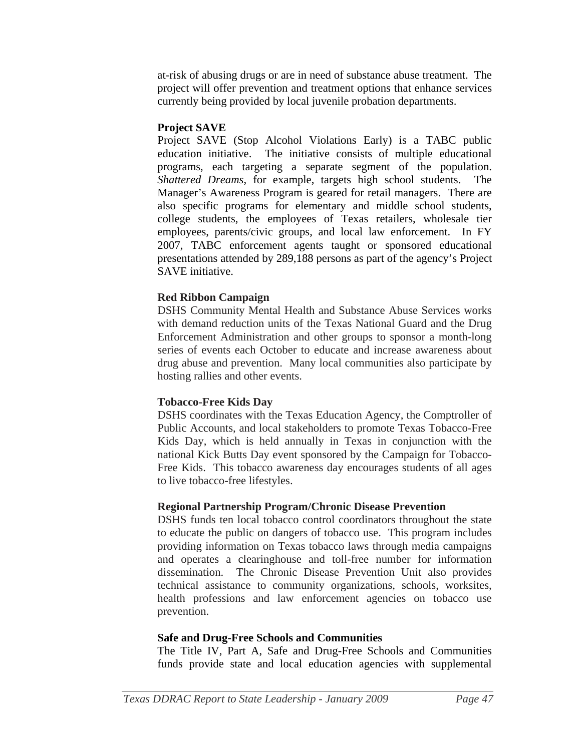at-risk of abusing drugs or are in need of substance abuse treatment. The project will offer prevention and treatment options that enhance services currently being provided by local juvenile probation departments.

**Project SAVE**

Project SAVE (Stop Alcohol Violations Early) is a TABC public education initiative. The initiative consists of multiple educational programs, each targeting a separate segment of the population. *Shattered Dreams*, for example, targets high school students. The Manager's Awareness Program is geared for retail managers. There are also specific programs for elementary and middle school students, college students, the employees of Texas retailers, wholesale tier employees, parents/civic groups, and local law enforcement. In FY 2007, TABC enforcement agents taught or sponsored educational presentations attended by 289,188 persons as part of the agency's Project SAVE initiative.

**Red Ribbon Campaign**

DSHS Community Mental Health and Substance Abuse Services works with demand reduction units of the Texas National Guard and the Drug Enforcement Administration and other groups to sponsor a month-long series of events each October to educate and increase awareness about drug abuse and prevention. Many local communities also participate by hosting rallies and other events.

**Tobacco-Free Kids Day**

DSHS coordinates with the Texas Education Agency, the Comptroller of Public Accounts, and local stakeholders to promote Texas Tobacco-Free Kids Day, which is held annually in Texas in conjunction with the national Kick Butts Day event sponsored by the Campaign for Tobacco-Free Kids. This tobacco awareness day encourages students of all ages to live tobacco-free lifestyles.

**Regional Partnership Program/Chronic Disease Prevention**

DSHS funds ten local tobacco control coordinators throughout the state to educate the public on dangers of tobacco use. This program includes providing information on Texas tobacco laws through media campaigns and operates a clearinghouse and toll-free number for information dissemination. The Chronic Disease Prevention Unit also provides technical assistance to community organizations, schools, worksites, health professions and law enforcement agencies on tobacco use prevention.

**Safe and Drug-Free Schools and Communities**

The Title IV, Part A, Safe and Drug-Free Schools and Communities funds provide state and local education agencies with supplemental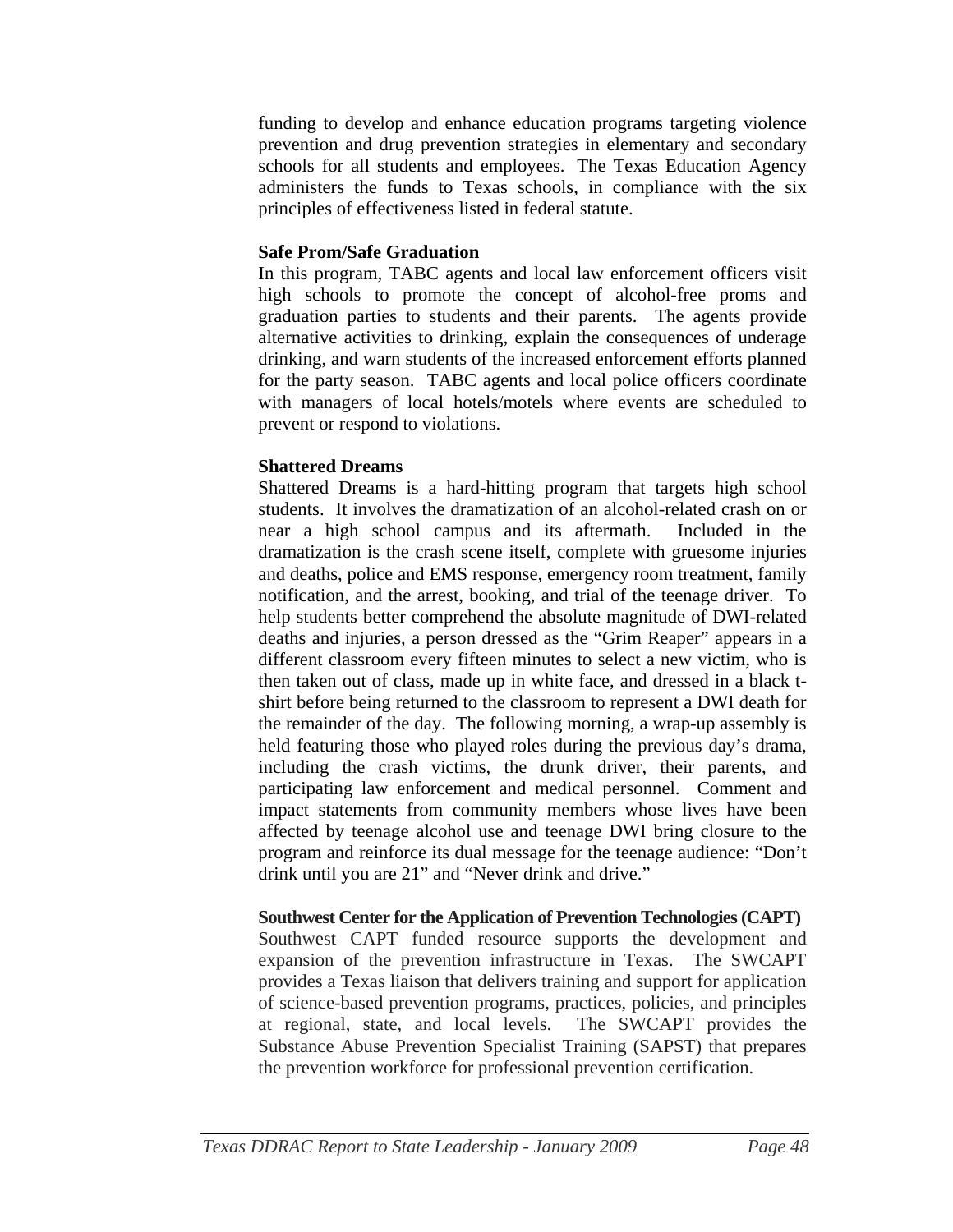funding to develop and enhance education programs targeting violence prevention and drug prevention strategies in elementary and secondary schools for all students and employees. The Texas Education Agency administers the funds to Texas schools, in compliance with the six principles of effectiveness listed in federal statute.

**Safe Prom/Safe Graduation**

In this program, TABC agents and local law enforcement officers visit high schools to promote the concept of alcohol-free proms and graduation parties to students and their parents. The agents provide alternative activities to drinking, explain the consequences of underage drinking, and warn students of the increased enforcement efforts planned for the party season. TABC agents and local police officers coordinate with managers of local hotels/motels where events are scheduled to prevent or respond to violations.

**Shattered Dreams**

Shattered Dreams is a hard-hitting program that targets high school students. It involves the dramatization of an alcohol-related crash on or near a high school campus and its aftermath. Included in the dramatization is the crash scene itself, complete with gruesome injuries and deaths, police and EMS response, emergency room treatment, family notification, and the arrest, booking, and trial of the teenage driver. To help students better comprehend the absolute magnitude of DWI-related deaths and injuries, a person dressed as the "Grim Reaper" appears in a different classroom every fifteen minutes to select a new victim, who is then taken out of class, made up in white face, and dressed in a black t-shirt before being returned to the classroom to represent a DWI death for the remainder of the day. The following morning, a wrap-up assembly is held featuring those who played roles during the previous day's drama, including the crash victims, the drunk driver, their parents, and participating law enforcement and medical personnel. Comment and impact statements from community members whose lives have been affected by teenage alcohol use and teenage DWI bring closure to the program and reinforce its dual message for the teenage audience: "Don't drink until you are 21" and "Never drink and drive."

**Southwest Center for the Application of Prevention Technologies (CAPT)**

Southwest CAPT funded resource supports the development and expansion of the prevention infrastructure in Texas. The SWCAPT provides a Texas liaison that delivers training and support for application of science-based prevention programs, practices, policies, and principles at regional, state, and local levels. The SWCAPT provides the Substance Abuse Prevention Specialist Training (SAPST) that prepares the prevention workforce for professional prevention certification.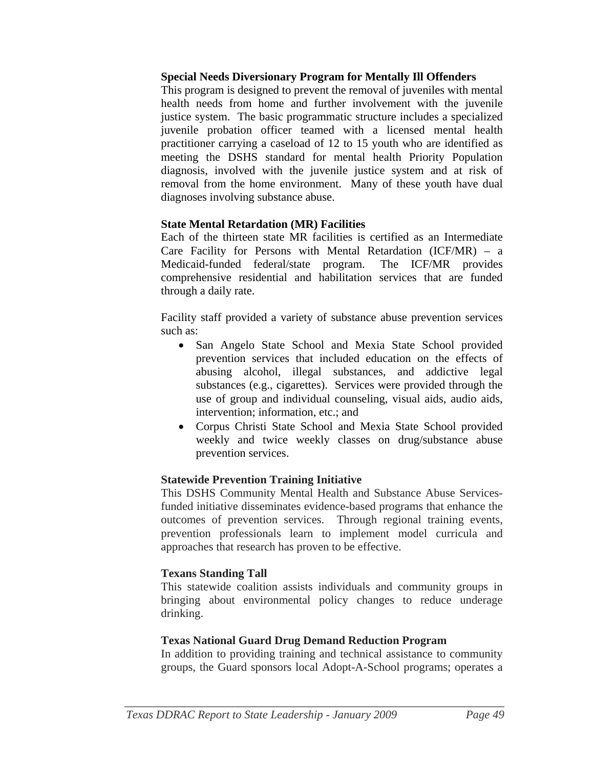**Special Needs Diversionary Program for Mentally Ill Offenders**
This program is designed to prevent the removal of juveniles with mental health needs from home and further involvement with the juvenile justice system. The basic programmatic structure includes a specialized juvenile probation officer teamed with a licensed mental health practitioner carrying a caseload of 12 to 15 youth who are identified as meeting the DSHS standard for mental health Priority Population diagnosis, involved with the juvenile justice system and at risk of removal from the home environment. Many of these youth have dual diagnoses involving substance abuse.

**State Mental Retardation (MR) Facilities**
Each of the thirteen state MR facilities is certified as an Intermediate Care Facility for Persons with Mental Retardation (ICF/MR) – a Medicaid-funded federal/state program. The ICF/MR provides comprehensive residential and habilitation services that are funded through a daily rate.

Facility staff provided a variety of substance abuse prevention services such as:

- San Angelo State School and Mexia State School provided prevention services that included education on the effects of abusing alcohol, illegal substances, and addictive legal substances (e.g., cigarettes). Services were provided through the use of group and individual counseling, visual aids, audio aids, intervention; information, etc.; and
- Corpus Christi State School and Mexia State School provided weekly and twice weekly classes on drug/substance abuse prevention services.

**Statewide Prevention Training Initiative**
This DSHS Community Mental Health and Substance Abuse Services-funded initiative disseminates evidence-based programs that enhance the outcomes of prevention services. Through regional training events, prevention professionals learn to implement model curricula and approaches that research has proven to be effective.

**Texans Standing Tall**
This statewide coalition assists individuals and community groups in bringing about environmental policy changes to reduce underage drinking.

**Texas National Guard Drug Demand Reduction Program**
In addition to providing training and technical assistance to community groups, the Guard sponsors local Adopt-A-School programs; operates a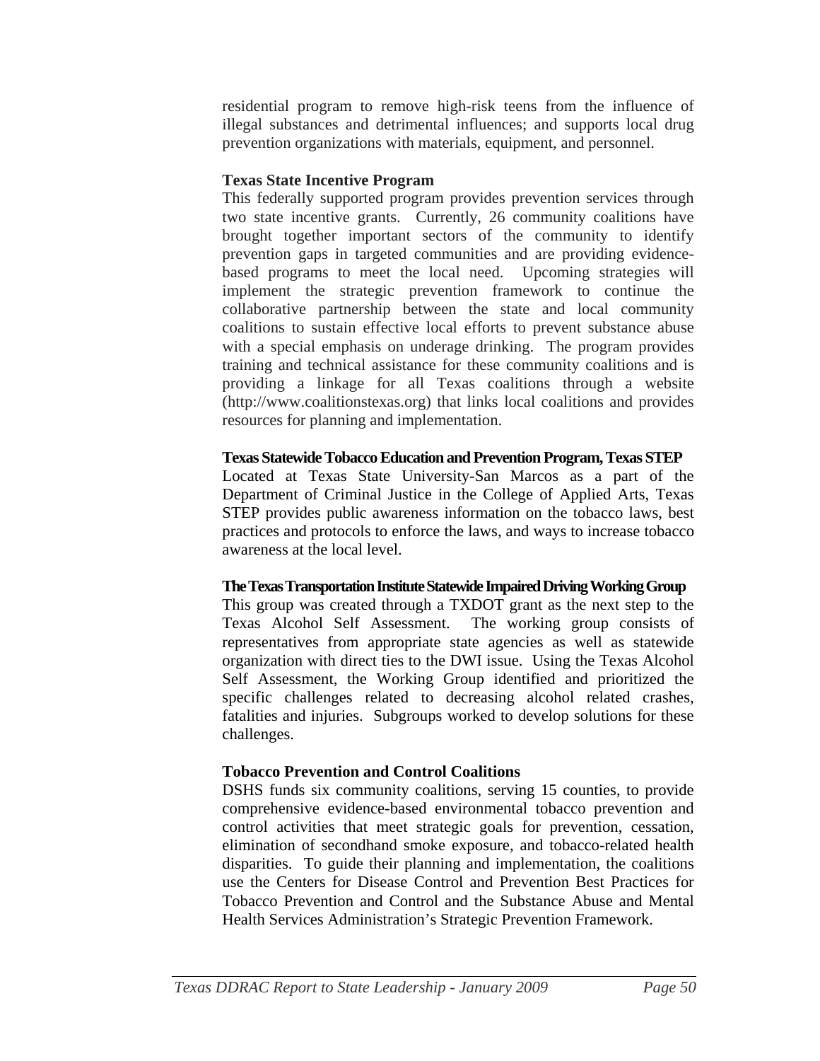residential program to remove high-risk teens from the influence of illegal substances and detrimental influences; and supports local drug prevention organizations with materials, equipment, and personnel.

**Texas State Incentive Program**

This federally supported program provides prevention services through two state incentive grants. Currently, 26 community coalitions have brought together important sectors of the community to identify prevention gaps in targeted communities and are providing evidence-based programs to meet the local need. Upcoming strategies will implement the strategic prevention framework to continue the collaborative partnership between the state and local community coalitions to sustain effective local efforts to prevent substance abuse with a special emphasis on underage drinking. The program provides training and technical assistance for these community coalitions and is providing a linkage for all Texas coalitions through a website (http://www.coalitionstexas.org) that links local coalitions and provides resources for planning and implementation.

**Texas Statewide Tobacco Education and Prevention Program, Texas STEP**

Located at Texas State University-San Marcos as a part of the Department of Criminal Justice in the College of Applied Arts, Texas STEP provides public awareness information on the tobacco laws, best practices and protocols to enforce the laws, and ways to increase tobacco awareness at the local level.

**The Texas Transportation Institute Statewide Impaired Driving Working Group**

This group was created through a TXDOT grant as the next step to the Texas Alcohol Self Assessment. The working group consists of representatives from appropriate state agencies as well as statewide organization with direct ties to the DWI issue. Using the Texas Alcohol Self Assessment, the Working Group identified and prioritized the specific challenges related to decreasing alcohol related crashes, fatalities and injuries. Subgroups worked to develop solutions for these challenges.

**Tobacco Prevention and Control Coalitions**

DSHS funds six community coalitions, serving 15 counties, to provide comprehensive evidence-based environmental tobacco prevention and control activities that meet strategic goals for prevention, cessation, elimination of secondhand smoke exposure, and tobacco-related health disparities. To guide their planning and implementation, the coalitions use the Centers for Disease Control and Prevention Best Practices for Tobacco Prevention and Control and the Substance Abuse and Mental Health Services Administration's Strategic Prevention Framework.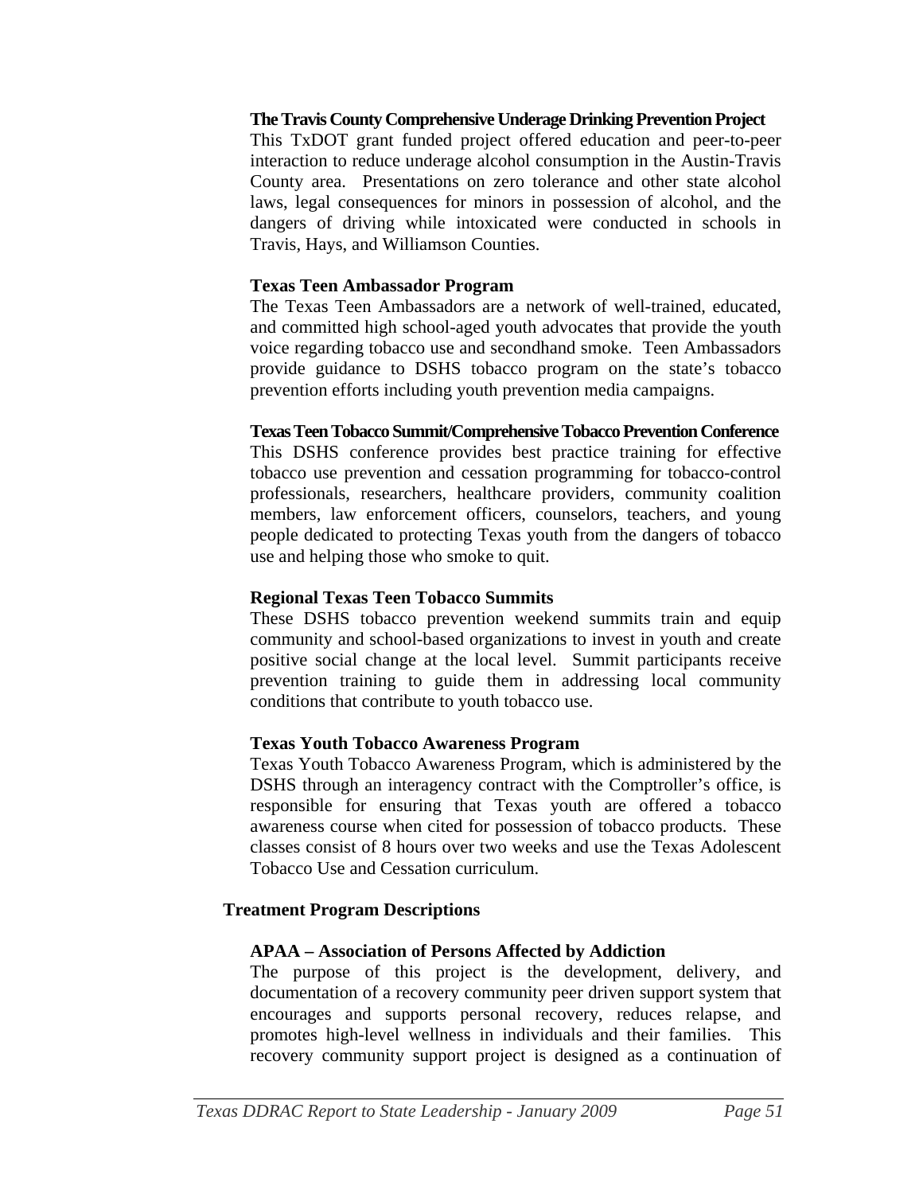**The Travis County Comprehensive Underage Drinking Prevention Project**

This TxDOT grant funded project offered education and peer-to-peer interaction to reduce underage alcohol consumption in the Austin-Travis County area. Presentations on zero tolerance and other state alcohol laws, legal consequences for minors in possession of alcohol, and the dangers of driving while intoxicated were conducted in schools in Travis, Hays, and Williamson Counties.

**Texas Teen Ambassador Program**

The Texas Teen Ambassadors are a network of well-trained, educated, and committed high school-aged youth advocates that provide the youth voice regarding tobacco use and secondhand smoke. Teen Ambassadors provide guidance to DSHS tobacco program on the state's tobacco prevention efforts including youth prevention media campaigns.

**Texas Teen Tobacco Summit/Comprehensive Tobacco Prevention Conference**

This DSHS conference provides best practice training for effective tobacco use prevention and cessation programming for tobacco-control professionals, researchers, healthcare providers, community coalition members, law enforcement officers, counselors, teachers, and young people dedicated to protecting Texas youth from the dangers of tobacco use and helping those who smoke to quit.

**Regional Texas Teen Tobacco Summits**

These DSHS tobacco prevention weekend summits train and equip community and school-based organizations to invest in youth and create positive social change at the local level. Summit participants receive prevention training to guide them in addressing local community conditions that contribute to youth tobacco use.

**Texas Youth Tobacco Awareness Program**

Texas Youth Tobacco Awareness Program, which is administered by the DSHS through an interagency contract with the Comptroller's office, is responsible for ensuring that Texas youth are offered a tobacco awareness course when cited for possession of tobacco products. These classes consist of 8 hours over two weeks and use the Texas Adolescent Tobacco Use and Cessation curriculum.

## Treatment Program Descriptions

**APAA – Association of Persons Affected by Addiction**

The purpose of this project is the development, delivery, and documentation of a recovery community peer driven support system that encourages and supports personal recovery, reduces relapse, and promotes high-level wellness in individuals and their families. This recovery community support project is designed as a continuation of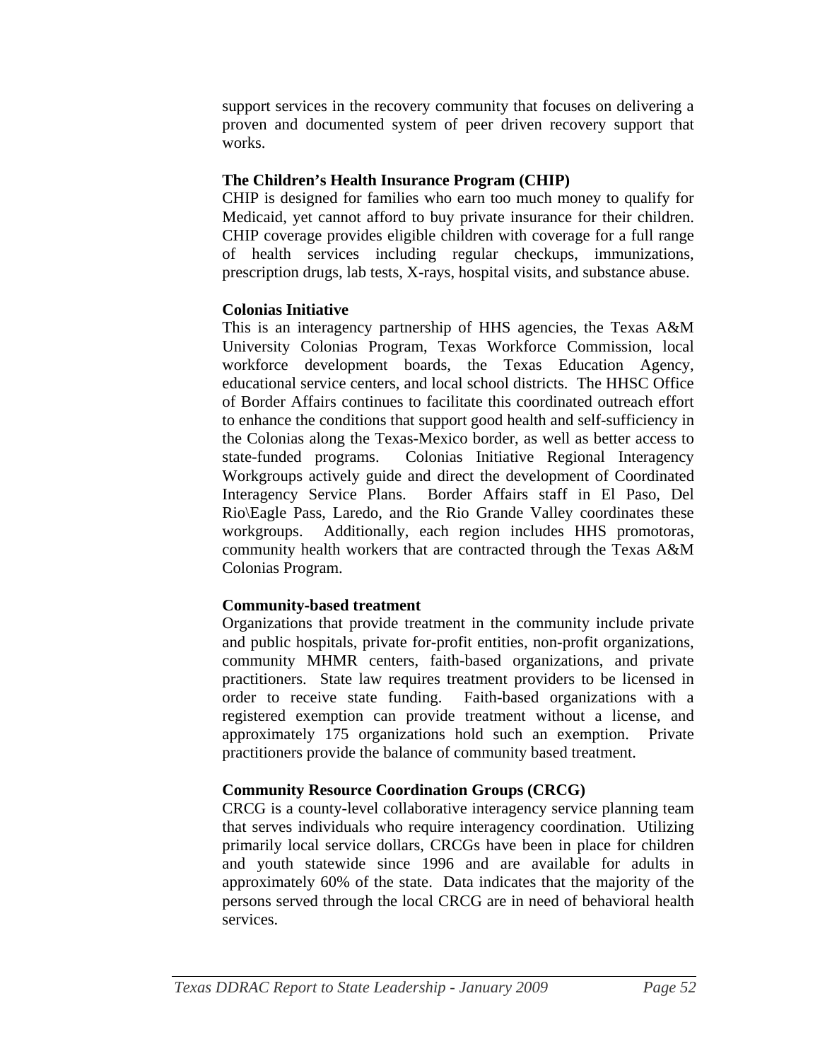support services in the recovery community that focuses on delivering a proven and documented system of peer driven recovery support that works.

**The Children's Health Insurance Program (CHIP)**

CHIP is designed for families who earn too much money to qualify for Medicaid, yet cannot afford to buy private insurance for their children. CHIP coverage provides eligible children with coverage for a full range of health services including regular checkups, immunizations, prescription drugs, lab tests, X-rays, hospital visits, and substance abuse.

**Colonias Initiative**

This is an interagency partnership of HHS agencies, the Texas A&M University Colonias Program, Texas Workforce Commission, local workforce development boards, the Texas Education Agency, educational service centers, and local school districts. The HHSC Office of Border Affairs continues to facilitate this coordinated outreach effort to enhance the conditions that support good health and self-sufficiency in the Colonias along the Texas-Mexico border, as well as better access to state-funded programs. Colonias Initiative Regional Interagency Workgroups actively guide and direct the development of Coordinated Interagency Service Plans. Border Affairs staff in El Paso, Del Rio\Eagle Pass, Laredo, and the Rio Grande Valley coordinates these workgroups. Additionally, each region includes HHS promotoras, community health workers that are contracted through the Texas A&M Colonias Program.

**Community-based treatment**

Organizations that provide treatment in the community include private and public hospitals, private for-profit entities, non-profit organizations, community MHMR centers, faith-based organizations, and private practitioners. State law requires treatment providers to be licensed in order to receive state funding. Faith-based organizations with a registered exemption can provide treatment without a license, and approximately 175 organizations hold such an exemption. Private practitioners provide the balance of community based treatment.

**Community Resource Coordination Groups (CRCG)**

CRCG is a county-level collaborative interagency service planning team that serves individuals who require interagency coordination. Utilizing primarily local service dollars, CRCGs have been in place for children and youth statewide since 1996 and are available for adults in approximately 60% of the state. Data indicates that the majority of the persons served through the local CRCG are in need of behavioral health services.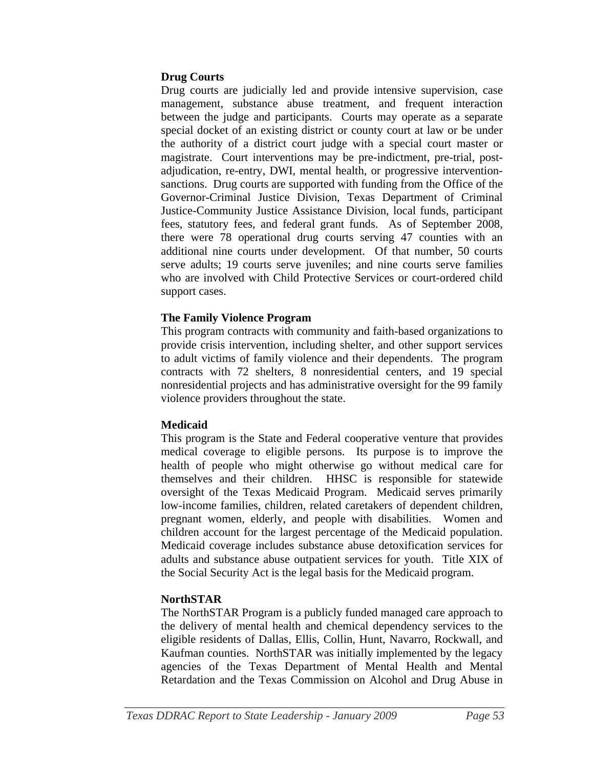**Drug Courts**

Drug courts are judicially led and provide intensive supervision, case management, substance abuse treatment, and frequent interaction between the judge and participants. Courts may operate as a separate special docket of an existing district or county court at law or be under the authority of a district court judge with a special court master or magistrate. Court interventions may be pre-indictment, pre-trial, post-adjudication, re-entry, DWI, mental health, or progressive intervention-sanctions. Drug courts are supported with funding from the Office of the Governor-Criminal Justice Division, Texas Department of Criminal Justice-Community Justice Assistance Division, local funds, participant fees, statutory fees, and federal grant funds. As of September 2008, there were 78 operational drug courts serving 47 counties with an additional nine courts under development. Of that number, 50 courts serve adults; 19 courts serve juveniles; and nine courts serve families who are involved with Child Protective Services or court-ordered child support cases.

**The Family Violence Program**

This program contracts with community and faith-based organizations to provide crisis intervention, including shelter, and other support services to adult victims of family violence and their dependents. The program contracts with 72 shelters, 8 nonresidential centers, and 19 special nonresidential projects and has administrative oversight for the 99 family violence providers throughout the state.

**Medicaid**

This program is the State and Federal cooperative venture that provides medical coverage to eligible persons. Its purpose is to improve the health of people who might otherwise go without medical care for themselves and their children. HHSC is responsible for statewide oversight of the Texas Medicaid Program. Medicaid serves primarily low-income families, children, related caretakers of dependent children, pregnant women, elderly, and people with disabilities. Women and children account for the largest percentage of the Medicaid population. Medicaid coverage includes substance abuse detoxification services for adults and substance abuse outpatient services for youth. Title XIX of the Social Security Act is the legal basis for the Medicaid program.

**NorthSTAR**

The NorthSTAR Program is a publicly funded managed care approach to the delivery of mental health and chemical dependency services to the eligible residents of Dallas, Ellis, Collin, Hunt, Navarro, Rockwall, and Kaufman counties. NorthSTAR was initially implemented by the legacy agencies of the Texas Department of Mental Health and Mental Retardation and the Texas Commission on Alcohol and Drug Abuse in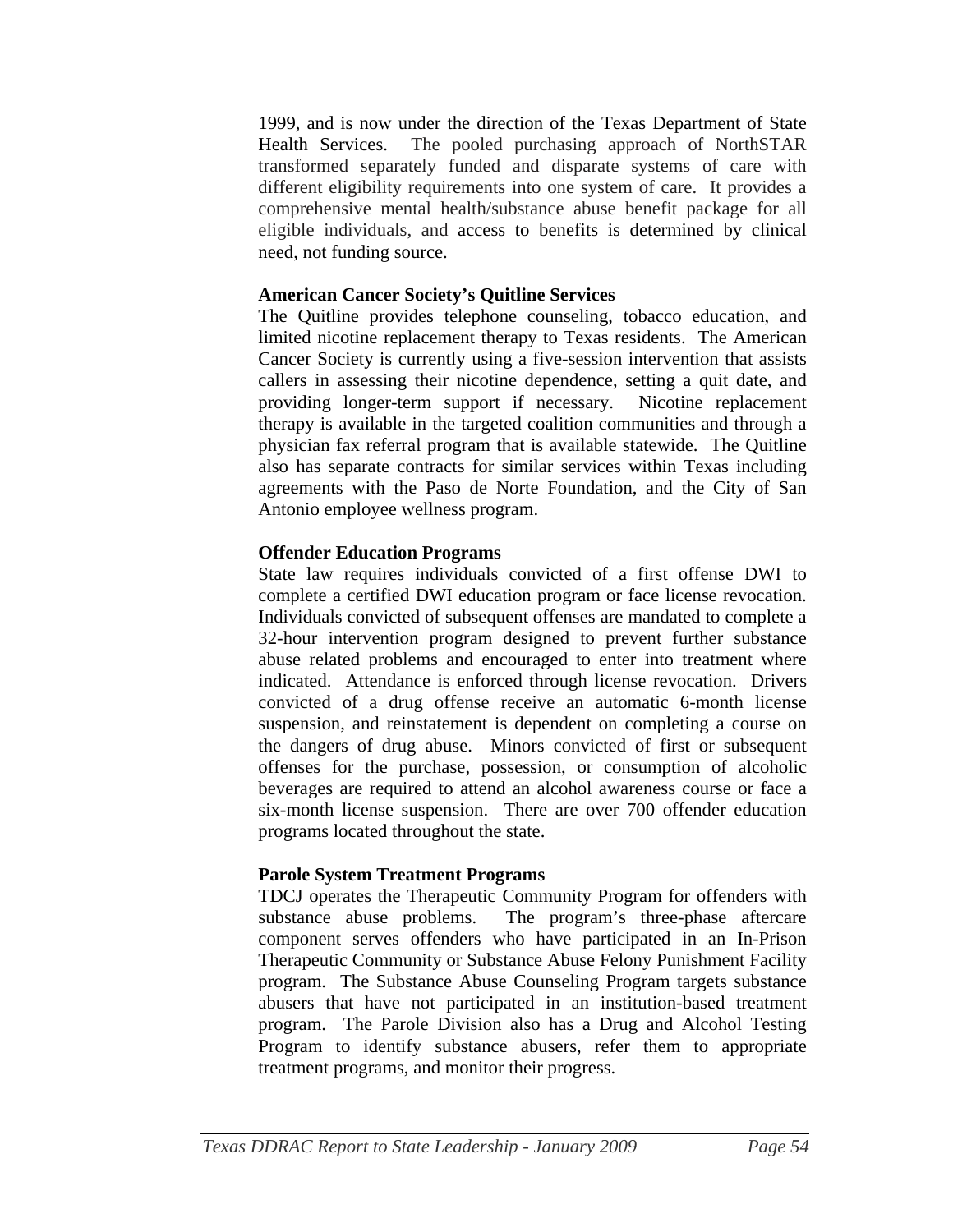1999, and is now under the direction of the Texas Department of State Health Services. The pooled purchasing approach of NorthSTAR transformed separately funded and disparate systems of care with different eligibility requirements into one system of care. It provides a comprehensive mental health/substance abuse benefit package for all eligible individuals, and access to benefits is determined by clinical need, not funding source.

**American Cancer Society's Quitline Services**

The Quitline provides telephone counseling, tobacco education, and limited nicotine replacement therapy to Texas residents. The American Cancer Society is currently using a five-session intervention that assists callers in assessing their nicotine dependence, setting a quit date, and providing longer-term support if necessary. Nicotine replacement therapy is available in the targeted coalition communities and through a physician fax referral program that is available statewide. The Quitline also has separate contracts for similar services within Texas including agreements with the Paso de Norte Foundation, and the City of San Antonio employee wellness program.

**Offender Education Programs**

State law requires individuals convicted of a first offense DWI to complete a certified DWI education program or face license revocation. Individuals convicted of subsequent offenses are mandated to complete a 32-hour intervention program designed to prevent further substance abuse related problems and encouraged to enter into treatment where indicated. Attendance is enforced through license revocation. Drivers convicted of a drug offense receive an automatic 6-month license suspension, and reinstatement is dependent on completing a course on the dangers of drug abuse. Minors convicted of first or subsequent offenses for the purchase, possession, or consumption of alcoholic beverages are required to attend an alcohol awareness course or face a six-month license suspension. There are over 700 offender education programs located throughout the state.

**Parole System Treatment Programs**

TDCJ operates the Therapeutic Community Program for offenders with substance abuse problems. The program's three-phase aftercare component serves offenders who have participated in an In-Prison Therapeutic Community or Substance Abuse Felony Punishment Facility program. The Substance Abuse Counseling Program targets substance abusers that have not participated in an institution-based treatment program. The Parole Division also has a Drug and Alcohol Testing Program to identify substance abusers, refer them to appropriate treatment programs, and monitor their progress.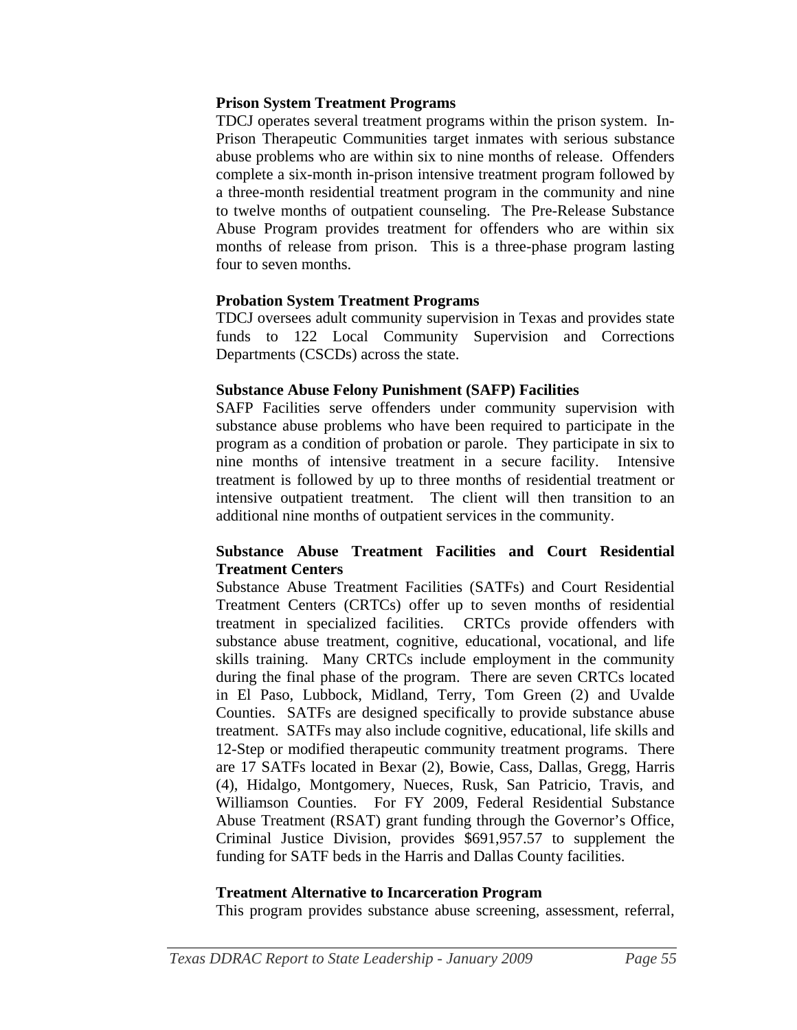**Prison System Treatment Programs**

TDCJ operates several treatment programs within the prison system. In-Prison Therapeutic Communities target inmates with serious substance abuse problems who are within six to nine months of release. Offenders complete a six-month in-prison intensive treatment program followed by a three-month residential treatment program in the community and nine to twelve months of outpatient counseling. The Pre-Release Substance Abuse Program provides treatment for offenders who are within six months of release from prison. This is a three-phase program lasting four to seven months.

**Probation System Treatment Programs**

TDCJ oversees adult community supervision in Texas and provides state funds to 122 Local Community Supervision and Corrections Departments (CSCDs) across the state.

**Substance Abuse Felony Punishment (SAFP) Facilities**

SAFP Facilities serve offenders under community supervision with substance abuse problems who have been required to participate in the program as a condition of probation or parole. They participate in six to nine months of intensive treatment in a secure facility. Intensive treatment is followed by up to three months of residential treatment or intensive outpatient treatment. The client will then transition to an additional nine months of outpatient services in the community.

**Substance Abuse Treatment Facilities and Court Residential Treatment Centers**

Substance Abuse Treatment Facilities (SATFs) and Court Residential Treatment Centers (CRTCs) offer up to seven months of residential treatment in specialized facilities. CRTCs provide offenders with substance abuse treatment, cognitive, educational, vocational, and life skills training. Many CRTCs include employment in the community during the final phase of the program. There are seven CRTCs located in El Paso, Lubbock, Midland, Terry, Tom Green (2) and Uvalde Counties. SATFs are designed specifically to provide substance abuse treatment. SATFs may also include cognitive, educational, life skills and 12-Step or modified therapeutic community treatment programs. There are 17 SATFs located in Bexar (2), Bowie, Cass, Dallas, Gregg, Harris (4), Hidalgo, Montgomery, Nueces, Rusk, San Patricio, Travis, and Williamson Counties. For FY 2009, Federal Residential Substance Abuse Treatment (RSAT) grant funding through the Governor's Office, Criminal Justice Division, provides $691,957.57 to supplement the funding for SATF beds in the Harris and Dallas County facilities.

**Treatment Alternative to Incarceration Program**

This program provides substance abuse screening, assessment, referral,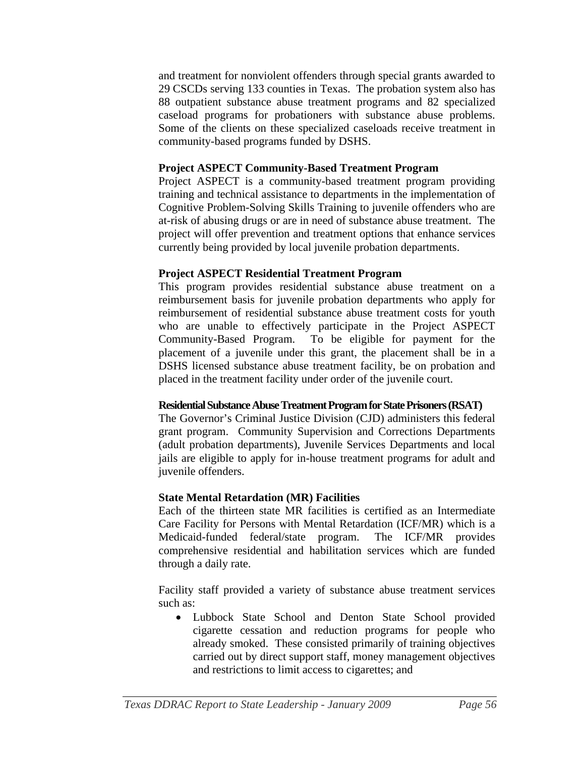and treatment for nonviolent offenders through special grants awarded to 29 CSCDs serving 133 counties in Texas. The probation system also has 88 outpatient substance abuse treatment programs and 82 specialized caseload programs for probationers with substance abuse problems. Some of the clients on these specialized caseloads receive treatment in community-based programs funded by DSHS.

**Project ASPECT Community-Based Treatment Program**

Project ASPECT is a community-based treatment program providing training and technical assistance to departments in the implementation of Cognitive Problem-Solving Skills Training to juvenile offenders who are at-risk of abusing drugs or are in need of substance abuse treatment. The project will offer prevention and treatment options that enhance services currently being provided by local juvenile probation departments.

**Project ASPECT Residential Treatment Program**

This program provides residential substance abuse treatment on a reimbursement basis for juvenile probation departments who apply for reimbursement of residential substance abuse treatment costs for youth who are unable to effectively participate in the Project ASPECT Community-Based Program. To be eligible for payment for the placement of a juvenile under this grant, the placement shall be in a DSHS licensed substance abuse treatment facility, be on probation and placed in the treatment facility under order of the juvenile court.

**Residential Substance Abuse Treatment Program for State Prisoners (RSAT)**

The Governor's Criminal Justice Division (CJD) administers this federal grant program. Community Supervision and Corrections Departments (adult probation departments), Juvenile Services Departments and local jails are eligible to apply for in-house treatment programs for adult and juvenile offenders.

**State Mental Retardation (MR) Facilities**

Each of the thirteen state MR facilities is certified as an Intermediate Care Facility for Persons with Mental Retardation (ICF/MR) which is a Medicaid-funded federal/state program. The ICF/MR provides comprehensive residential and habilitation services which are funded through a daily rate.

Facility staff provided a variety of substance abuse treatment services such as:

- Lubbock State School and Denton State School provided cigarette cessation and reduction programs for people who already smoked. These consisted primarily of training objectives carried out by direct support staff, money management objectives and restrictions to limit access to cigarettes; and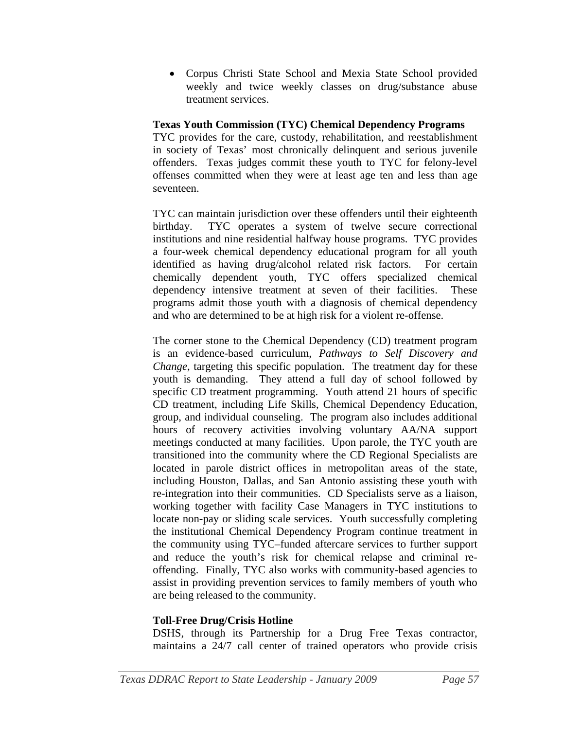- Corpus Christi State School and Mexia State School provided weekly and twice weekly classes on drug/substance abuse treatment services.

**Texas Youth Commission (TYC) Chemical Dependency Programs**
TYC provides for the care, custody, rehabilitation, and reestablishment in society of Texas' most chronically delinquent and serious juvenile offenders. Texas judges commit these youth to TYC for felony-level offenses committed when they were at least age ten and less than age seventeen.

TYC can maintain jurisdiction over these offenders until their eighteenth birthday. TYC operates a system of twelve secure correctional institutions and nine residential halfway house programs. TYC provides a four-week chemical dependency educational program for all youth identified as having drug/alcohol related risk factors. For certain chemically dependent youth, TYC offers specialized chemical dependency intensive treatment at seven of their facilities. These programs admit those youth with a diagnosis of chemical dependency and who are determined to be at high risk for a violent re-offense.

The corner stone to the Chemical Dependency (CD) treatment program is an evidence-based curriculum, *Pathways to Self Discovery and Change*, targeting this specific population. The treatment day for these youth is demanding. They attend a full day of school followed by specific CD treatment programming. Youth attend 21 hours of specific CD treatment, including Life Skills, Chemical Dependency Education, group, and individual counseling. The program also includes additional hours of recovery activities involving voluntary AA/NA support meetings conducted at many facilities. Upon parole, the TYC youth are transitioned into the community where the CD Regional Specialists are located in parole district offices in metropolitan areas of the state, including Houston, Dallas, and San Antonio assisting these youth with re-integration into their communities. CD Specialists serve as a liaison, working together with facility Case Managers in TYC institutions to locate non-pay or sliding scale services. Youth successfully completing the institutional Chemical Dependency Program continue treatment in the community using TYC–funded aftercare services to further support and reduce the youth's risk for chemical relapse and criminal re-offending. Finally, TYC also works with community-based agencies to assist in providing prevention services to family members of youth who are being released to the community.

**Toll-Free Drug/Crisis Hotline**
DSHS, through its Partnership for a Drug Free Texas contractor, maintains a 24/7 call center of trained operators who provide crisis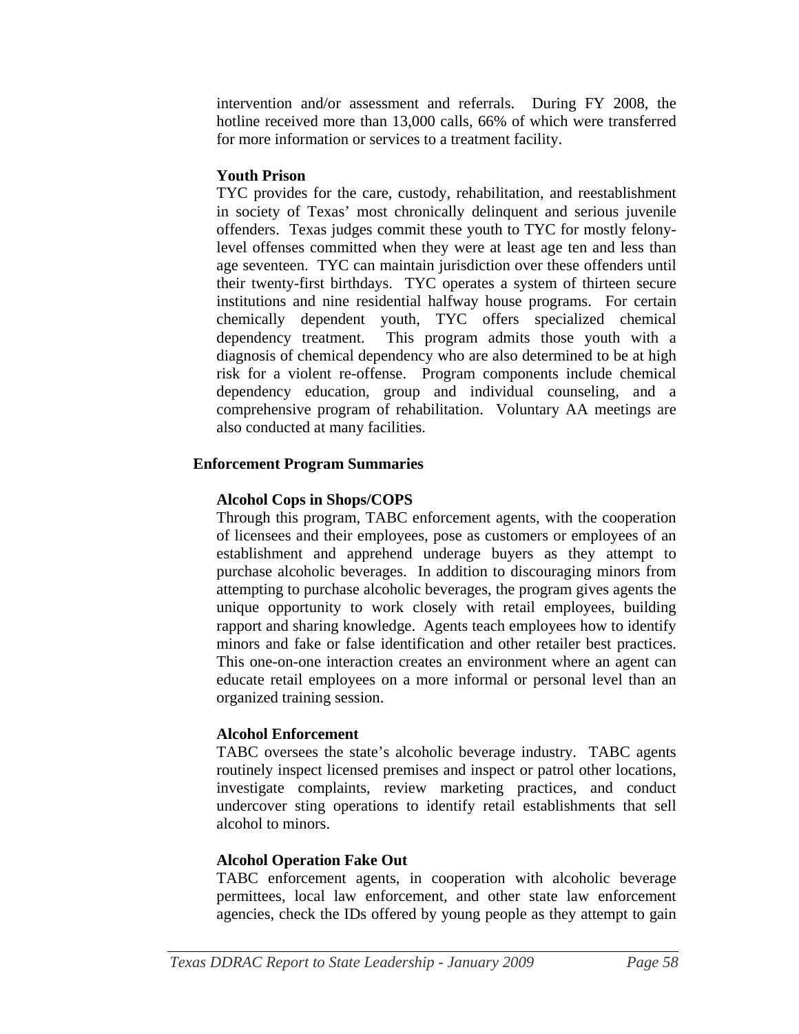intervention and/or assessment and referrals. During FY 2008, the hotline received more than 13,000 calls, 66% of which were transferred for more information or services to a treatment facility.

**Youth Prison**

TYC provides for the care, custody, rehabilitation, and reestablishment in society of Texas' most chronically delinquent and serious juvenile offenders. Texas judges commit these youth to TYC for mostly felony-level offenses committed when they were at least age ten and less than age seventeen. TYC can maintain jurisdiction over these offenders until their twenty-first birthdays. TYC operates a system of thirteen secure institutions and nine residential halfway house programs. For certain chemically dependent youth, TYC offers specialized chemical dependency treatment. This program admits those youth with a diagnosis of chemical dependency who are also determined to be at high risk for a violent re-offense. Program components include chemical dependency education, group and individual counseling, and a comprehensive program of rehabilitation. Voluntary AA meetings are also conducted at many facilities.

## Enforcement Program Summaries

**Alcohol Cops in Shops/COPS**

Through this program, TABC enforcement agents, with the cooperation of licensees and their employees, pose as customers or employees of an establishment and apprehend underage buyers as they attempt to purchase alcoholic beverages. In addition to discouraging minors from attempting to purchase alcoholic beverages, the program gives agents the unique opportunity to work closely with retail employees, building rapport and sharing knowledge. Agents teach employees how to identify minors and fake or false identification and other retailer best practices. This one-on-one interaction creates an environment where an agent can educate retail employees on a more informal or personal level than an organized training session.

**Alcohol Enforcement**

TABC oversees the state's alcoholic beverage industry. TABC agents routinely inspect licensed premises and inspect or patrol other locations, investigate complaints, review marketing practices, and conduct undercover sting operations to identify retail establishments that sell alcohol to minors.

**Alcohol Operation Fake Out**

TABC enforcement agents, in cooperation with alcoholic beverage permittees, local law enforcement, and other state law enforcement agencies, check the IDs offered by young people as they attempt to gain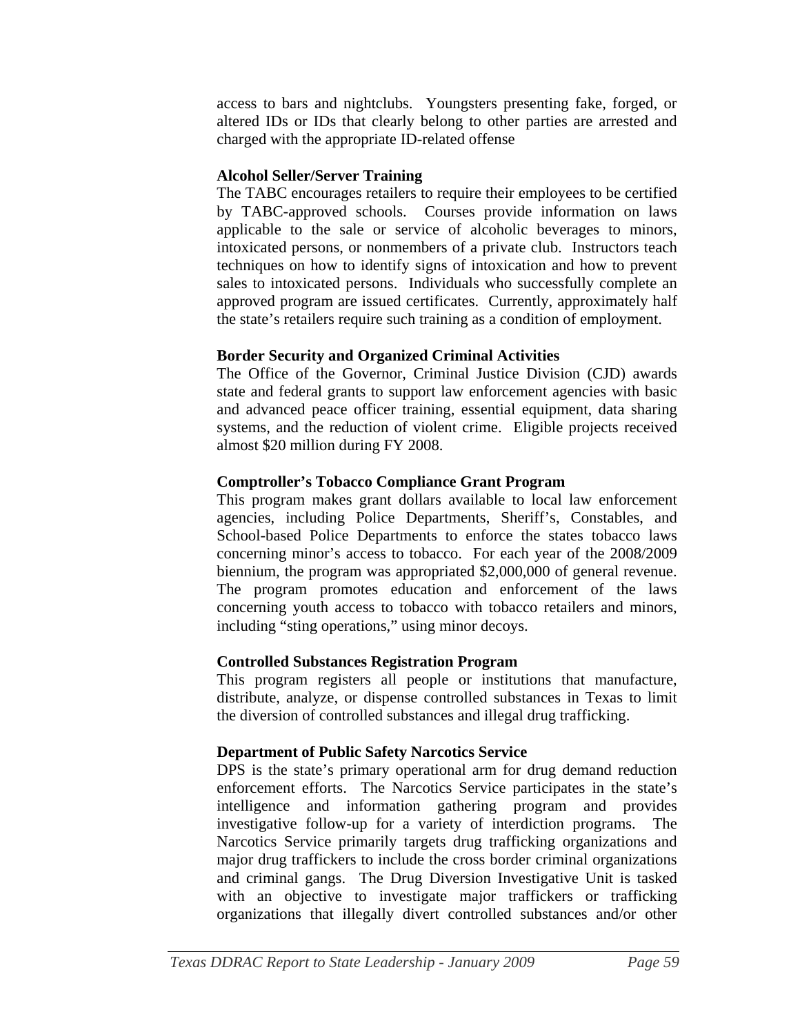access to bars and nightclubs. Youngsters presenting fake, forged, or altered IDs or IDs that clearly belong to other parties are arrested and charged with the appropriate ID-related offense

**Alcohol Seller/Server Training**

The TABC encourages retailers to require their employees to be certified by TABC-approved schools. Courses provide information on laws applicable to the sale or service of alcoholic beverages to minors, intoxicated persons, or nonmembers of a private club. Instructors teach techniques on how to identify signs of intoxication and how to prevent sales to intoxicated persons. Individuals who successfully complete an approved program are issued certificates. Currently, approximately half the state's retailers require such training as a condition of employment.

**Border Security and Organized Criminal Activities**

The Office of the Governor, Criminal Justice Division (CJD) awards state and federal grants to support law enforcement agencies with basic and advanced peace officer training, essential equipment, data sharing systems, and the reduction of violent crime. Eligible projects received almost $20 million during FY 2008.

**Comptroller's Tobacco Compliance Grant Program**

This program makes grant dollars available to local law enforcement agencies, including Police Departments, Sheriff's, Constables, and School-based Police Departments to enforce the states tobacco laws concerning minor's access to tobacco. For each year of the 2008/2009 biennium, the program was appropriated $2,000,000 of general revenue. The program promotes education and enforcement of the laws concerning youth access to tobacco with tobacco retailers and minors, including "sting operations," using minor decoys.

**Controlled Substances Registration Program**

This program registers all people or institutions that manufacture, distribute, analyze, or dispense controlled substances in Texas to limit the diversion of controlled substances and illegal drug trafficking.

**Department of Public Safety Narcotics Service**

DPS is the state's primary operational arm for drug demand reduction enforcement efforts. The Narcotics Service participates in the state's intelligence and information gathering program and provides investigative follow-up for a variety of interdiction programs. The Narcotics Service primarily targets drug trafficking organizations and major drug traffickers to include the cross border criminal organizations and criminal gangs. The Drug Diversion Investigative Unit is tasked with an objective to investigate major traffickers or trafficking organizations that illegally divert controlled substances and/or other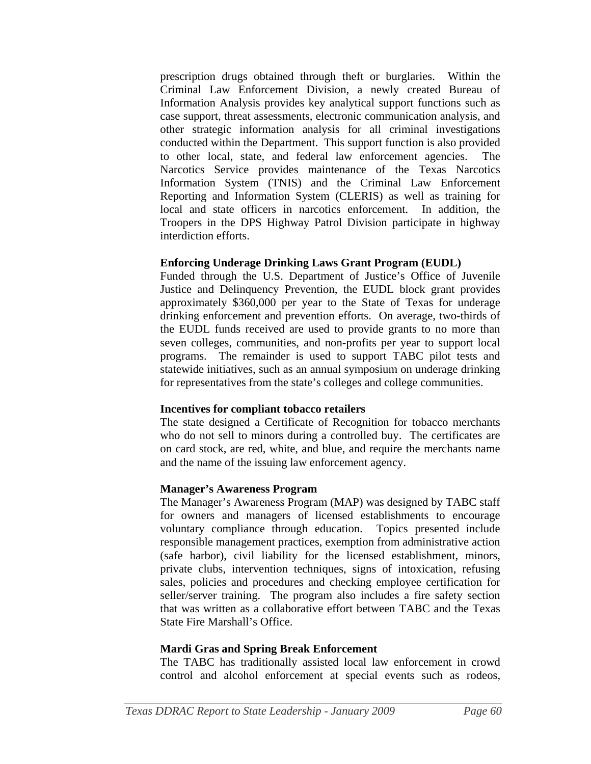prescription drugs obtained through theft or burglaries. Within the Criminal Law Enforcement Division, a newly created Bureau of Information Analysis provides key analytical support functions such as case support, threat assessments, electronic communication analysis, and other strategic information analysis for all criminal investigations conducted within the Department. This support function is also provided to other local, state, and federal law enforcement agencies. The Narcotics Service provides maintenance of the Texas Narcotics Information System (TNIS) and the Criminal Law Enforcement Reporting and Information System (CLERIS) as well as training for local and state officers in narcotics enforcement. In addition, the Troopers in the DPS Highway Patrol Division participate in highway interdiction efforts.

**Enforcing Underage Drinking Laws Grant Program (EUDL)**
Funded through the U.S. Department of Justice's Office of Juvenile Justice and Delinquency Prevention, the EUDL block grant provides approximately $360,000 per year to the State of Texas for underage drinking enforcement and prevention efforts. On average, two-thirds of the EUDL funds received are used to provide grants to no more than seven colleges, communities, and non-profits per year to support local programs. The remainder is used to support TABC pilot tests and statewide initiatives, such as an annual symposium on underage drinking for representatives from the state's colleges and college communities.

**Incentives for compliant tobacco retailers**
The state designed a Certificate of Recognition for tobacco merchants who do not sell to minors during a controlled buy. The certificates are on card stock, are red, white, and blue, and require the merchants name and the name of the issuing law enforcement agency.

**Manager's Awareness Program**
The Manager's Awareness Program (MAP) was designed by TABC staff for owners and managers of licensed establishments to encourage voluntary compliance through education. Topics presented include responsible management practices, exemption from administrative action (safe harbor), civil liability for the licensed establishment, minors, private clubs, intervention techniques, signs of intoxication, refusing sales, policies and procedures and checking employee certification for seller/server training. The program also includes a fire safety section that was written as a collaborative effort between TABC and the Texas State Fire Marshall's Office.

**Mardi Gras and Spring Break Enforcement**
The TABC has traditionally assisted local law enforcement in crowd control and alcohol enforcement at special events such as rodeos,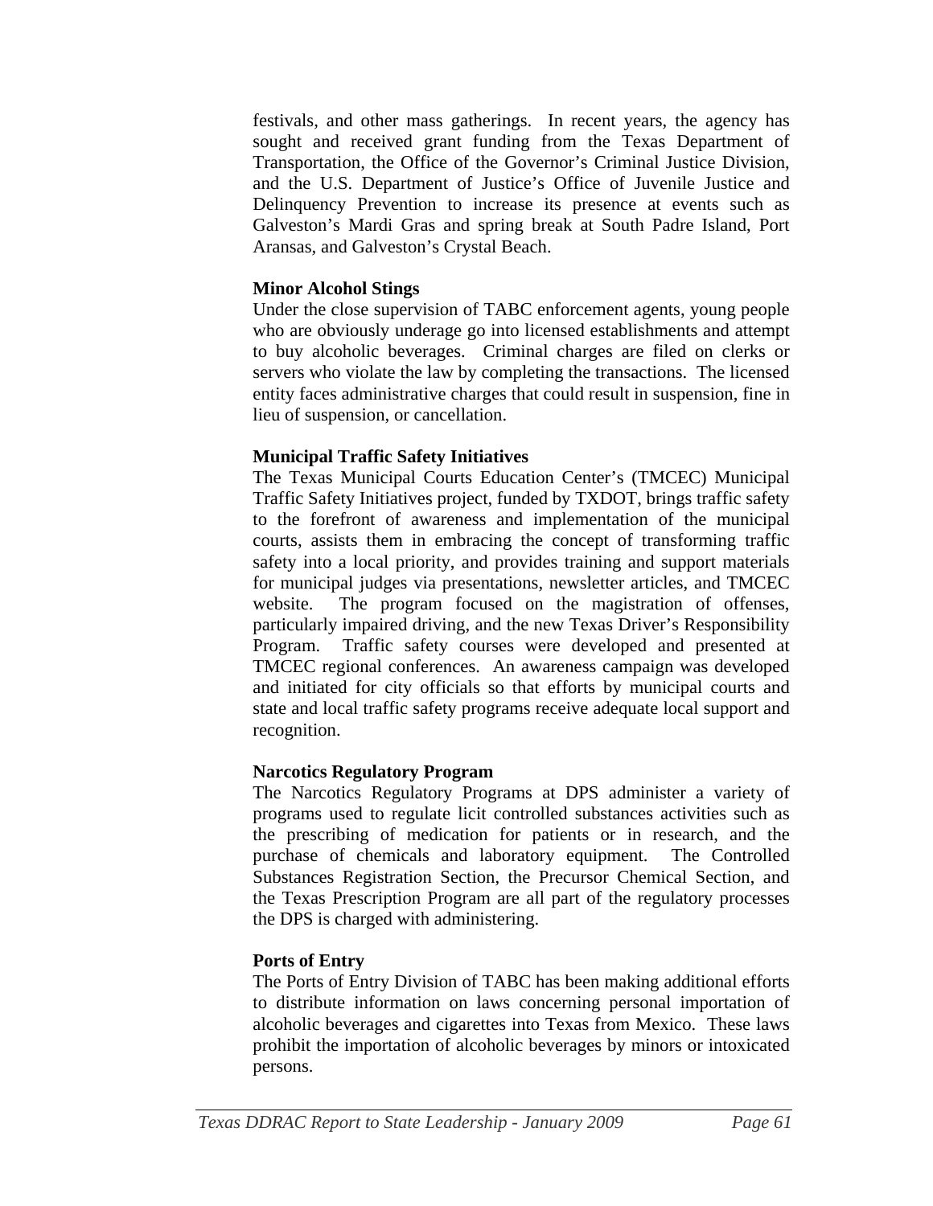festivals, and other mass gatherings. In recent years, the agency has sought and received grant funding from the Texas Department of Transportation, the Office of the Governor's Criminal Justice Division, and the U.S. Department of Justice's Office of Juvenile Justice and Delinquency Prevention to increase its presence at events such as Galveston's Mardi Gras and spring break at South Padre Island, Port Aransas, and Galveston's Crystal Beach.

**Minor Alcohol Stings**

Under the close supervision of TABC enforcement agents, young people who are obviously underage go into licensed establishments and attempt to buy alcoholic beverages. Criminal charges are filed on clerks or servers who violate the law by completing the transactions. The licensed entity faces administrative charges that could result in suspension, fine in lieu of suspension, or cancellation.

**Municipal Traffic Safety Initiatives**

The Texas Municipal Courts Education Center's (TMCEC) Municipal Traffic Safety Initiatives project, funded by TXDOT, brings traffic safety to the forefront of awareness and implementation of the municipal courts, assists them in embracing the concept of transforming traffic safety into a local priority, and provides training and support materials for municipal judges via presentations, newsletter articles, and TMCEC website. The program focused on the magistration of offenses, particularly impaired driving, and the new Texas Driver's Responsibility Program. Traffic safety courses were developed and presented at TMCEC regional conferences. An awareness campaign was developed and initiated for city officials so that efforts by municipal courts and state and local traffic safety programs receive adequate local support and recognition.

**Narcotics Regulatory Program**

The Narcotics Regulatory Programs at DPS administer a variety of programs used to regulate licit controlled substances activities such as the prescribing of medication for patients or in research, and the purchase of chemicals and laboratory equipment. The Controlled Substances Registration Section, the Precursor Chemical Section, and the Texas Prescription Program are all part of the regulatory processes the DPS is charged with administering.

**Ports of Entry**

The Ports of Entry Division of TABC has been making additional efforts to distribute information on laws concerning personal importation of alcoholic beverages and cigarettes into Texas from Mexico. These laws prohibit the importation of alcoholic beverages by minors or intoxicated persons.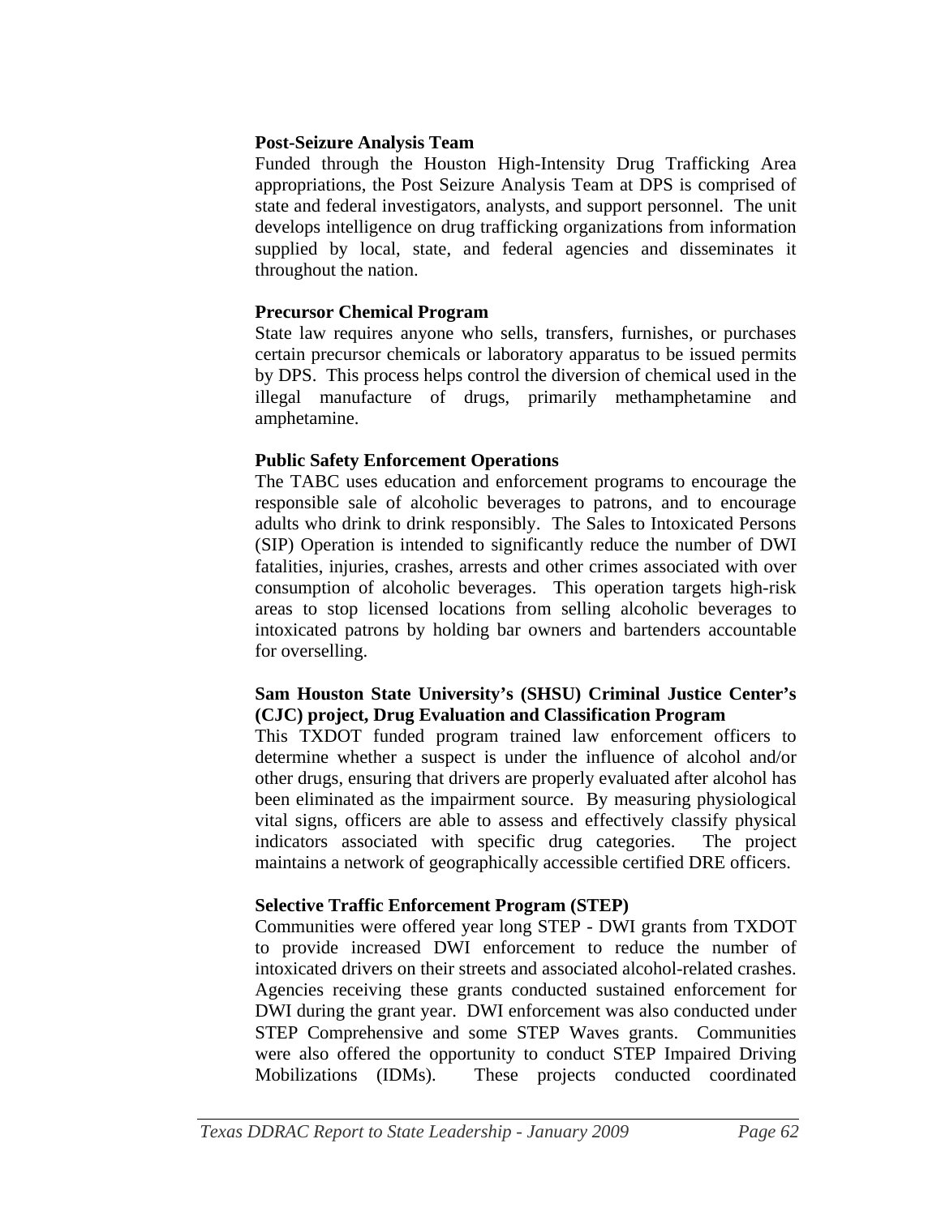**Post-Seizure Analysis Team**

Funded through the Houston High-Intensity Drug Trafficking Area appropriations, the Post Seizure Analysis Team at DPS is comprised of state and federal investigators, analysts, and support personnel. The unit develops intelligence on drug trafficking organizations from information supplied by local, state, and federal agencies and disseminates it throughout the nation.

**Precursor Chemical Program**

State law requires anyone who sells, transfers, furnishes, or purchases certain precursor chemicals or laboratory apparatus to be issued permits by DPS. This process helps control the diversion of chemical used in the illegal manufacture of drugs, primarily methamphetamine and amphetamine.

**Public Safety Enforcement Operations**

The TABC uses education and enforcement programs to encourage the responsible sale of alcoholic beverages to patrons, and to encourage adults who drink to drink responsibly. The Sales to Intoxicated Persons (SIP) Operation is intended to significantly reduce the number of DWI fatalities, injuries, crashes, arrests and other crimes associated with over consumption of alcoholic beverages. This operation targets high-risk areas to stop licensed locations from selling alcoholic beverages to intoxicated patrons by holding bar owners and bartenders accountable for overselling.

**Sam Houston State University's (SHSU) Criminal Justice Center's (CJC) project, Drug Evaluation and Classification Program**

This TXDOT funded program trained law enforcement officers to determine whether a suspect is under the influence of alcohol and/or other drugs, ensuring that drivers are properly evaluated after alcohol has been eliminated as the impairment source. By measuring physiological vital signs, officers are able to assess and effectively classify physical indicators associated with specific drug categories. The project maintains a network of geographically accessible certified DRE officers.

**Selective Traffic Enforcement Program (STEP)**

Communities were offered year long STEP - DWI grants from TXDOT to provide increased DWI enforcement to reduce the number of intoxicated drivers on their streets and associated alcohol-related crashes. Agencies receiving these grants conducted sustained enforcement for DWI during the grant year. DWI enforcement was also conducted under STEP Comprehensive and some STEP Waves grants. Communities were also offered the opportunity to conduct STEP Impaired Driving Mobilizations (IDMs). These projects conducted coordinated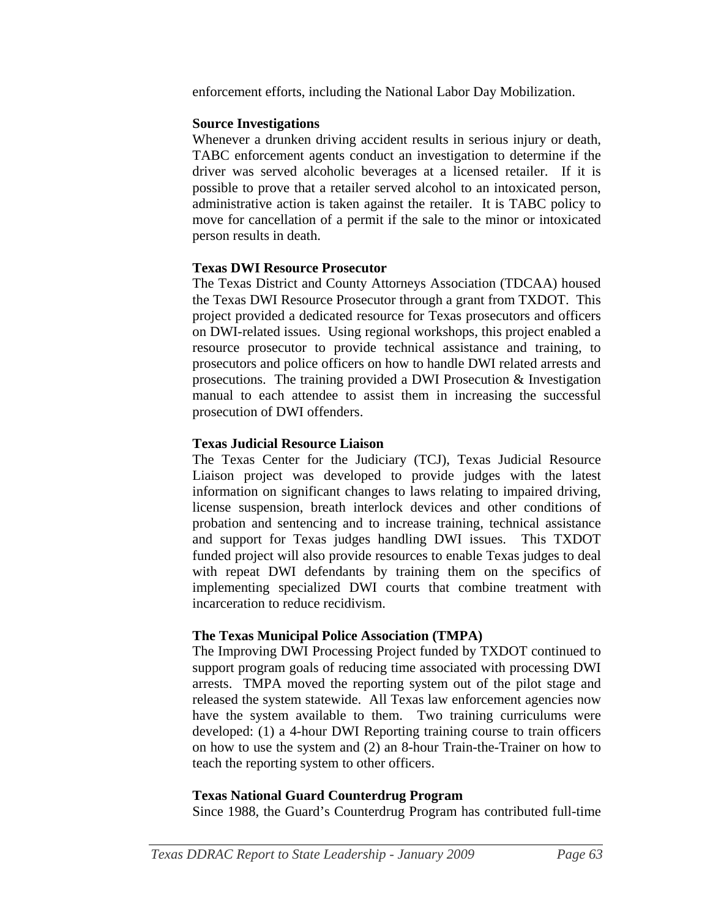enforcement efforts, including the National Labor Day Mobilization.

**Source Investigations**

Whenever a drunken driving accident results in serious injury or death, TABC enforcement agents conduct an investigation to determine if the driver was served alcoholic beverages at a licensed retailer. If it is possible to prove that a retailer served alcohol to an intoxicated person, administrative action is taken against the retailer. It is TABC policy to move for cancellation of a permit if the sale to the minor or intoxicated person results in death.

**Texas DWI Resource Prosecutor**

The Texas District and County Attorneys Association (TDCAA) housed the Texas DWI Resource Prosecutor through a grant from TXDOT. This project provided a dedicated resource for Texas prosecutors and officers on DWI-related issues. Using regional workshops, this project enabled a resource prosecutor to provide technical assistance and training, to prosecutors and police officers on how to handle DWI related arrests and prosecutions. The training provided a DWI Prosecution & Investigation manual to each attendee to assist them in increasing the successful prosecution of DWI offenders.

**Texas Judicial Resource Liaison**

The Texas Center for the Judiciary (TCJ), Texas Judicial Resource Liaison project was developed to provide judges with the latest information on significant changes to laws relating to impaired driving, license suspension, breath interlock devices and other conditions of probation and sentencing and to increase training, technical assistance and support for Texas judges handling DWI issues. This TXDOT funded project will also provide resources to enable Texas judges to deal with repeat DWI defendants by training them on the specifics of implementing specialized DWI courts that combine treatment with incarceration to reduce recidivism.

**The Texas Municipal Police Association (TMPA)**

The Improving DWI Processing Project funded by TXDOT continued to support program goals of reducing time associated with processing DWI arrests. TMPA moved the reporting system out of the pilot stage and released the system statewide. All Texas law enforcement agencies now have the system available to them. Two training curriculums were developed: (1) a 4-hour DWI Reporting training course to train officers on how to use the system and (2) an 8-hour Train-the-Trainer on how to teach the reporting system to other officers.

**Texas National Guard Counterdrug Program**

Since 1988, the Guard's Counterdrug Program has contributed full-time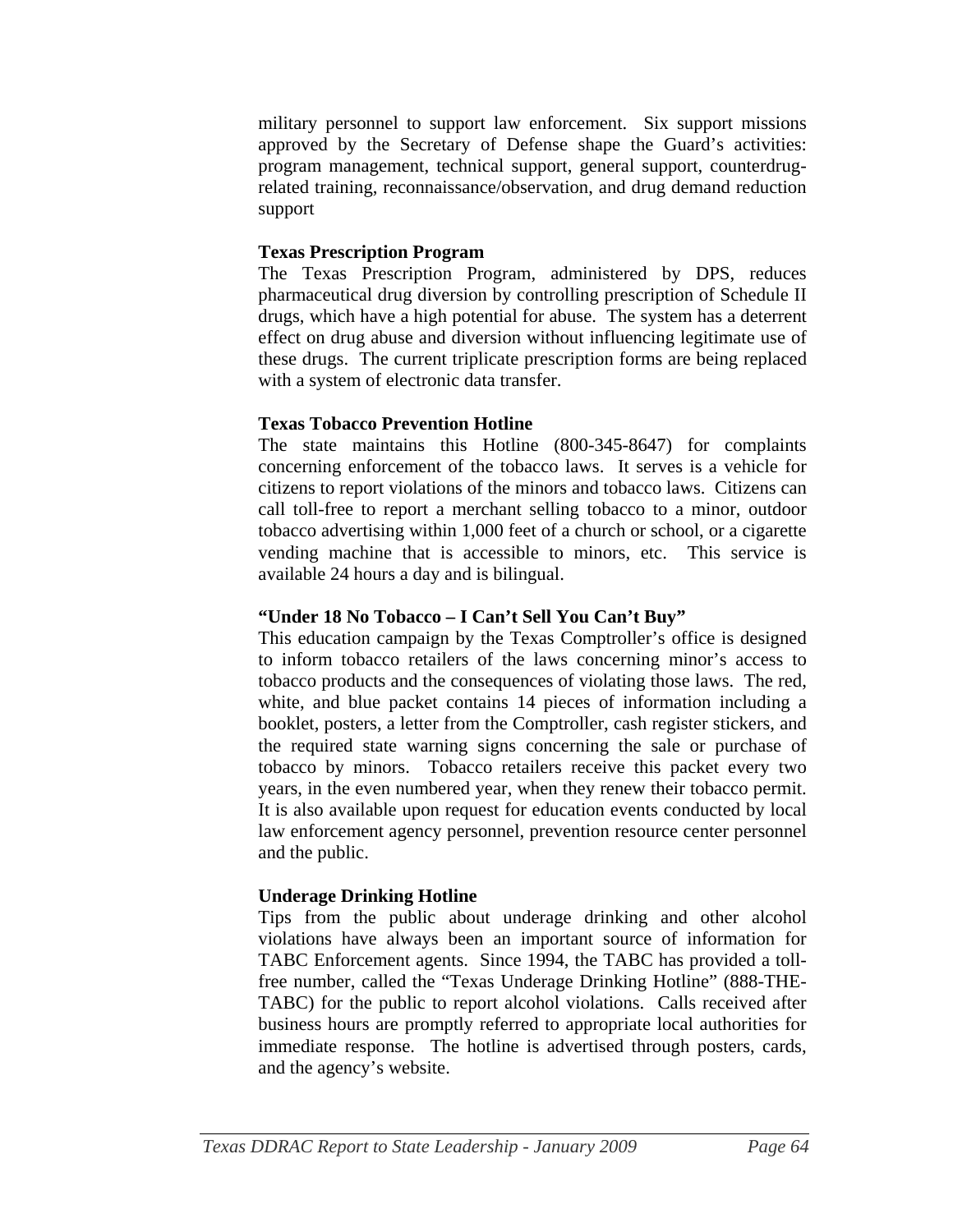military personnel to support law enforcement. Six support missions approved by the Secretary of Defense shape the Guard's activities: program management, technical support, general support, counterdrug-related training, reconnaissance/observation, and drug demand reduction support

**Texas Prescription Program**

The Texas Prescription Program, administered by DPS, reduces pharmaceutical drug diversion by controlling prescription of Schedule II drugs, which have a high potential for abuse. The system has a deterrent effect on drug abuse and diversion without influencing legitimate use of these drugs. The current triplicate prescription forms are being replaced with a system of electronic data transfer.

**Texas Tobacco Prevention Hotline**

The state maintains this Hotline (800-345-8647) for complaints concerning enforcement of the tobacco laws. It serves is a vehicle for citizens to report violations of the minors and tobacco laws. Citizens can call toll-free to report a merchant selling tobacco to a minor, outdoor tobacco advertising within 1,000 feet of a church or school, or a cigarette vending machine that is accessible to minors, etc. This service is available 24 hours a day and is bilingual.

**"Under 18 No Tobacco – I Can't Sell You Can't Buy"**

This education campaign by the Texas Comptroller's office is designed to inform tobacco retailers of the laws concerning minor's access to tobacco products and the consequences of violating those laws. The red, white, and blue packet contains 14 pieces of information including a booklet, posters, a letter from the Comptroller, cash register stickers, and the required state warning signs concerning the sale or purchase of tobacco by minors. Tobacco retailers receive this packet every two years, in the even numbered year, when they renew their tobacco permit. It is also available upon request for education events conducted by local law enforcement agency personnel, prevention resource center personnel and the public.

**Underage Drinking Hotline**

Tips from the public about underage drinking and other alcohol violations have always been an important source of information for TABC Enforcement agents. Since 1994, the TABC has provided a toll-free number, called the "Texas Underage Drinking Hotline" (888-THE-TABC) for the public to report alcohol violations. Calls received after business hours are promptly referred to appropriate local authorities for immediate response. The hotline is advertised through posters, cards, and the agency's website.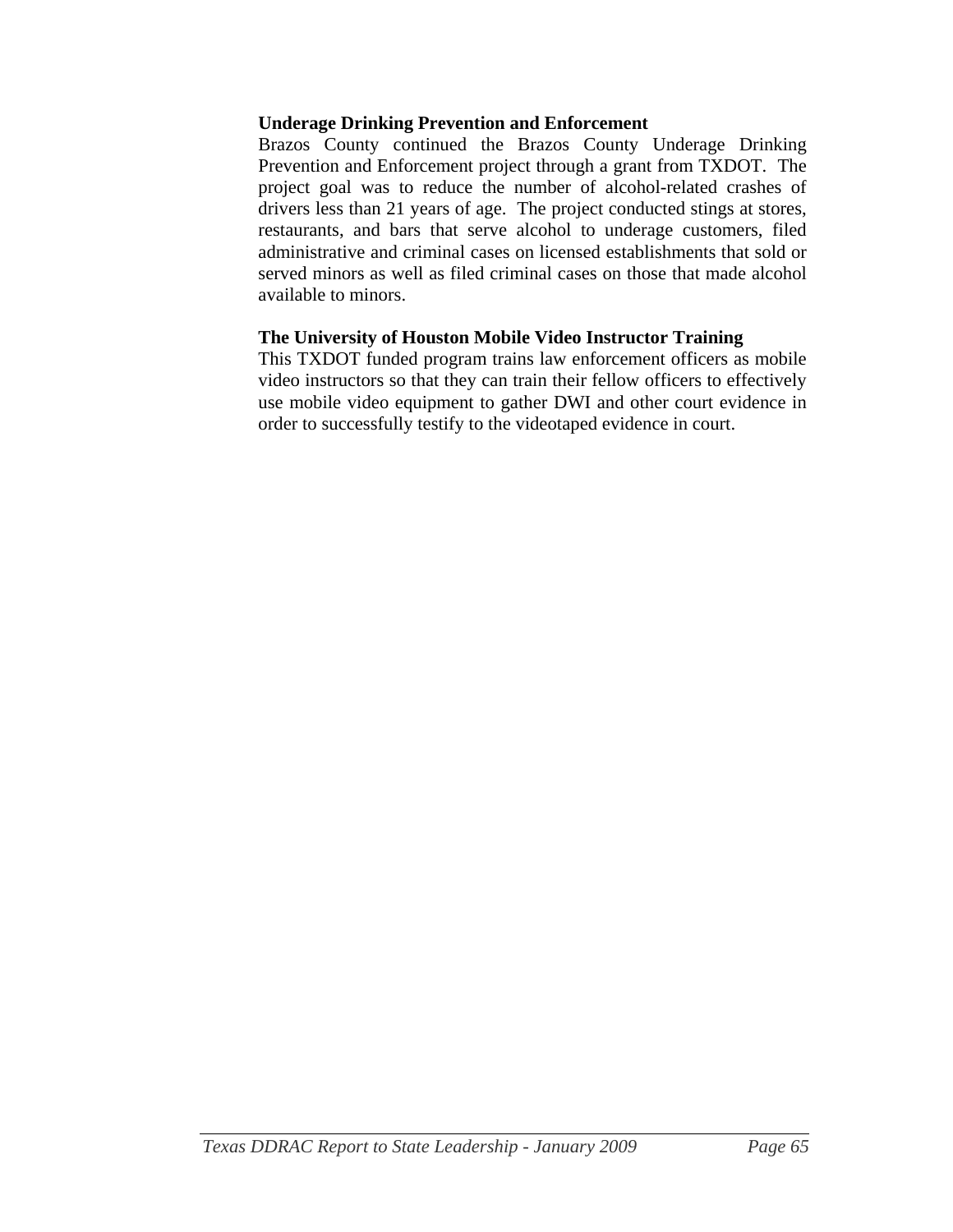**Underage Drinking Prevention and Enforcement**

Brazos County continued the Brazos County Underage Drinking Prevention and Enforcement project through a grant from TXDOT. The project goal was to reduce the number of alcohol-related crashes of drivers less than 21 years of age. The project conducted stings at stores, restaurants, and bars that serve alcohol to underage customers, filed administrative and criminal cases on licensed establishments that sold or served minors as well as filed criminal cases on those that made alcohol available to minors.

**The University of Houston Mobile Video Instructor Training**

This TXDOT funded program trains law enforcement officers as mobile video instructors so that they can train their fellow officers to effectively use mobile video equipment to gather DWI and other court evidence in order to successfully testify to the videotaped evidence in court.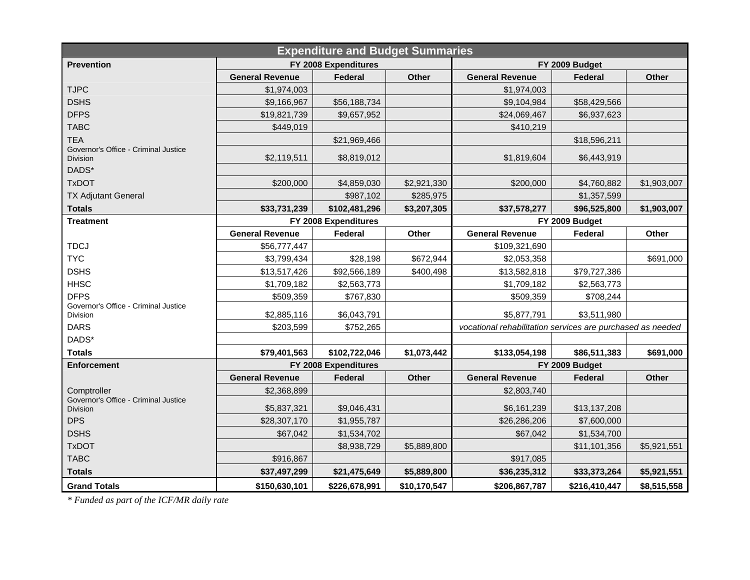| Expenditure and Budget Summaries | | | | | | |
|---|---|---|---|---|---|---|
| **Prevention** | FY 2008 Expenditures | | | FY 2009 Budget | | |
| | **General Revenue** | **Federal** | **Other** | **General Revenue** | **Federal** | **Other** |
| TJPC | $1,974,003 | | | $1,974,003 | | |
| DSHS | $9,166,967 | $56,188,734 | | $9,104,984 | $58,429,566 | |
| DFPS | $19,821,739 | $9,657,952 | | $24,069,467 | $6,937,623 | |
| TABC | $449,019 | | | $410,219 | | |
| TEA | | $21,969,466 | | | $18,596,211 | |
| Governor's Office - Criminal Justice Division | $2,119,511 | $8,819,012 | | $1,819,604 | $6,443,919 | |
| DADS* | | | | | | |
| TxDOT | $200,000 | $4,859,030 | $2,921,330 | $200,000 | $4,760,882 | $1,903,007 |
| TX Adjutant General | | $987,102 | $285,975 | | $1,357,599 | |
| **Totals** | **$33,731,239** | **$102,481,296** | **$3,207,305** | **$37,578,277** | **$96,525,800** | **$1,903,007** |
| **Treatment** | FY 2008 Expenditures | | | FY 2009 Budget | | |
| | **General Revenue** | **Federal** | **Other** | **General Revenue** | **Federal** | **Other** |
| TDCJ | $56,777,447 | | | $109,321,690 | | |
| TYC | $3,799,434 | $28,198 | $672,944 | $2,053,358 | | $691,000 |
| DSHS | $13,517,426 | $92,566,189 | $400,498 | $13,582,818 | $79,727,386 | |
| HHSC | $1,709,182 | $2,563,773 | | $1,709,182 | $2,563,773 | |
| DFPS | $509,359 | $767,830 | | $509,359 | $708,244 | |
| Governor's Office - Criminal Justice Division | $2,885,116 | $6,043,791 | | $5,877,791 | $3,511,980 | |
| DARS | $203,599 | $752,265 | | *vocational rehabilitation services are purchased as needed* | | |
| DADS* | | | | | | |
| **Totals** | **$79,401,563** | **$102,722,046** | **$1,073,442** | **$133,054,198** | **$86,511,383** | **$691,000** |
| **Enforcement** | FY 2008 Expenditures | | | FY 2009 Budget | | |
| | **General Revenue** | **Federal** | **Other** | **General Revenue** | **Federal** | **Other** |
| Comptroller | $2,368,899 | | | $2,803,740 | | |
| Governor's Office - Criminal Justice Division | $5,837,321 | $9,046,431 | | $6,161,239 | $13,137,208 | |
| DPS | $28,307,170 | $1,955,787 | | $26,286,206 | $7,600,000 | |
| DSHS | $67,042 | $1,534,702 | | $67,042 | $1,534,700 | |
| TxDOT | | $8,938,729 | $5,889,800 | | $11,101,356 | $5,921,551 |
| TABC | $916,867 | | | $917,085 | | |
| **Totals** | **$37,497,299** | **$21,475,649** | **$5,889,800** | **$36,235,312** | **$33,373,264** | **$5,921,551** |
| **Grand Totals** | **$150,630,101** | **$226,678,991** | **$10,170,547** | **$206,867,787** | **$216,410,447** | **$8,515,558** |

*\* Funded as part of the ICF/MR daily rate*